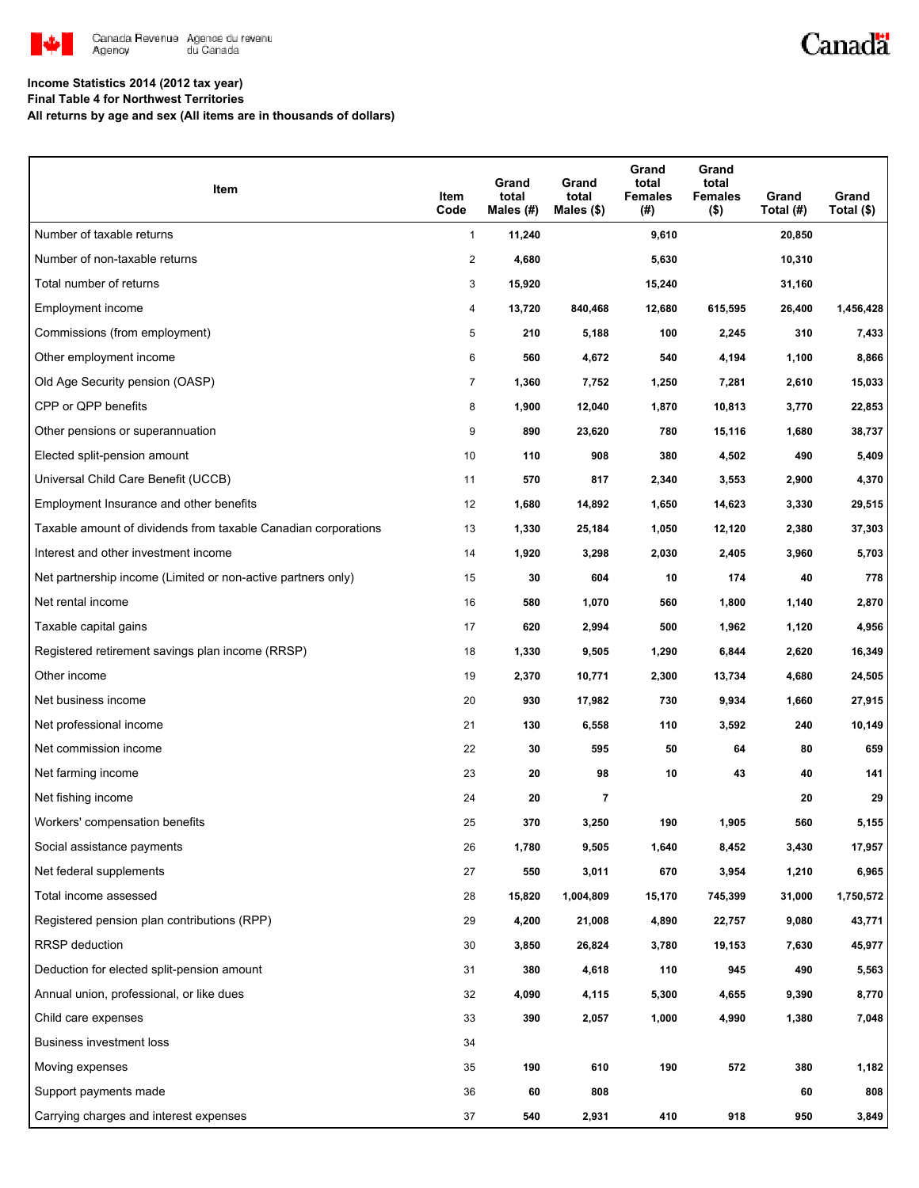Canada Revenue Agency / Agence du revenu du Canada

Canada

**Income Statistics 2014 (2012 tax year)**
**Final Table 4 for Northwest Territories**
**All returns by age and sex (All items are in thousands of dollars)**

| Item | Item Code | Grand total Males (#) | Grand total Males ($) | Grand total Females (#) | Grand total Females ($) | Grand Total (#) | Grand Total ($) |
|---|---|---|---|---|---|---|---|
| Number of taxable returns | 1 | 11,240 | | 9,610 | | 20,850 | |
| Number of non-taxable returns | 2 | 4,680 | | 5,630 | | 10,310 | |
| Total number of returns | 3 | 15,920 | | 15,240 | | 31,160 | |
| Employment income | 4 | 13,720 | 840,468 | 12,680 | 615,595 | 26,400 | 1,456,428 |
| Commissions (from employment) | 5 | 210 | 5,188 | 100 | 2,245 | 310 | 7,433 |
| Other employment income | 6 | 560 | 4,672 | 540 | 4,194 | 1,100 | 8,866 |
| Old Age Security pension (OASP) | 7 | 1,360 | 7,752 | 1,250 | 7,281 | 2,610 | 15,033 |
| CPP or QPP benefits | 8 | 1,900 | 12,040 | 1,870 | 10,813 | 3,770 | 22,853 |
| Other pensions or superannuation | 9 | 890 | 23,620 | 780 | 15,116 | 1,680 | 38,737 |
| Elected split-pension amount | 10 | 110 | 908 | 380 | 4,502 | 490 | 5,409 |
| Universal Child Care Benefit (UCCB) | 11 | 570 | 817 | 2,340 | 3,553 | 2,900 | 4,370 |
| Employment Insurance and other benefits | 12 | 1,680 | 14,892 | 1,650 | 14,623 | 3,330 | 29,515 |
| Taxable amount of dividends from taxable Canadian corporations | 13 | 1,330 | 25,184 | 1,050 | 12,120 | 2,380 | 37,303 |
| Interest and other investment income | 14 | 1,920 | 3,298 | 2,030 | 2,405 | 3,960 | 5,703 |
| Net partnership income (Limited or non-active partners only) | 15 | 30 | 604 | 10 | 174 | 40 | 778 |
| Net rental income | 16 | 580 | 1,070 | 560 | 1,800 | 1,140 | 2,870 |
| Taxable capital gains | 17 | 620 | 2,994 | 500 | 1,962 | 1,120 | 4,956 |
| Registered retirement savings plan income (RRSP) | 18 | 1,330 | 9,505 | 1,290 | 6,844 | 2,620 | 16,349 |
| Other income | 19 | 2,370 | 10,771 | 2,300 | 13,734 | 4,680 | 24,505 |
| Net business income | 20 | 930 | 17,982 | 730 | 9,934 | 1,660 | 27,915 |
| Net professional income | 21 | 130 | 6,558 | 110 | 3,592 | 240 | 10,149 |
| Net commission income | 22 | 30 | 595 | 50 | 64 | 80 | 659 |
| Net farming income | 23 | 20 | 98 | 10 | 43 | 40 | 141 |
| Net fishing income | 24 | 20 | 7 | | | 20 | 29 |
| Workers' compensation benefits | 25 | 370 | 3,250 | 190 | 1,905 | 560 | 5,155 |
| Social assistance payments | 26 | 1,780 | 9,505 | 1,640 | 8,452 | 3,430 | 17,957 |
| Net federal supplements | 27 | 550 | 3,011 | 670 | 3,954 | 1,210 | 6,965 |
| Total income assessed | 28 | 15,820 | 1,004,809 | 15,170 | 745,399 | 31,000 | 1,750,572 |
| Registered pension plan contributions (RPP) | 29 | 4,200 | 21,008 | 4,890 | 22,757 | 9,080 | 43,771 |
| RRSP deduction | 30 | 3,850 | 26,824 | 3,780 | 19,153 | 7,630 | 45,977 |
| Deduction for elected split-pension amount | 31 | 380 | 4,618 | 110 | 945 | 490 | 5,563 |
| Annual union, professional, or like dues | 32 | 4,090 | 4,115 | 5,300 | 4,655 | 9,390 | 8,770 |
| Child care expenses | 33 | 390 | 2,057 | 1,000 | 4,990 | 1,380 | 7,048 |
| Business investment loss | 34 | | | | | | |
| Moving expenses | 35 | 190 | 610 | 190 | 572 | 380 | 1,182 |
| Support payments made | 36 | 60 | 808 | | | 60 | 808 |
| Carrying charges and interest expenses | 37 | 540 | 2,931 | 410 | 918 | 950 | 3,849 |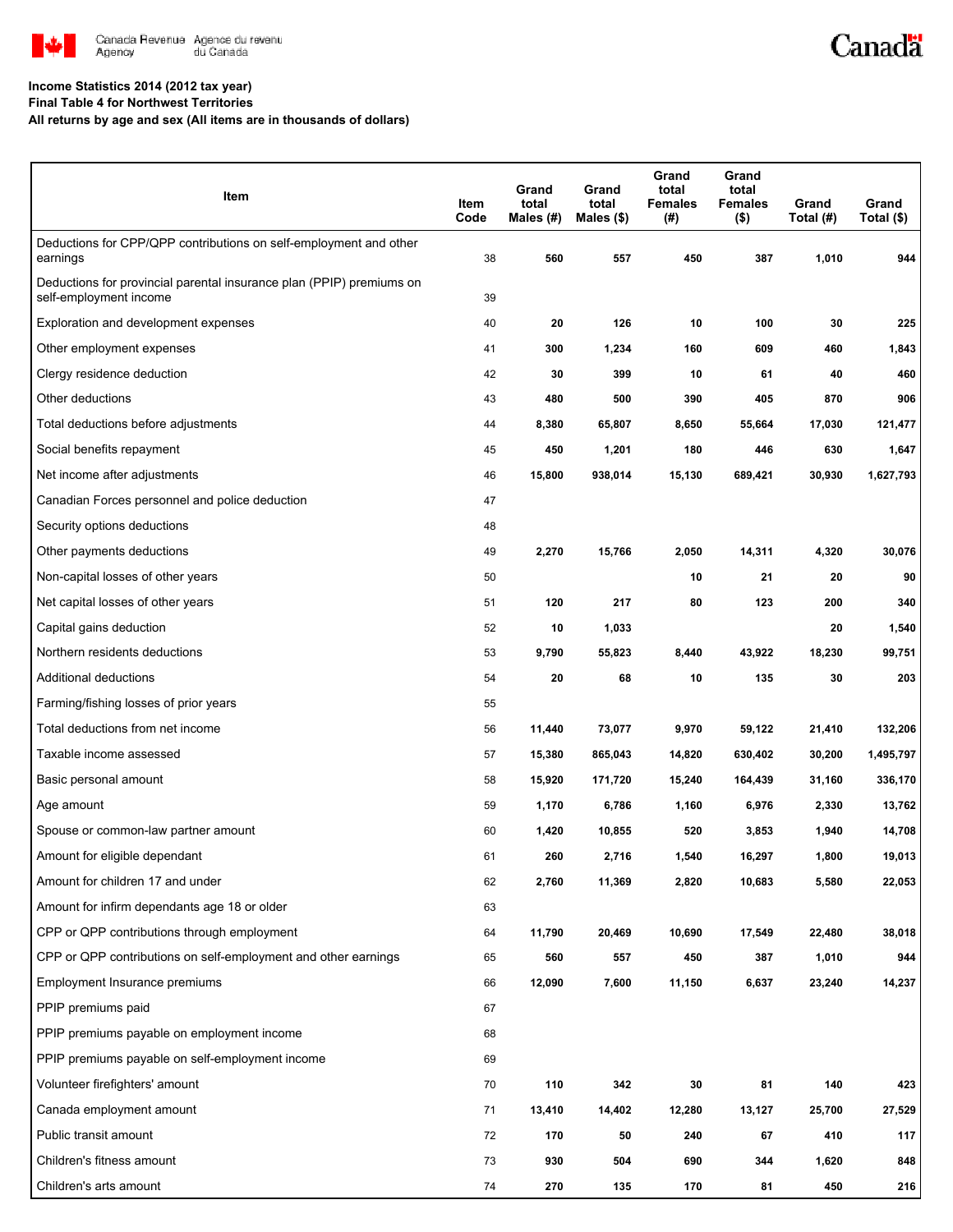**Income Statistics 2014 (2012 tax year)**
**Final Table 4 for Northwest Territories**
**All returns by age and sex (All items are in thousands of dollars)**

| Item | Item Code | Grand total Males (#) | Grand total Males ($) | Grand total Females (#) | Grand total Females ($) | Grand Total (#) | Grand Total ($) |
|---|---|---|---|---|---|---|---|
| Deductions for CPP/QPP contributions on self-employment and other earnings | 38 | 560 | 557 | 450 | 387 | 1,010 | 944 |
| Deductions for provincial parental insurance plan (PPIP) premiums on self-employment income | 39 | | | | | | |
| Exploration and development expenses | 40 | 20 | 126 | 10 | 100 | 30 | 225 |
| Other employment expenses | 41 | 300 | 1,234 | 160 | 609 | 460 | 1,843 |
| Clergy residence deduction | 42 | 30 | 399 | 10 | 61 | 40 | 460 |
| Other deductions | 43 | 480 | 500 | 390 | 405 | 870 | 906 |
| Total deductions before adjustments | 44 | 8,380 | 65,807 | 8,650 | 55,664 | 17,030 | 121,477 |
| Social benefits repayment | 45 | 450 | 1,201 | 180 | 446 | 630 | 1,647 |
| Net income after adjustments | 46 | 15,800 | 938,014 | 15,130 | 689,421 | 30,930 | 1,627,793 |
| Canadian Forces personnel and police deduction | 47 | | | | | | |
| Security options deductions | 48 | | | | | | |
| Other payments deductions | 49 | 2,270 | 15,766 | 2,050 | 14,311 | 4,320 | 30,076 |
| Non-capital losses of other years | 50 | | | 10 | 21 | 20 | 90 |
| Net capital losses of other years | 51 | 120 | 217 | 80 | 123 | 200 | 340 |
| Capital gains deduction | 52 | 10 | 1,033 | | | 20 | 1,540 |
| Northern residents deductions | 53 | 9,790 | 55,823 | 8,440 | 43,922 | 18,230 | 99,751 |
| Additional deductions | 54 | 20 | 68 | 10 | 135 | 30 | 203 |
| Farming/fishing losses of prior years | 55 | | | | | | |
| Total deductions from net income | 56 | 11,440 | 73,077 | 9,970 | 59,122 | 21,410 | 132,206 |
| Taxable income assessed | 57 | 15,380 | 865,043 | 14,820 | 630,402 | 30,200 | 1,495,797 |
| Basic personal amount | 58 | 15,920 | 171,720 | 15,240 | 164,439 | 31,160 | 336,170 |
| Age amount | 59 | 1,170 | 6,786 | 1,160 | 6,976 | 2,330 | 13,762 |
| Spouse or common-law partner amount | 60 | 1,420 | 10,855 | 520 | 3,853 | 1,940 | 14,708 |
| Amount for eligible dependant | 61 | 260 | 2,716 | 1,540 | 16,297 | 1,800 | 19,013 |
| Amount for children 17 and under | 62 | 2,760 | 11,369 | 2,820 | 10,683 | 5,580 | 22,053 |
| Amount for infirm dependants age 18 or older | 63 | | | | | | |
| CPP or QPP contributions through employment | 64 | 11,790 | 20,469 | 10,690 | 17,549 | 22,480 | 38,018 |
| CPP or QPP contributions on self-employment and other earnings | 65 | 560 | 557 | 450 | 387 | 1,010 | 944 |
| Employment Insurance premiums | 66 | 12,090 | 7,600 | 11,150 | 6,637 | 23,240 | 14,237 |
| PPIP premiums paid | 67 | | | | | | |
| PPIP premiums payable on employment income | 68 | | | | | | |
| PPIP premiums payable on self-employment income | 69 | | | | | | |
| Volunteer firefighters' amount | 70 | 110 | 342 | 30 | 81 | 140 | 423 |
| Canada employment amount | 71 | 13,410 | 14,402 | 12,280 | 13,127 | 25,700 | 27,529 |
| Public transit amount | 72 | 170 | 50 | 240 | 67 | 410 | 117 |
| Children's fitness amount | 73 | 930 | 504 | 690 | 344 | 1,620 | 848 |
| Children's arts amount | 74 | 270 | 135 | 170 | 81 | 450 | 216 |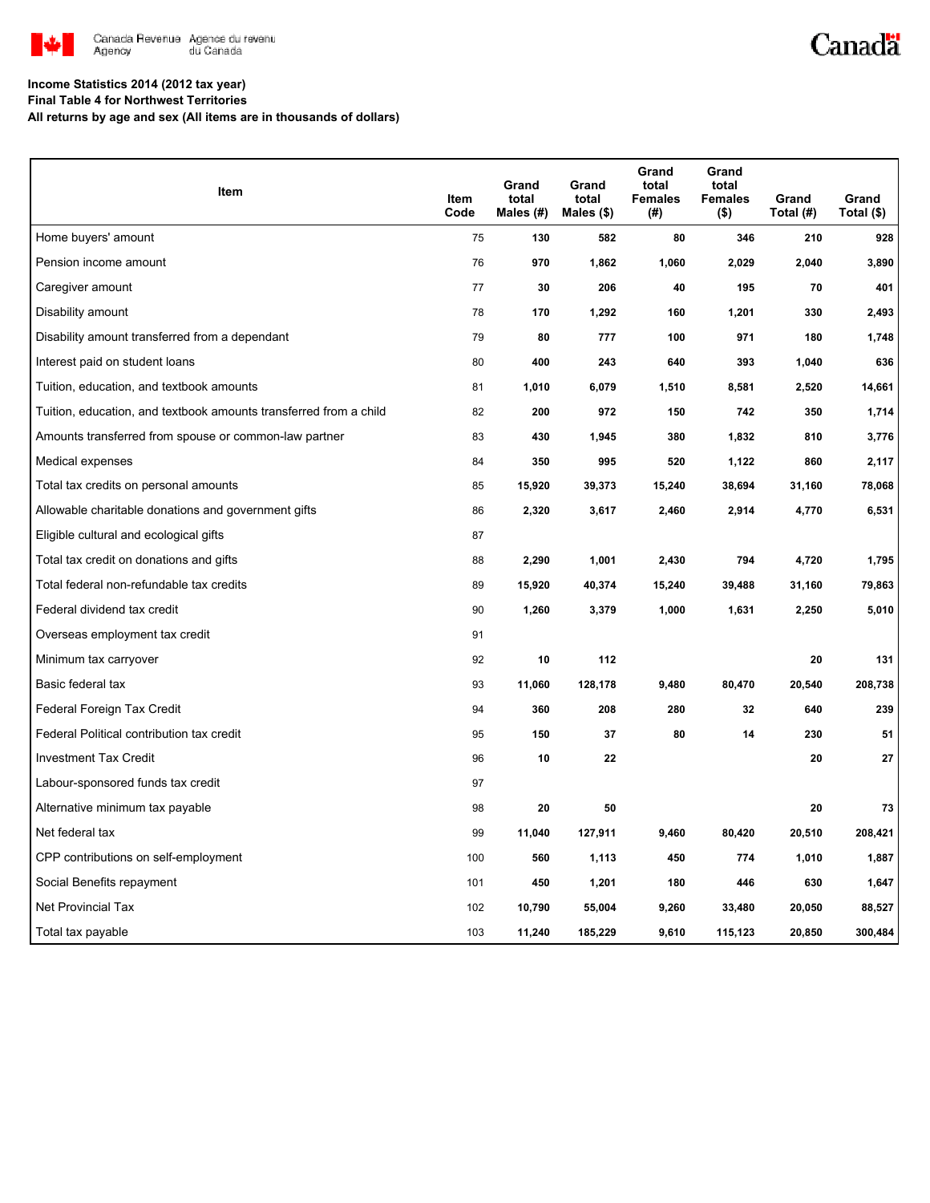**Income Statistics 2014 (2012 tax year)**
**Final Table 4 for Northwest Territories**
**All returns by age and sex (All items are in thousands of dollars)**

| Item | Item Code | Grand total Males (#) | Grand total Males ($) | Grand total Females (#) | Grand total Females ($) | Grand Total (#) | Grand Total ($) |
|---|---|---|---|---|---|---|---|
| Home buyers' amount | 75 | 130 | 582 | 80 | 346 | 210 | 928 |
| Pension income amount | 76 | 970 | 1,862 | 1,060 | 2,029 | 2,040 | 3,890 |
| Caregiver amount | 77 | 30 | 206 | 40 | 195 | 70 | 401 |
| Disability amount | 78 | 170 | 1,292 | 160 | 1,201 | 330 | 2,493 |
| Disability amount transferred from a dependant | 79 | 80 | 777 | 100 | 971 | 180 | 1,748 |
| Interest paid on student loans | 80 | 400 | 243 | 640 | 393 | 1,040 | 636 |
| Tuition, education, and textbook amounts | 81 | 1,010 | 6,079 | 1,510 | 8,581 | 2,520 | 14,661 |
| Tuition, education, and textbook amounts transferred from a child | 82 | 200 | 972 | 150 | 742 | 350 | 1,714 |
| Amounts transferred from spouse or common-law partner | 83 | 430 | 1,945 | 380 | 1,832 | 810 | 3,776 |
| Medical expenses | 84 | 350 | 995 | 520 | 1,122 | 860 | 2,117 |
| Total tax credits on personal amounts | 85 | 15,920 | 39,373 | 15,240 | 38,694 | 31,160 | 78,068 |
| Allowable charitable donations and government gifts | 86 | 2,320 | 3,617 | 2,460 | 2,914 | 4,770 | 6,531 |
| Eligible cultural and ecological gifts | 87 | | | | | | |
| Total tax credit on donations and gifts | 88 | 2,290 | 1,001 | 2,430 | 794 | 4,720 | 1,795 |
| Total federal non-refundable tax credits | 89 | 15,920 | 40,374 | 15,240 | 39,488 | 31,160 | 79,863 |
| Federal dividend tax credit | 90 | 1,260 | 3,379 | 1,000 | 1,631 | 2,250 | 5,010 |
| Overseas employment tax credit | 91 | | | | | | |
| Minimum tax carryover | 92 | 10 | 112 | | | 20 | 131 |
| Basic federal tax | 93 | 11,060 | 128,178 | 9,480 | 80,470 | 20,540 | 208,738 |
| Federal Foreign Tax Credit | 94 | 360 | 208 | 280 | 32 | 640 | 239 |
| Federal Political contribution tax credit | 95 | 150 | 37 | 80 | 14 | 230 | 51 |
| Investment Tax Credit | 96 | 10 | 22 | | | 20 | 27 |
| Labour-sponsored funds tax credit | 97 | | | | | | |
| Alternative minimum tax payable | 98 | 20 | 50 | | | 20 | 73 |
| Net federal tax | 99 | 11,040 | 127,911 | 9,460 | 80,420 | 20,510 | 208,421 |
| CPP contributions on self-employment | 100 | 560 | 1,113 | 450 | 774 | 1,010 | 1,887 |
| Social Benefits repayment | 101 | 450 | 1,201 | 180 | 446 | 630 | 1,647 |
| Net Provincial Tax | 102 | 10,790 | 55,004 | 9,260 | 33,480 | 20,050 | 88,527 |
| Total tax payable | 103 | 11,240 | 185,229 | 9,610 | 115,123 | 20,850 | 300,484 |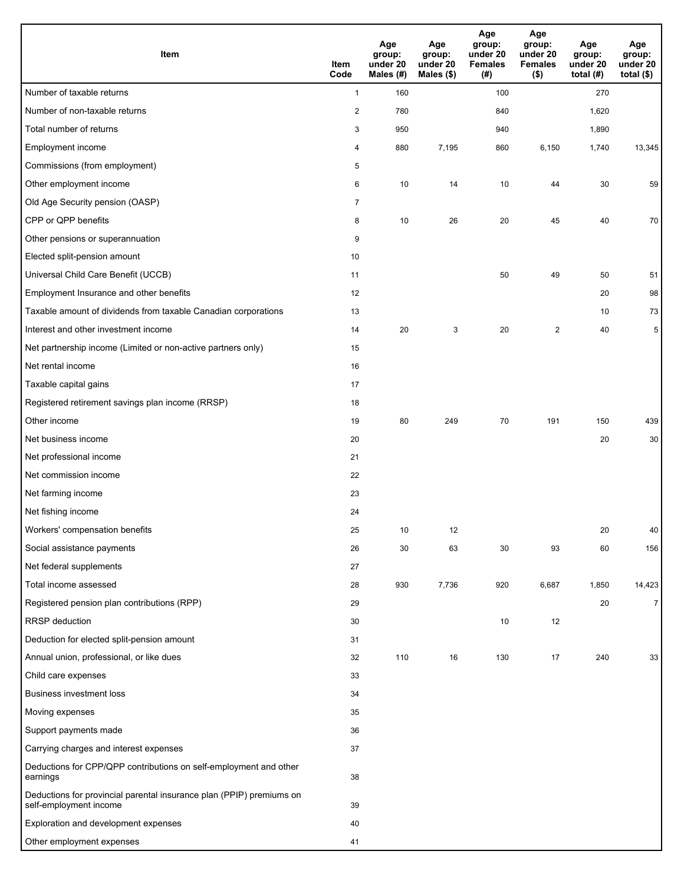| Item | Item Code | Age group: under 20 Males (#) | Age group: under 20 Males ($) | Age group: under 20 Females (#) | Age group: under 20 Females ($) | Age group: under 20 total (#) | Age group: under 20 total ($) |
|---|---|---|---|---|---|---|---|
| Number of taxable returns | 1 | 160 | | 100 | | 270 | |
| Number of non-taxable returns | 2 | 780 | | 840 | | 1,620 | |
| Total number of returns | 3 | 950 | | 940 | | 1,890 | |
| Employment income | 4 | 880 | 7,195 | 860 | 6,150 | 1,740 | 13,345 |
| Commissions (from employment) | 5 | | | | | | |
| Other employment income | 6 | 10 | 14 | 10 | 44 | 30 | 59 |
| Old Age Security pension (OASP) | 7 | | | | | | |
| CPP or QPP benefits | 8 | 10 | 26 | 20 | 45 | 40 | 70 |
| Other pensions or superannuation | 9 | | | | | | |
| Elected split-pension amount | 10 | | | | | | |
| Universal Child Care Benefit (UCCB) | 11 | | | 50 | 49 | 50 | 51 |
| Employment Insurance and other benefits | 12 | | | | | 20 | 98 |
| Taxable amount of dividends from taxable Canadian corporations | 13 | | | | | 10 | 73 |
| Interest and other investment income | 14 | 20 | 3 | 20 | 2 | 40 | 5 |
| Net partnership income (Limited or non-active partners only) | 15 | | | | | | |
| Net rental income | 16 | | | | | | |
| Taxable capital gains | 17 | | | | | | |
| Registered retirement savings plan income (RRSP) | 18 | | | | | | |
| Other income | 19 | 80 | 249 | 70 | 191 | 150 | 439 |
| Net business income | 20 | | | | | 20 | 30 |
| Net professional income | 21 | | | | | | |
| Net commission income | 22 | | | | | | |
| Net farming income | 23 | | | | | | |
| Net fishing income | 24 | | | | | | |
| Workers' compensation benefits | 25 | 10 | 12 | | | 20 | 40 |
| Social assistance payments | 26 | 30 | 63 | 30 | 93 | 60 | 156 |
| Net federal supplements | 27 | | | | | | |
| Total income assessed | 28 | 930 | 7,736 | 920 | 6,687 | 1,850 | 14,423 |
| Registered pension plan contributions (RPP) | 29 | | | | | 20 | 7 |
| RRSP deduction | 30 | | | 10 | 12 | | |
| Deduction for elected split-pension amount | 31 | | | | | | |
| Annual union, professional, or like dues | 32 | 110 | 16 | 130 | 17 | 240 | 33 |
| Child care expenses | 33 | | | | | | |
| Business investment loss | 34 | | | | | | |
| Moving expenses | 35 | | | | | | |
| Support payments made | 36 | | | | | | |
| Carrying charges and interest expenses | 37 | | | | | | |
| Deductions for CPP/QPP contributions on self-employment and other earnings | 38 | | | | | | |
| Deductions for provincial parental insurance plan (PPIP) premiums on self-employment income | 39 | | | | | | |
| Exploration and development expenses | 40 | | | | | | |
| Other employment expenses | 41 | | | | | | |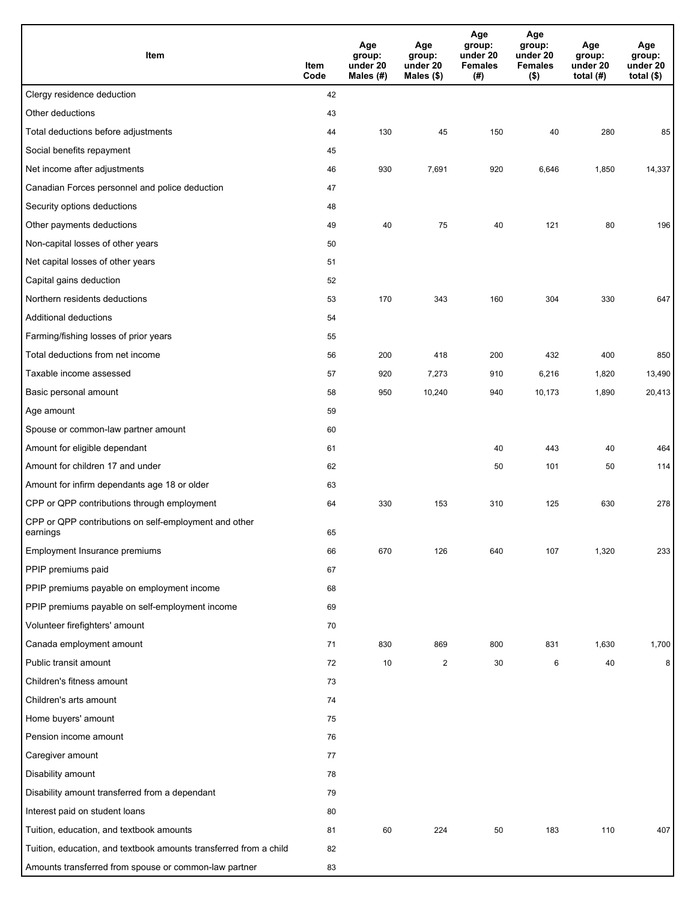| Item | Item Code | Age group: under 20 Males (#) | Age group: under 20 Males ($) | Age group: under 20 Females (#) | Age group: under 20 Females ($) | Age group: under 20 total (#) | Age group: under 20 total ($) |
|---|---|---|---|---|---|---|---|
| Clergy residence deduction | 42 | | | | | | |
| Other deductions | 43 | | | | | | |
| Total deductions before adjustments | 44 | 130 | 45 | 150 | 40 | 280 | 85 |
| Social benefits repayment | 45 | | | | | | |
| Net income after adjustments | 46 | 930 | 7,691 | 920 | 6,646 | 1,850 | 14,337 |
| Canadian Forces personnel and police deduction | 47 | | | | | | |
| Security options deductions | 48 | | | | | | |
| Other payments deductions | 49 | 40 | 75 | 40 | 121 | 80 | 196 |
| Non-capital losses of other years | 50 | | | | | | |
| Net capital losses of other years | 51 | | | | | | |
| Capital gains deduction | 52 | | | | | | |
| Northern residents deductions | 53 | 170 | 343 | 160 | 304 | 330 | 647 |
| Additional deductions | 54 | | | | | | |
| Farming/fishing losses of prior years | 55 | | | | | | |
| Total deductions from net income | 56 | 200 | 418 | 200 | 432 | 400 | 850 |
| Taxable income assessed | 57 | 920 | 7,273 | 910 | 6,216 | 1,820 | 13,490 |
| Basic personal amount | 58 | 950 | 10,240 | 940 | 10,173 | 1,890 | 20,413 |
| Age amount | 59 | | | | | | |
| Spouse or common-law partner amount | 60 | | | | | | |
| Amount for eligible dependant | 61 | | | 40 | 443 | 40 | 464 |
| Amount for children 17 and under | 62 | | | 50 | 101 | 50 | 114 |
| Amount for infirm dependants age 18 or older | 63 | | | | | | |
| CPP or QPP contributions through employment | 64 | 330 | 153 | 310 | 125 | 630 | 278 |
| CPP or QPP contributions on self-employment and other earnings | 65 | | | | | | |
| Employment Insurance premiums | 66 | 670 | 126 | 640 | 107 | 1,320 | 233 |
| PPIP premiums paid | 67 | | | | | | |
| PPIP premiums payable on employment income | 68 | | | | | | |
| PPIP premiums payable on self-employment income | 69 | | | | | | |
| Volunteer firefighters' amount | 70 | | | | | | |
| Canada employment amount | 71 | 830 | 869 | 800 | 831 | 1,630 | 1,700 |
| Public transit amount | 72 | 10 | 2 | 30 | 6 | 40 | 8 |
| Children's fitness amount | 73 | | | | | | |
| Children's arts amount | 74 | | | | | | |
| Home buyers' amount | 75 | | | | | | |
| Pension income amount | 76 | | | | | | |
| Caregiver amount | 77 | | | | | | |
| Disability amount | 78 | | | | | | |
| Disability amount transferred from a dependant | 79 | | | | | | |
| Interest paid on student loans | 80 | | | | | | |
| Tuition, education, and textbook amounts | 81 | 60 | 224 | 50 | 183 | 110 | 407 |
| Tuition, education, and textbook amounts transferred from a child | 82 | | | | | | |
| Amounts transferred from spouse or common-law partner | 83 | | | | | | |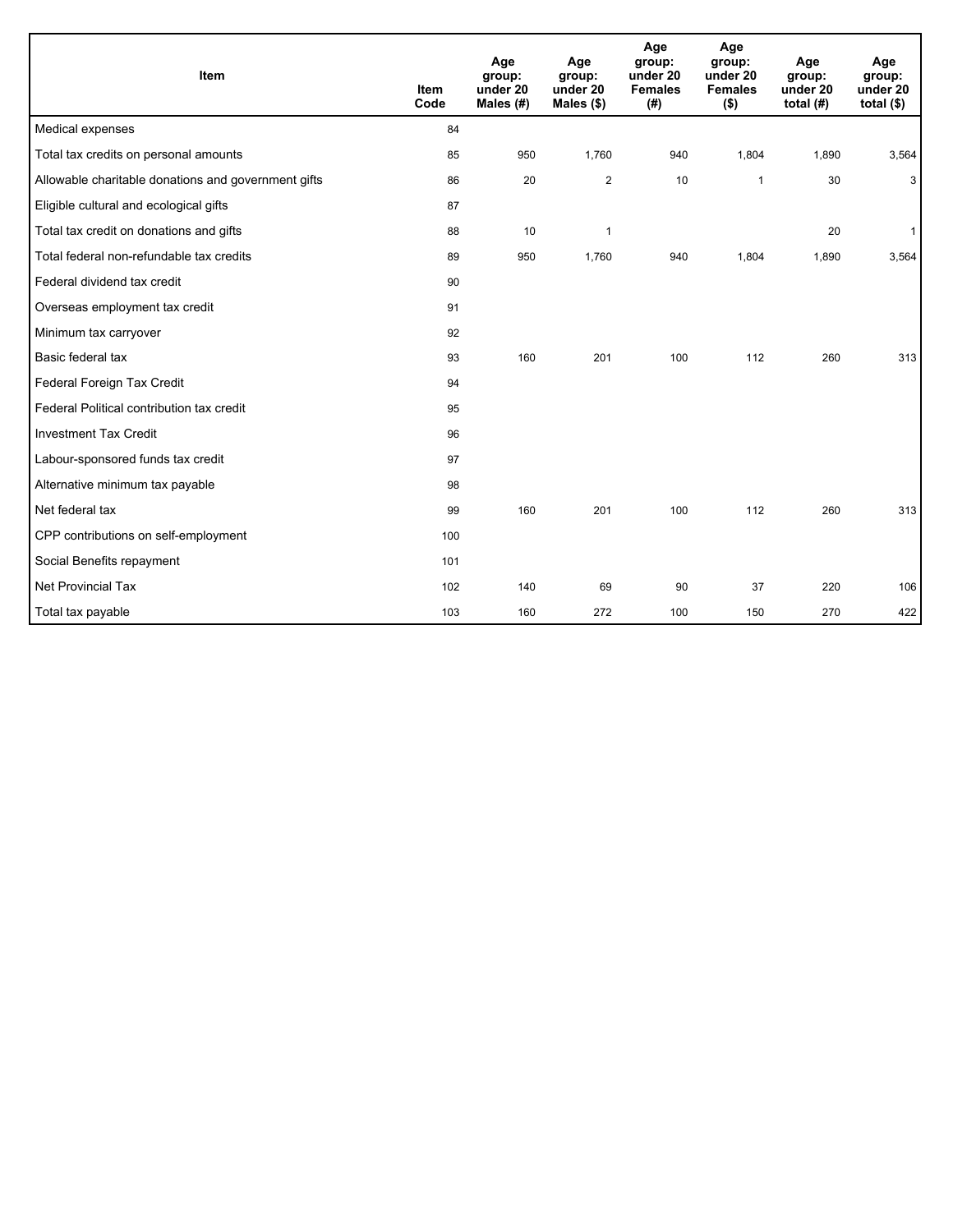| Item | Item Code | Age group: under 20 Males (#) | Age group: under 20 Males ($) | Age group: under 20 Females (#) | Age group: under 20 Females ($) | Age group: under 20 total (#) | Age group: under 20 total ($) |
|---|---|---|---|---|---|---|---|
| Medical expenses | 84 | | | | | | |
| Total tax credits on personal amounts | 85 | 950 | 1,760 | 940 | 1,804 | 1,890 | 3,564 |
| Allowable charitable donations and government gifts | 86 | 20 | 2 | 10 | 1 | 30 | 3 |
| Eligible cultural and ecological gifts | 87 | | | | | | |
| Total tax credit on donations and gifts | 88 | 10 | 1 | | | 20 | 1 |
| Total federal non-refundable tax credits | 89 | 950 | 1,760 | 940 | 1,804 | 1,890 | 3,564 |
| Federal dividend tax credit | 90 | | | | | | |
| Overseas employment tax credit | 91 | | | | | | |
| Minimum tax carryover | 92 | | | | | | |
| Basic federal tax | 93 | 160 | 201 | 100 | 112 | 260 | 313 |
| Federal Foreign Tax Credit | 94 | | | | | | |
| Federal Political contribution tax credit | 95 | | | | | | |
| Investment Tax Credit | 96 | | | | | | |
| Labour-sponsored funds tax credit | 97 | | | | | | |
| Alternative minimum tax payable | 98 | | | | | | |
| Net federal tax | 99 | 160 | 201 | 100 | 112 | 260 | 313 |
| CPP contributions on self-employment | 100 | | | | | | |
| Social Benefits repayment | 101 | | | | | | |
| Net Provincial Tax | 102 | 140 | 69 | 90 | 37 | 220 | 106 |
| Total tax payable | 103 | 160 | 272 | 100 | 150 | 270 | 422 |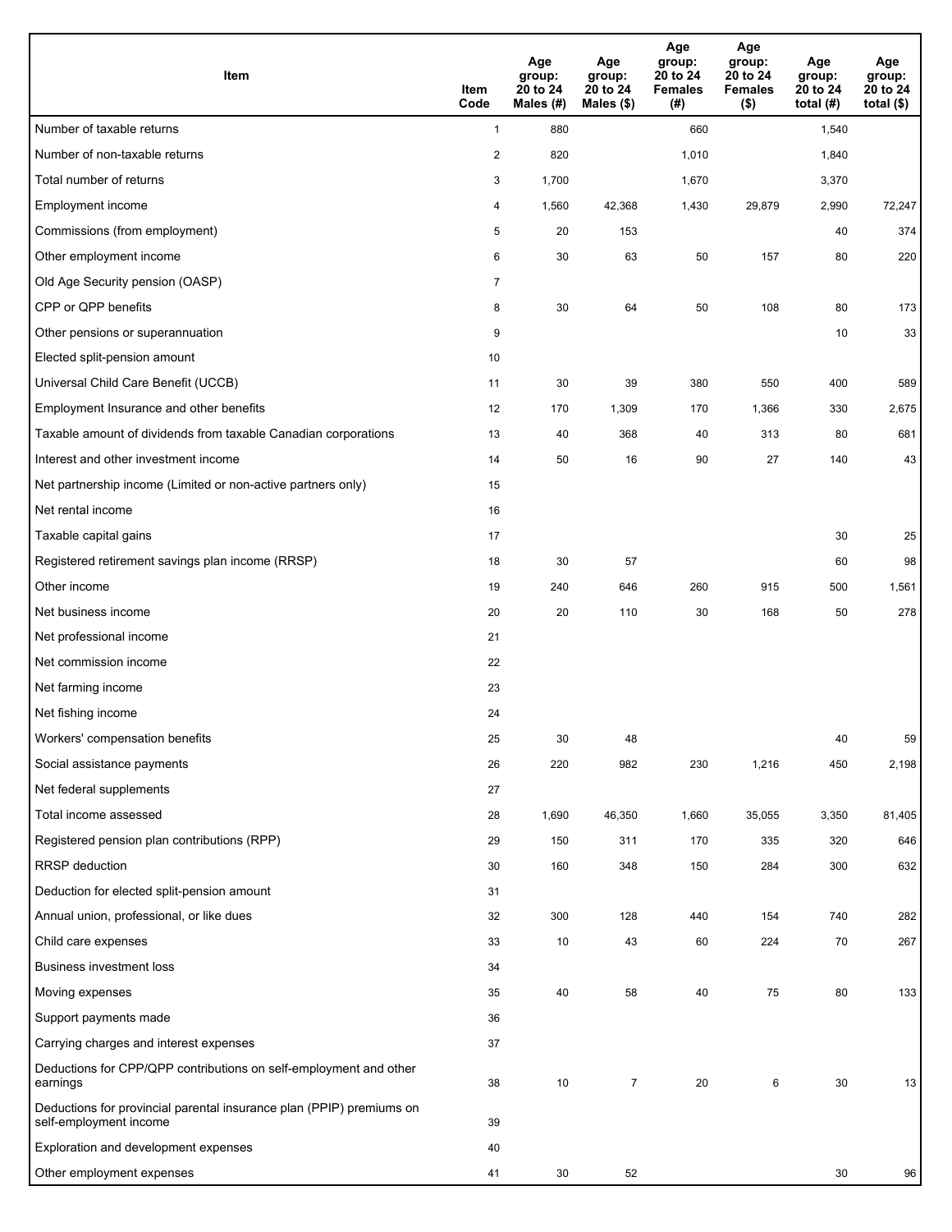| Item | Item Code | Age group: 20 to 24 Males (#) | Age group: 20 to 24 Males ($) | Age group: 20 to 24 Females (#) | Age group: 20 to 24 Females ($) | Age group: 20 to 24 total (#) | Age group: 20 to 24 total ($) |
|---|---|---|---|---|---|---|---|
| Number of taxable returns | 1 | 880 | | 660 | | 1,540 | |
| Number of non-taxable returns | 2 | 820 | | 1,010 | | 1,840 | |
| Total number of returns | 3 | 1,700 | | 1,670 | | 3,370 | |
| Employment income | 4 | 1,560 | 42,368 | 1,430 | 29,879 | 2,990 | 72,247 |
| Commissions (from employment) | 5 | 20 | 153 | | | 40 | 374 |
| Other employment income | 6 | 30 | 63 | 50 | 157 | 80 | 220 |
| Old Age Security pension (OASP) | 7 | | | | | | |
| CPP or QPP benefits | 8 | 30 | 64 | 50 | 108 | 80 | 173 |
| Other pensions or superannuation | 9 | | | | | 10 | 33 |
| Elected split-pension amount | 10 | | | | | | |
| Universal Child Care Benefit (UCCB) | 11 | 30 | 39 | 380 | 550 | 400 | 589 |
| Employment Insurance and other benefits | 12 | 170 | 1,309 | 170 | 1,366 | 330 | 2,675 |
| Taxable amount of dividends from taxable Canadian corporations | 13 | 40 | 368 | 40 | 313 | 80 | 681 |
| Interest and other investment income | 14 | 50 | 16 | 90 | 27 | 140 | 43 |
| Net partnership income (Limited or non-active partners only) | 15 | | | | | | |
| Net rental income | 16 | | | | | | |
| Taxable capital gains | 17 | | | | | 30 | 25 |
| Registered retirement savings plan income (RRSP) | 18 | 30 | 57 | | | 60 | 98 |
| Other income | 19 | 240 | 646 | 260 | 915 | 500 | 1,561 |
| Net business income | 20 | 20 | 110 | 30 | 168 | 50 | 278 |
| Net professional income | 21 | | | | | | |
| Net commission income | 22 | | | | | | |
| Net farming income | 23 | | | | | | |
| Net fishing income | 24 | | | | | | |
| Workers' compensation benefits | 25 | 30 | 48 | | | 40 | 59 |
| Social assistance payments | 26 | 220 | 982 | 230 | 1,216 | 450 | 2,198 |
| Net federal supplements | 27 | | | | | | |
| Total income assessed | 28 | 1,690 | 46,350 | 1,660 | 35,055 | 3,350 | 81,405 |
| Registered pension plan contributions (RPP) | 29 | 150 | 311 | 170 | 335 | 320 | 646 |
| RRSP deduction | 30 | 160 | 348 | 150 | 284 | 300 | 632 |
| Deduction for elected split-pension amount | 31 | | | | | | |
| Annual union, professional, or like dues | 32 | 300 | 128 | 440 | 154 | 740 | 282 |
| Child care expenses | 33 | 10 | 43 | 60 | 224 | 70 | 267 |
| Business investment loss | 34 | | | | | | |
| Moving expenses | 35 | 40 | 58 | 40 | 75 | 80 | 133 |
| Support payments made | 36 | | | | | | |
| Carrying charges and interest expenses | 37 | | | | | | |
| Deductions for CPP/QPP contributions on self-employment and other earnings | 38 | 10 | 7 | 20 | 6 | 30 | 13 |
| Deductions for provincial parental insurance plan (PPIP) premiums on self-employment income | 39 | | | | | | |
| Exploration and development expenses | 40 | | | | | | |
| Other employment expenses | 41 | 30 | 52 | | | 30 | 96 |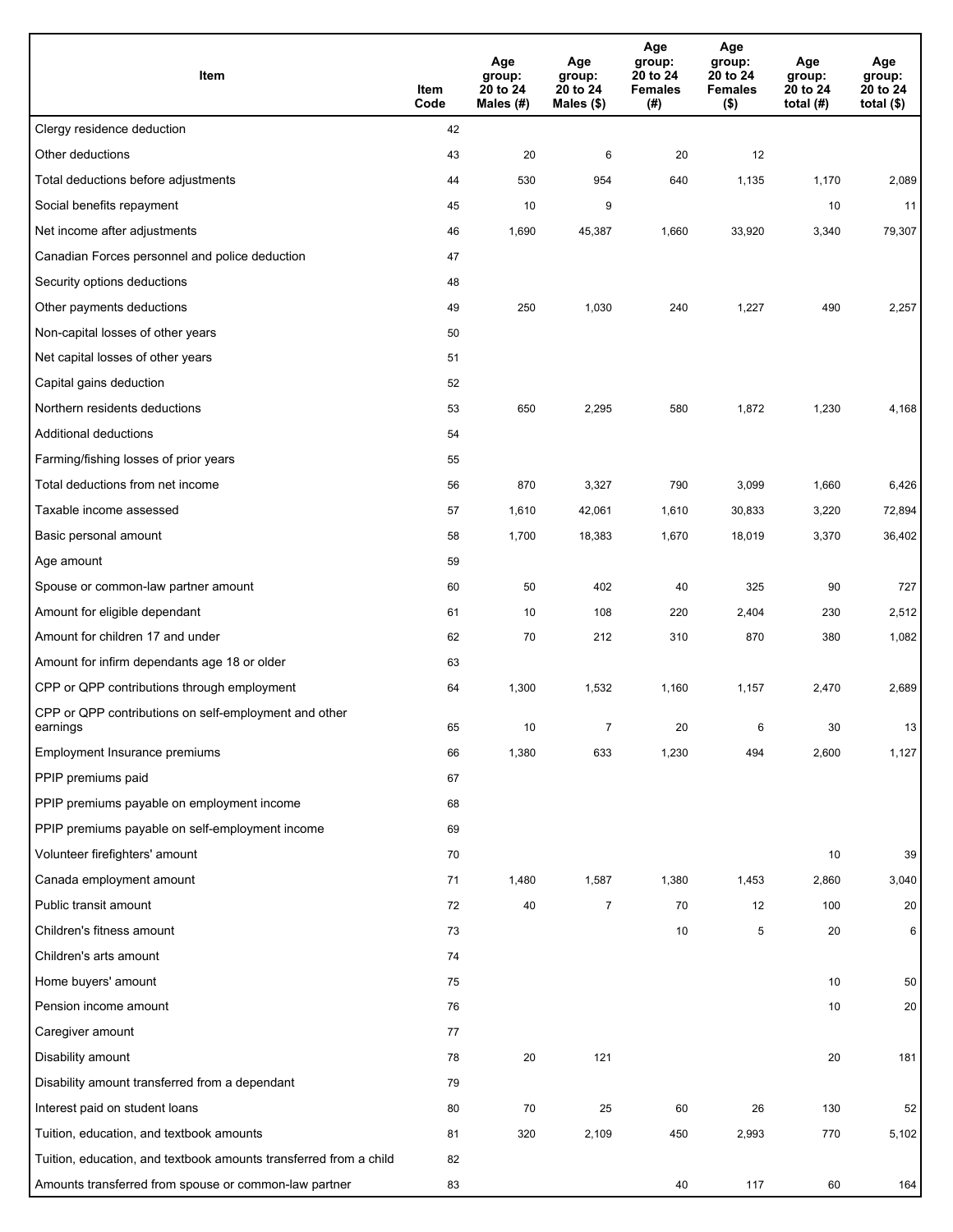| Item | Item Code | Age group: 20 to 24 Males (#) | Age group: 20 to 24 Males ($) | Age group: 20 to 24 Females (#) | Age group: 20 to 24 Females ($) | Age group: 20 to 24 total (#) | Age group: 20 to 24 total ($) |
|---|---|---|---|---|---|---|---|
| Clergy residence deduction | 42 | | | | | | |
| Other deductions | 43 | 20 | 6 | 20 | 12 | | |
| Total deductions before adjustments | 44 | 530 | 954 | 640 | 1,135 | 1,170 | 2,089 |
| Social benefits repayment | 45 | 10 | 9 | | | 10 | 11 |
| Net income after adjustments | 46 | 1,690 | 45,387 | 1,660 | 33,920 | 3,340 | 79,307 |
| Canadian Forces personnel and police deduction | 47 | | | | | | |
| Security options deductions | 48 | | | | | | |
| Other payments deductions | 49 | 250 | 1,030 | 240 | 1,227 | 490 | 2,257 |
| Non-capital losses of other years | 50 | | | | | | |
| Net capital losses of other years | 51 | | | | | | |
| Capital gains deduction | 52 | | | | | | |
| Northern residents deductions | 53 | 650 | 2,295 | 580 | 1,872 | 1,230 | 4,168 |
| Additional deductions | 54 | | | | | | |
| Farming/fishing losses of prior years | 55 | | | | | | |
| Total deductions from net income | 56 | 870 | 3,327 | 790 | 3,099 | 1,660 | 6,426 |
| Taxable income assessed | 57 | 1,610 | 42,061 | 1,610 | 30,833 | 3,220 | 72,894 |
| Basic personal amount | 58 | 1,700 | 18,383 | 1,670 | 18,019 | 3,370 | 36,402 |
| Age amount | 59 | | | | | | |
| Spouse or common-law partner amount | 60 | 50 | 402 | 40 | 325 | 90 | 727 |
| Amount for eligible dependant | 61 | 10 | 108 | 220 | 2,404 | 230 | 2,512 |
| Amount for children 17 and under | 62 | 70 | 212 | 310 | 870 | 380 | 1,082 |
| Amount for infirm dependants age 18 or older | 63 | | | | | | |
| CPP or QPP contributions through employment | 64 | 1,300 | 1,532 | 1,160 | 1,157 | 2,470 | 2,689 |
| CPP or QPP contributions on self-employment and other earnings | 65 | 10 | 7 | 20 | 6 | 30 | 13 |
| Employment Insurance premiums | 66 | 1,380 | 633 | 1,230 | 494 | 2,600 | 1,127 |
| PPIP premiums paid | 67 | | | | | | |
| PPIP premiums payable on employment income | 68 | | | | | | |
| PPIP premiums payable on self-employment income | 69 | | | | | | |
| Volunteer firefighters' amount | 70 | | | | | 10 | 39 |
| Canada employment amount | 71 | 1,480 | 1,587 | 1,380 | 1,453 | 2,860 | 3,040 |
| Public transit amount | 72 | 40 | 7 | 70 | 12 | 100 | 20 |
| Children's fitness amount | 73 | | | 10 | 5 | 20 | 6 |
| Children's arts amount | 74 | | | | | | |
| Home buyers' amount | 75 | | | | | 10 | 50 |
| Pension income amount | 76 | | | | | 10 | 20 |
| Caregiver amount | 77 | | | | | | |
| Disability amount | 78 | 20 | 121 | | | 20 | 181 |
| Disability amount transferred from a dependant | 79 | | | | | | |
| Interest paid on student loans | 80 | 70 | 25 | 60 | 26 | 130 | 52 |
| Tuition, education, and textbook amounts | 81 | 320 | 2,109 | 450 | 2,993 | 770 | 5,102 |
| Tuition, education, and textbook amounts transferred from a child | 82 | | | | | | |
| Amounts transferred from spouse or common-law partner | 83 | | | 40 | 117 | 60 | 164 |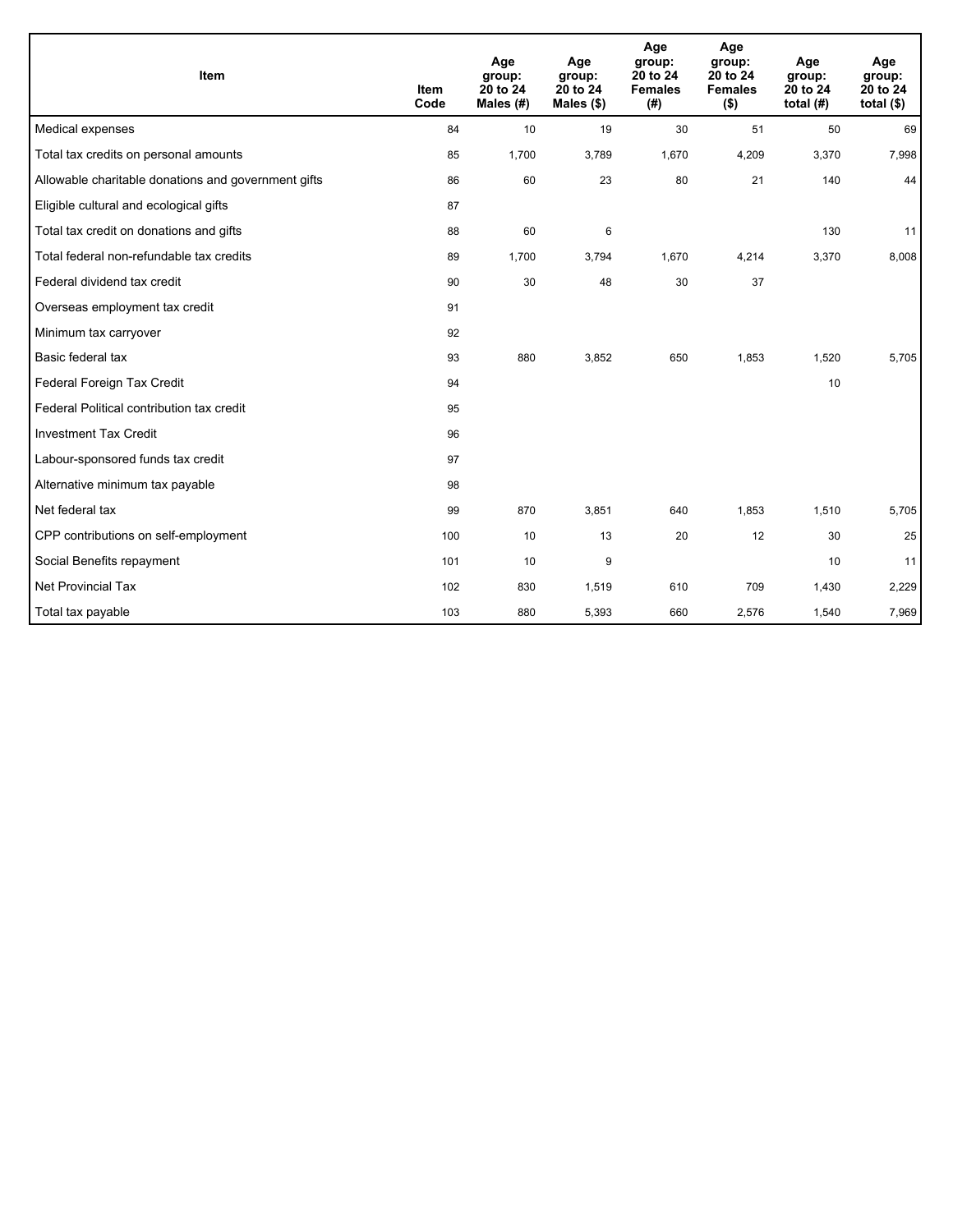| Item | Item Code | Age group: 20 to 24 Males (#) | Age group: 20 to 24 Males ($) | Age group: 20 to 24 Females (#) | Age group: 20 to 24 Females ($) | Age group: 20 to 24 total (#) | Age group: 20 to 24 total ($) |
|---|---|---|---|---|---|---|---|
| Medical expenses | 84 | 10 | 19 | 30 | 51 | 50 | 69 |
| Total tax credits on personal amounts | 85 | 1,700 | 3,789 | 1,670 | 4,209 | 3,370 | 7,998 |
| Allowable charitable donations and government gifts | 86 | 60 | 23 | 80 | 21 | 140 | 44 |
| Eligible cultural and ecological gifts | 87 | | | | | | |
| Total tax credit on donations and gifts | 88 | 60 | 6 | | | 130 | 11 |
| Total federal non-refundable tax credits | 89 | 1,700 | 3,794 | 1,670 | 4,214 | 3,370 | 8,008 |
| Federal dividend tax credit | 90 | 30 | 48 | 30 | 37 | | |
| Overseas employment tax credit | 91 | | | | | | |
| Minimum tax carryover | 92 | | | | | | |
| Basic federal tax | 93 | 880 | 3,852 | 650 | 1,853 | 1,520 | 5,705 |
| Federal Foreign Tax Credit | 94 | | | | | 10 | |
| Federal Political contribution tax credit | 95 | | | | | | |
| Investment Tax Credit | 96 | | | | | | |
| Labour-sponsored funds tax credit | 97 | | | | | | |
| Alternative minimum tax payable | 98 | | | | | | |
| Net federal tax | 99 | 870 | 3,851 | 640 | 1,853 | 1,510 | 5,705 |
| CPP contributions on self-employment | 100 | 10 | 13 | 20 | 12 | 30 | 25 |
| Social Benefits repayment | 101 | 10 | 9 | | | 10 | 11 |
| Net Provincial Tax | 102 | 830 | 1,519 | 610 | 709 | 1,430 | 2,229 |
| Total tax payable | 103 | 880 | 5,393 | 660 | 2,576 | 1,540 | 7,969 |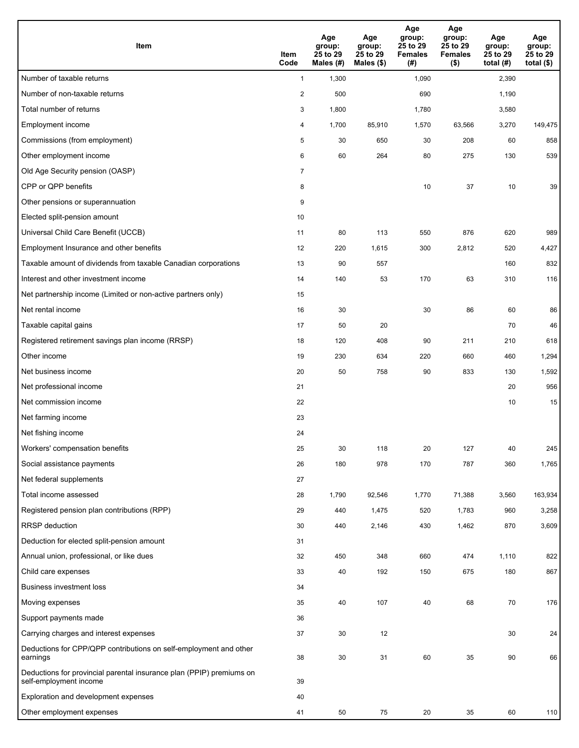| Item | Item Code | Age group: 25 to 29 Males (#) | Age group: 25 to 29 Males ($) | Age group: 25 to 29 Females (#) | Age group: 25 to 29 Females ($) | Age group: 25 to 29 total (#) | Age group: 25 to 29 total ($) |
|---|---|---|---|---|---|---|---|
| Number of taxable returns | 1 | 1,300 | | 1,090 | | 2,390 | |
| Number of non-taxable returns | 2 | 500 | | 690 | | 1,190 | |
| Total number of returns | 3 | 1,800 | | 1,780 | | 3,580 | |
| Employment income | 4 | 1,700 | 85,910 | 1,570 | 63,566 | 3,270 | 149,475 |
| Commissions (from employment) | 5 | 30 | 650 | 30 | 208 | 60 | 858 |
| Other employment income | 6 | 60 | 264 | 80 | 275 | 130 | 539 |
| Old Age Security pension (OASP) | 7 | | | | | | |
| CPP or QPP benefits | 8 | | | 10 | 37 | 10 | 39 |
| Other pensions or superannuation | 9 | | | | | | |
| Elected split-pension amount | 10 | | | | | | |
| Universal Child Care Benefit (UCCB) | 11 | 80 | 113 | 550 | 876 | 620 | 989 |
| Employment Insurance and other benefits | 12 | 220 | 1,615 | 300 | 2,812 | 520 | 4,427 |
| Taxable amount of dividends from taxable Canadian corporations | 13 | 90 | 557 | | | 160 | 832 |
| Interest and other investment income | 14 | 140 | 53 | 170 | 63 | 310 | 116 |
| Net partnership income (Limited or non-active partners only) | 15 | | | | | | |
| Net rental income | 16 | 30 | | 30 | 86 | 60 | 86 |
| Taxable capital gains | 17 | 50 | 20 | | | 70 | 46 |
| Registered retirement savings plan income (RRSP) | 18 | 120 | 408 | 90 | 211 | 210 | 618 |
| Other income | 19 | 230 | 634 | 220 | 660 | 460 | 1,294 |
| Net business income | 20 | 50 | 758 | 90 | 833 | 130 | 1,592 |
| Net professional income | 21 | | | | | 20 | 956 |
| Net commission income | 22 | | | | | 10 | 15 |
| Net farming income | 23 | | | | | | |
| Net fishing income | 24 | | | | | | |
| Workers' compensation benefits | 25 | 30 | 118 | 20 | 127 | 40 | 245 |
| Social assistance payments | 26 | 180 | 978 | 170 | 787 | 360 | 1,765 |
| Net federal supplements | 27 | | | | | | |
| Total income assessed | 28 | 1,790 | 92,546 | 1,770 | 71,388 | 3,560 | 163,934 |
| Registered pension plan contributions (RPP) | 29 | 440 | 1,475 | 520 | 1,783 | 960 | 3,258 |
| RRSP deduction | 30 | 440 | 2,146 | 430 | 1,462 | 870 | 3,609 |
| Deduction for elected split-pension amount | 31 | | | | | | |
| Annual union, professional, or like dues | 32 | 450 | 348 | 660 | 474 | 1,110 | 822 |
| Child care expenses | 33 | 40 | 192 | 150 | 675 | 180 | 867 |
| Business investment loss | 34 | | | | | | |
| Moving expenses | 35 | 40 | 107 | 40 | 68 | 70 | 176 |
| Support payments made | 36 | | | | | | |
| Carrying charges and interest expenses | 37 | 30 | 12 | | | 30 | 24 |
| Deductions for CPP/QPP contributions on self-employment and other earnings | 38 | 30 | 31 | 60 | 35 | 90 | 66 |
| Deductions for provincial parental insurance plan (PPIP) premiums on self-employment income | 39 | | | | | | |
| Exploration and development expenses | 40 | | | | | | |
| Other employment expenses | 41 | 50 | 75 | 20 | 35 | 60 | 110 |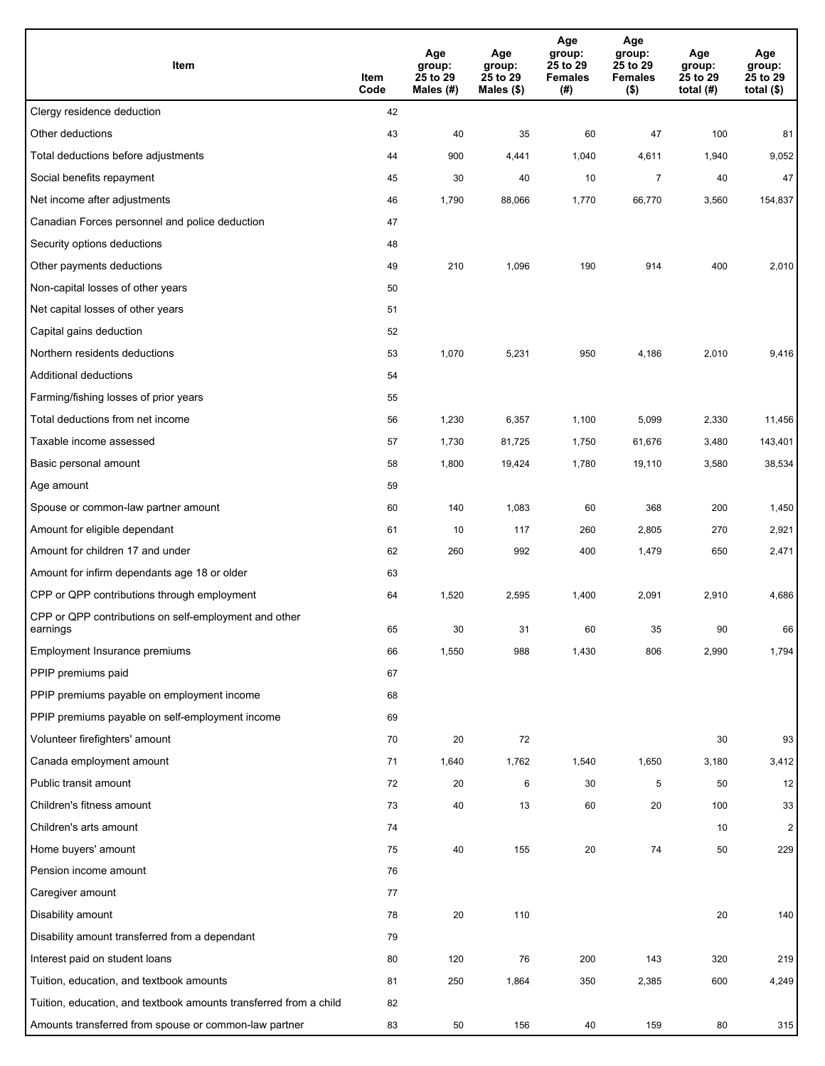| Item | Item Code | Age group: 25 to 29 Males (#) | Age group: 25 to 29 Males ($) | Age group: 25 to 29 Females (#) | Age group: 25 to 29 Females ($) | Age group: 25 to 29 total (#) | Age group: 25 to 29 total ($) |
|---|---|---|---|---|---|---|---|
| Clergy residence deduction | 42 | | | | | | |
| Other deductions | 43 | 40 | 35 | 60 | 47 | 100 | 81 |
| Total deductions before adjustments | 44 | 900 | 4,441 | 1,040 | 4,611 | 1,940 | 9,052 |
| Social benefits repayment | 45 | 30 | 40 | 10 | 7 | 40 | 47 |
| Net income after adjustments | 46 | 1,790 | 88,066 | 1,770 | 66,770 | 3,560 | 154,837 |
| Canadian Forces personnel and police deduction | 47 | | | | | | |
| Security options deductions | 48 | | | | | | |
| Other payments deductions | 49 | 210 | 1,096 | 190 | 914 | 400 | 2,010 |
| Non-capital losses of other years | 50 | | | | | | |
| Net capital losses of other years | 51 | | | | | | |
| Capital gains deduction | 52 | | | | | | |
| Northern residents deductions | 53 | 1,070 | 5,231 | 950 | 4,186 | 2,010 | 9,416 |
| Additional deductions | 54 | | | | | | |
| Farming/fishing losses of prior years | 55 | | | | | | |
| Total deductions from net income | 56 | 1,230 | 6,357 | 1,100 | 5,099 | 2,330 | 11,456 |
| Taxable income assessed | 57 | 1,730 | 81,725 | 1,750 | 61,676 | 3,480 | 143,401 |
| Basic personal amount | 58 | 1,800 | 19,424 | 1,780 | 19,110 | 3,580 | 38,534 |
| Age amount | 59 | | | | | | |
| Spouse or common-law partner amount | 60 | 140 | 1,083 | 60 | 368 | 200 | 1,450 |
| Amount for eligible dependant | 61 | 10 | 117 | 260 | 2,805 | 270 | 2,921 |
| Amount for children 17 and under | 62 | 260 | 992 | 400 | 1,479 | 650 | 2,471 |
| Amount for infirm dependants age 18 or older | 63 | | | | | | |
| CPP or QPP contributions through employment | 64 | 1,520 | 2,595 | 1,400 | 2,091 | 2,910 | 4,686 |
| CPP or QPP contributions on self-employment and other earnings | 65 | 30 | 31 | 60 | 35 | 90 | 66 |
| Employment Insurance premiums | 66 | 1,550 | 988 | 1,430 | 806 | 2,990 | 1,794 |
| PPIP premiums paid | 67 | | | | | | |
| PPIP premiums payable on employment income | 68 | | | | | | |
| PPIP premiums payable on self-employment income | 69 | | | | | | |
| Volunteer firefighters' amount | 70 | 20 | 72 | | | 30 | 93 |
| Canada employment amount | 71 | 1,640 | 1,762 | 1,540 | 1,650 | 3,180 | 3,412 |
| Public transit amount | 72 | 20 | 6 | 30 | 5 | 50 | 12 |
| Children's fitness amount | 73 | 40 | 13 | 60 | 20 | 100 | 33 |
| Children's arts amount | 74 | | | | | 10 | 2 |
| Home buyers' amount | 75 | 40 | 155 | 20 | 74 | 50 | 229 |
| Pension income amount | 76 | | | | | | |
| Caregiver amount | 77 | | | | | | |
| Disability amount | 78 | 20 | 110 | | | 20 | 140 |
| Disability amount transferred from a dependant | 79 | | | | | | |
| Interest paid on student loans | 80 | 120 | 76 | 200 | 143 | 320 | 219 |
| Tuition, education, and textbook amounts | 81 | 250 | 1,864 | 350 | 2,385 | 600 | 4,249 |
| Tuition, education, and textbook amounts transferred from a child | 82 | | | | | | |
| Amounts transferred from spouse or common-law partner | 83 | 50 | 156 | 40 | 159 | 80 | 315 |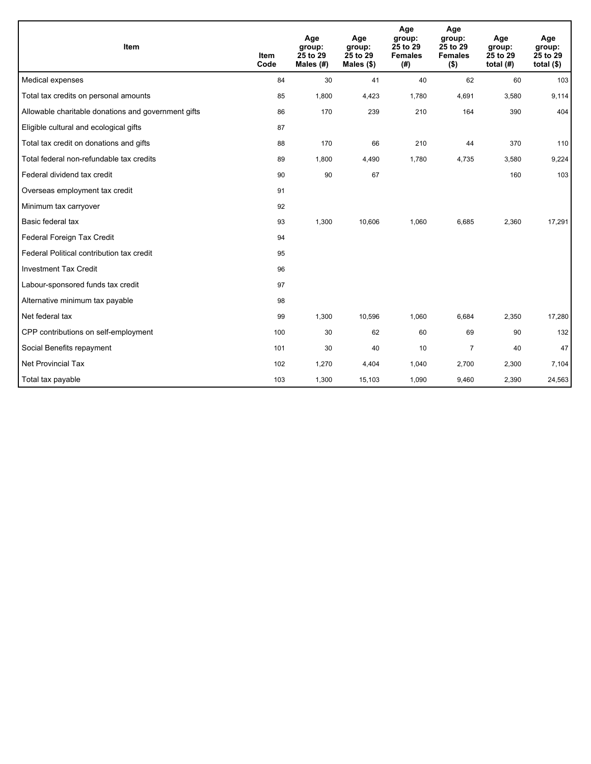| Item | Item Code | Age group: 25 to 29 Males (#) | Age group: 25 to 29 Males ($) | Age group: 25 to 29 Females (#) | Age group: 25 to 29 Females ($) | Age group: 25 to 29 total (#) | Age group: 25 to 29 total ($) |
|---|---|---|---|---|---|---|---|
| Medical expenses | 84 | 30 | 41 | 40 | 62 | 60 | 103 |
| Total tax credits on personal amounts | 85 | 1,800 | 4,423 | 1,780 | 4,691 | 3,580 | 9,114 |
| Allowable charitable donations and government gifts | 86 | 170 | 239 | 210 | 164 | 390 | 404 |
| Eligible cultural and ecological gifts | 87 | | | | | | |
| Total tax credit on donations and gifts | 88 | 170 | 66 | 210 | 44 | 370 | 110 |
| Total federal non-refundable tax credits | 89 | 1,800 | 4,490 | 1,780 | 4,735 | 3,580 | 9,224 |
| Federal dividend tax credit | 90 | 90 | 67 | | | 160 | 103 |
| Overseas employment tax credit | 91 | | | | | | |
| Minimum tax carryover | 92 | | | | | | |
| Basic federal tax | 93 | 1,300 | 10,606 | 1,060 | 6,685 | 2,360 | 17,291 |
| Federal Foreign Tax Credit | 94 | | | | | | |
| Federal Political contribution tax credit | 95 | | | | | | |
| Investment Tax Credit | 96 | | | | | | |
| Labour-sponsored funds tax credit | 97 | | | | | | |
| Alternative minimum tax payable | 98 | | | | | | |
| Net federal tax | 99 | 1,300 | 10,596 | 1,060 | 6,684 | 2,350 | 17,280 |
| CPP contributions on self-employment | 100 | 30 | 62 | 60 | 69 | 90 | 132 |
| Social Benefits repayment | 101 | 30 | 40 | 10 | 7 | 40 | 47 |
| Net Provincial Tax | 102 | 1,270 | 4,404 | 1,040 | 2,700 | 2,300 | 7,104 |
| Total tax payable | 103 | 1,300 | 15,103 | 1,090 | 9,460 | 2,390 | 24,563 |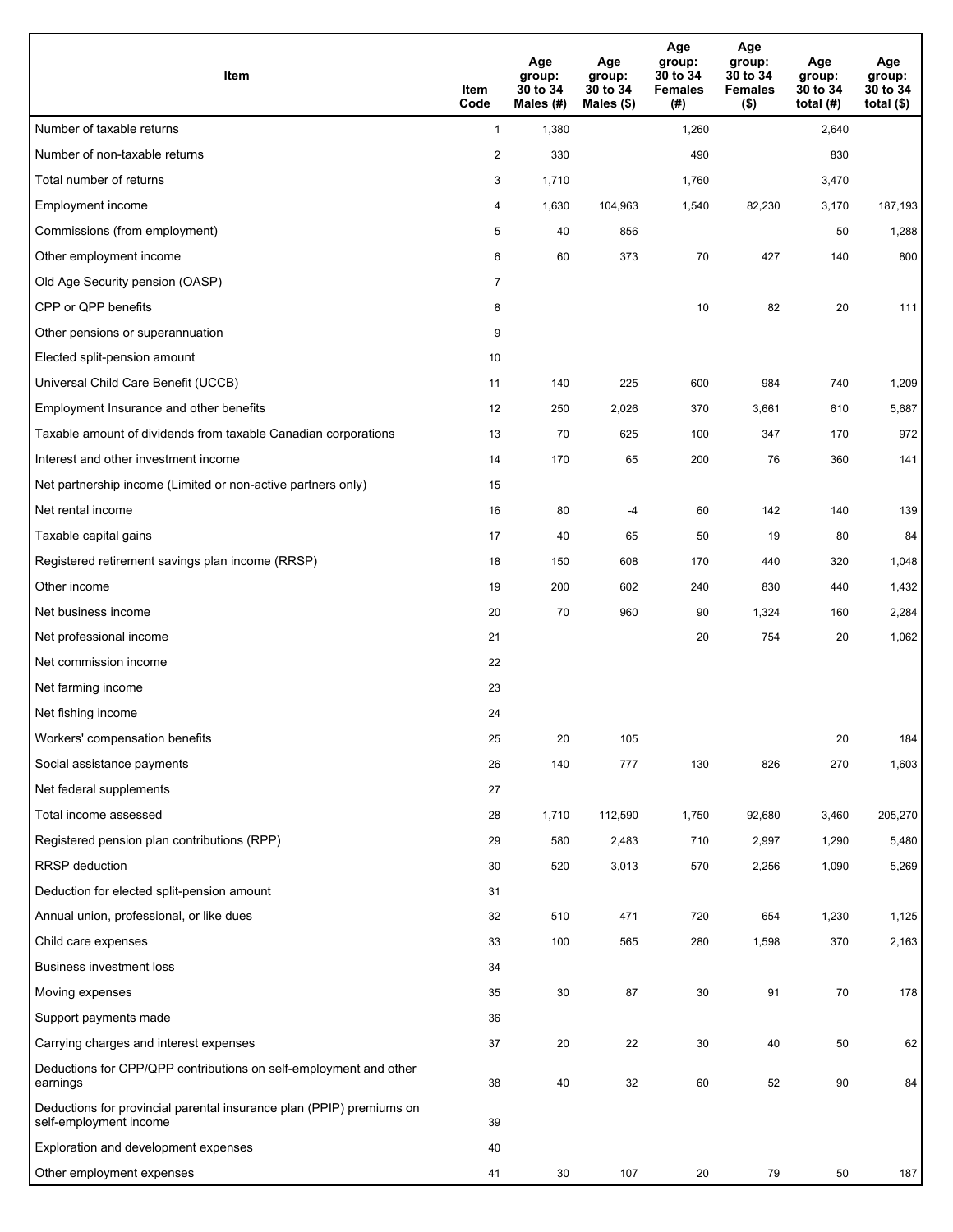| Item | Item Code | Age group: 30 to 34 Males (#) | Age group: 30 to 34 Males ($) | Age group: 30 to 34 Females (#) | Age group: 30 to 34 Females ($) | Age group: 30 to 34 total (#) | Age group: 30 to 34 total ($) |
|---|---|---|---|---|---|---|---|
| Number of taxable returns | 1 | 1,380 | | 1,260 | | 2,640 | |
| Number of non-taxable returns | 2 | 330 | | 490 | | 830 | |
| Total number of returns | 3 | 1,710 | | 1,760 | | 3,470 | |
| Employment income | 4 | 1,630 | 104,963 | 1,540 | 82,230 | 3,170 | 187,193 |
| Commissions (from employment) | 5 | 40 | 856 | | | 50 | 1,288 |
| Other employment income | 6 | 60 | 373 | 70 | 427 | 140 | 800 |
| Old Age Security pension (OASP) | 7 | | | | | | |
| CPP or QPP benefits | 8 | | | 10 | 82 | 20 | 111 |
| Other pensions or superannuation | 9 | | | | | | |
| Elected split-pension amount | 10 | | | | | | |
| Universal Child Care Benefit (UCCB) | 11 | 140 | 225 | 600 | 984 | 740 | 1,209 |
| Employment Insurance and other benefits | 12 | 250 | 2,026 | 370 | 3,661 | 610 | 5,687 |
| Taxable amount of dividends from taxable Canadian corporations | 13 | 70 | 625 | 100 | 347 | 170 | 972 |
| Interest and other investment income | 14 | 170 | 65 | 200 | 76 | 360 | 141 |
| Net partnership income (Limited or non-active partners only) | 15 | | | | | | |
| Net rental income | 16 | 80 | -4 | 60 | 142 | 140 | 139 |
| Taxable capital gains | 17 | 40 | 65 | 50 | 19 | 80 | 84 |
| Registered retirement savings plan income (RRSP) | 18 | 150 | 608 | 170 | 440 | 320 | 1,048 |
| Other income | 19 | 200 | 602 | 240 | 830 | 440 | 1,432 |
| Net business income | 20 | 70 | 960 | 90 | 1,324 | 160 | 2,284 |
| Net professional income | 21 | | | 20 | 754 | 20 | 1,062 |
| Net commission income | 22 | | | | | | |
| Net farming income | 23 | | | | | | |
| Net fishing income | 24 | | | | | | |
| Workers' compensation benefits | 25 | 20 | 105 | | | 20 | 184 |
| Social assistance payments | 26 | 140 | 777 | 130 | 826 | 270 | 1,603 |
| Net federal supplements | 27 | | | | | | |
| Total income assessed | 28 | 1,710 | 112,590 | 1,750 | 92,680 | 3,460 | 205,270 |
| Registered pension plan contributions (RPP) | 29 | 580 | 2,483 | 710 | 2,997 | 1,290 | 5,480 |
| RRSP deduction | 30 | 520 | 3,013 | 570 | 2,256 | 1,090 | 5,269 |
| Deduction for elected split-pension amount | 31 | | | | | | |
| Annual union, professional, or like dues | 32 | 510 | 471 | 720 | 654 | 1,230 | 1,125 |
| Child care expenses | 33 | 100 | 565 | 280 | 1,598 | 370 | 2,163 |
| Business investment loss | 34 | | | | | | |
| Moving expenses | 35 | 30 | 87 | 30 | 91 | 70 | 178 |
| Support payments made | 36 | | | | | | |
| Carrying charges and interest expenses | 37 | 20 | 22 | 30 | 40 | 50 | 62 |
| Deductions for CPP/QPP contributions on self-employment and other earnings | 38 | 40 | 32 | 60 | 52 | 90 | 84 |
| Deductions for provincial parental insurance plan (PPIP) premiums on self-employment income | 39 | | | | | | |
| Exploration and development expenses | 40 | | | | | | |
| Other employment expenses | 41 | 30 | 107 | 20 | 79 | 50 | 187 |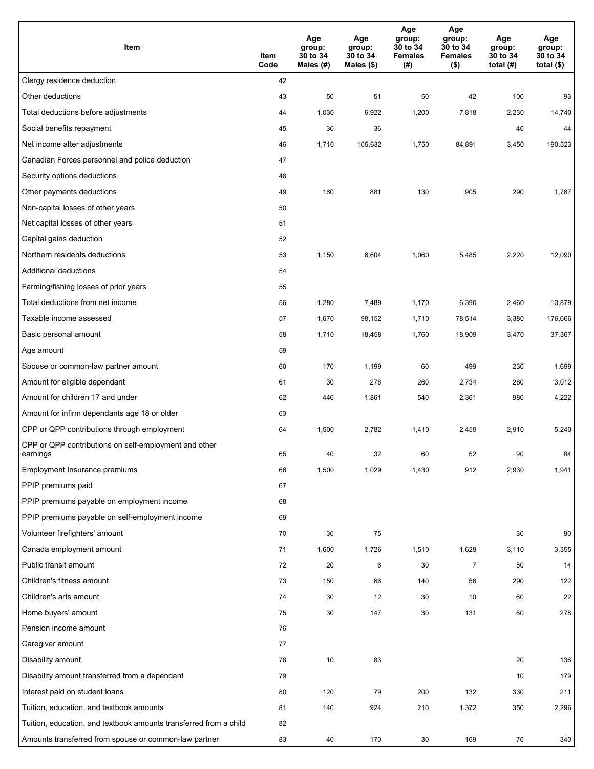| Item | Item Code | Age group: 30 to 34 Males (#) | Age group: 30 to 34 Males ($) | Age group: 30 to 34 Females (#) | Age group: 30 to 34 Females ($) | Age group: 30 to 34 total (#) | Age group: 30 to 34 total ($) |
|---|---|---|---|---|---|---|---|
| Clergy residence deduction | 42 | | | | | | |
| Other deductions | 43 | 50 | 51 | 50 | 42 | 100 | 93 |
| Total deductions before adjustments | 44 | 1,030 | 6,922 | 1,200 | 7,818 | 2,230 | 14,740 |
| Social benefits repayment | 45 | 30 | 36 | | | 40 | 44 |
| Net income after adjustments | 46 | 1,710 | 105,632 | 1,750 | 84,891 | 3,450 | 190,523 |
| Canadian Forces personnel and police deduction | 47 | | | | | | |
| Security options deductions | 48 | | | | | | |
| Other payments deductions | 49 | 160 | 881 | 130 | 905 | 290 | 1,787 |
| Non-capital losses of other years | 50 | | | | | | |
| Net capital losses of other years | 51 | | | | | | |
| Capital gains deduction | 52 | | | | | | |
| Northern residents deductions | 53 | 1,150 | 6,604 | 1,060 | 5,485 | 2,220 | 12,090 |
| Additional deductions | 54 | | | | | | |
| Farming/fishing losses of prior years | 55 | | | | | | |
| Total deductions from net income | 56 | 1,280 | 7,489 | 1,170 | 6,390 | 2,460 | 13,879 |
| Taxable income assessed | 57 | 1,670 | 98,152 | 1,710 | 78,514 | 3,380 | 176,666 |
| Basic personal amount | 58 | 1,710 | 18,458 | 1,760 | 18,909 | 3,470 | 37,367 |
| Age amount | 59 | | | | | | |
| Spouse or common-law partner amount | 60 | 170 | 1,199 | 60 | 499 | 230 | 1,699 |
| Amount for eligible dependant | 61 | 30 | 278 | 260 | 2,734 | 280 | 3,012 |
| Amount for children 17 and under | 62 | 440 | 1,861 | 540 | 2,361 | 980 | 4,222 |
| Amount for infirm dependants age 18 or older | 63 | | | | | | |
| CPP or QPP contributions through employment | 64 | 1,500 | 2,782 | 1,410 | 2,459 | 2,910 | 5,240 |
| CPP or QPP contributions on self-employment and other earnings | 65 | 40 | 32 | 60 | 52 | 90 | 84 |
| Employment Insurance premiums | 66 | 1,500 | 1,029 | 1,430 | 912 | 2,930 | 1,941 |
| PPIP premiums paid | 67 | | | | | | |
| PPIP premiums payable on employment income | 68 | | | | | | |
| PPIP premiums payable on self-employment income | 69 | | | | | | |
| Volunteer firefighters' amount | 70 | 30 | 75 | | | 30 | 90 |
| Canada employment amount | 71 | 1,600 | 1,726 | 1,510 | 1,629 | 3,110 | 3,355 |
| Public transit amount | 72 | 20 | 6 | 30 | 7 | 50 | 14 |
| Children's fitness amount | 73 | 150 | 66 | 140 | 56 | 290 | 122 |
| Children's arts amount | 74 | 30 | 12 | 30 | 10 | 60 | 22 |
| Home buyers' amount | 75 | 30 | 147 | 30 | 131 | 60 | 278 |
| Pension income amount | 76 | | | | | | |
| Caregiver amount | 77 | | | | | | |
| Disability amount | 78 | 10 | 83 | | | 20 | 136 |
| Disability amount transferred from a dependant | 79 | | | | | 10 | 179 |
| Interest paid on student loans | 80 | 120 | 79 | 200 | 132 | 330 | 211 |
| Tuition, education, and textbook amounts | 81 | 140 | 924 | 210 | 1,372 | 350 | 2,296 |
| Tuition, education, and textbook amounts transferred from a child | 82 | | | | | | |
| Amounts transferred from spouse or common-law partner | 83 | 40 | 170 | 30 | 169 | 70 | 340 |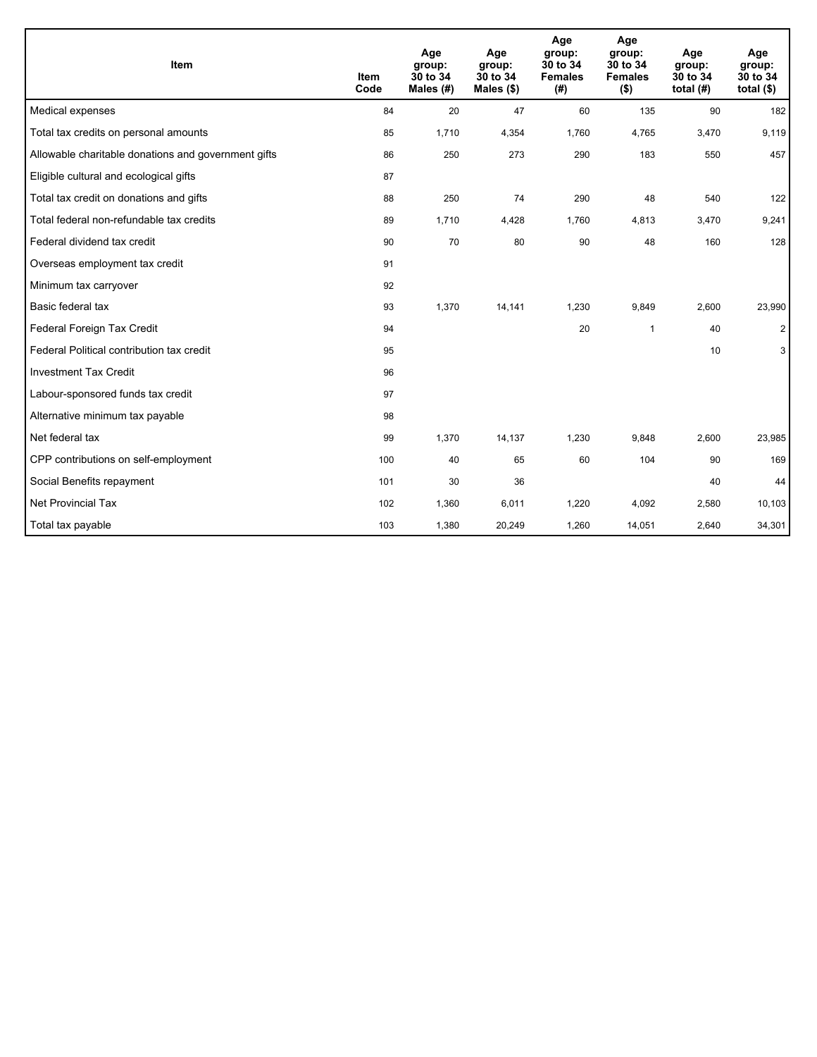| Item | Item Code | Age group: 30 to 34 Males (#) | Age group: 30 to 34 Males ($) | Age group: 30 to 34 Females (#) | Age group: 30 to 34 Females ($) | Age group: 30 to 34 total (#) | Age group: 30 to 34 total ($) |
|---|---|---|---|---|---|---|---|
| Medical expenses | 84 | 20 | 47 | 60 | 135 | 90 | 182 |
| Total tax credits on personal amounts | 85 | 1,710 | 4,354 | 1,760 | 4,765 | 3,470 | 9,119 |
| Allowable charitable donations and government gifts | 86 | 250 | 273 | 290 | 183 | 550 | 457 |
| Eligible cultural and ecological gifts | 87 | | | | | | |
| Total tax credit on donations and gifts | 88 | 250 | 74 | 290 | 48 | 540 | 122 |
| Total federal non-refundable tax credits | 89 | 1,710 | 4,428 | 1,760 | 4,813 | 3,470 | 9,241 |
| Federal dividend tax credit | 90 | 70 | 80 | 90 | 48 | 160 | 128 |
| Overseas employment tax credit | 91 | | | | | | |
| Minimum tax carryover | 92 | | | | | | |
| Basic federal tax | 93 | 1,370 | 14,141 | 1,230 | 9,849 | 2,600 | 23,990 |
| Federal Foreign Tax Credit | 94 | | | 20 | 1 | 40 | 2 |
| Federal Political contribution tax credit | 95 | | | | | 10 | 3 |
| Investment Tax Credit | 96 | | | | | | |
| Labour-sponsored funds tax credit | 97 | | | | | | |
| Alternative minimum tax payable | 98 | | | | | | |
| Net federal tax | 99 | 1,370 | 14,137 | 1,230 | 9,848 | 2,600 | 23,985 |
| CPP contributions on self-employment | 100 | 40 | 65 | 60 | 104 | 90 | 169 |
| Social Benefits repayment | 101 | 30 | 36 | | | 40 | 44 |
| Net Provincial Tax | 102 | 1,360 | 6,011 | 1,220 | 4,092 | 2,580 | 10,103 |
| Total tax payable | 103 | 1,380 | 20,249 | 1,260 | 14,051 | 2,640 | 34,301 |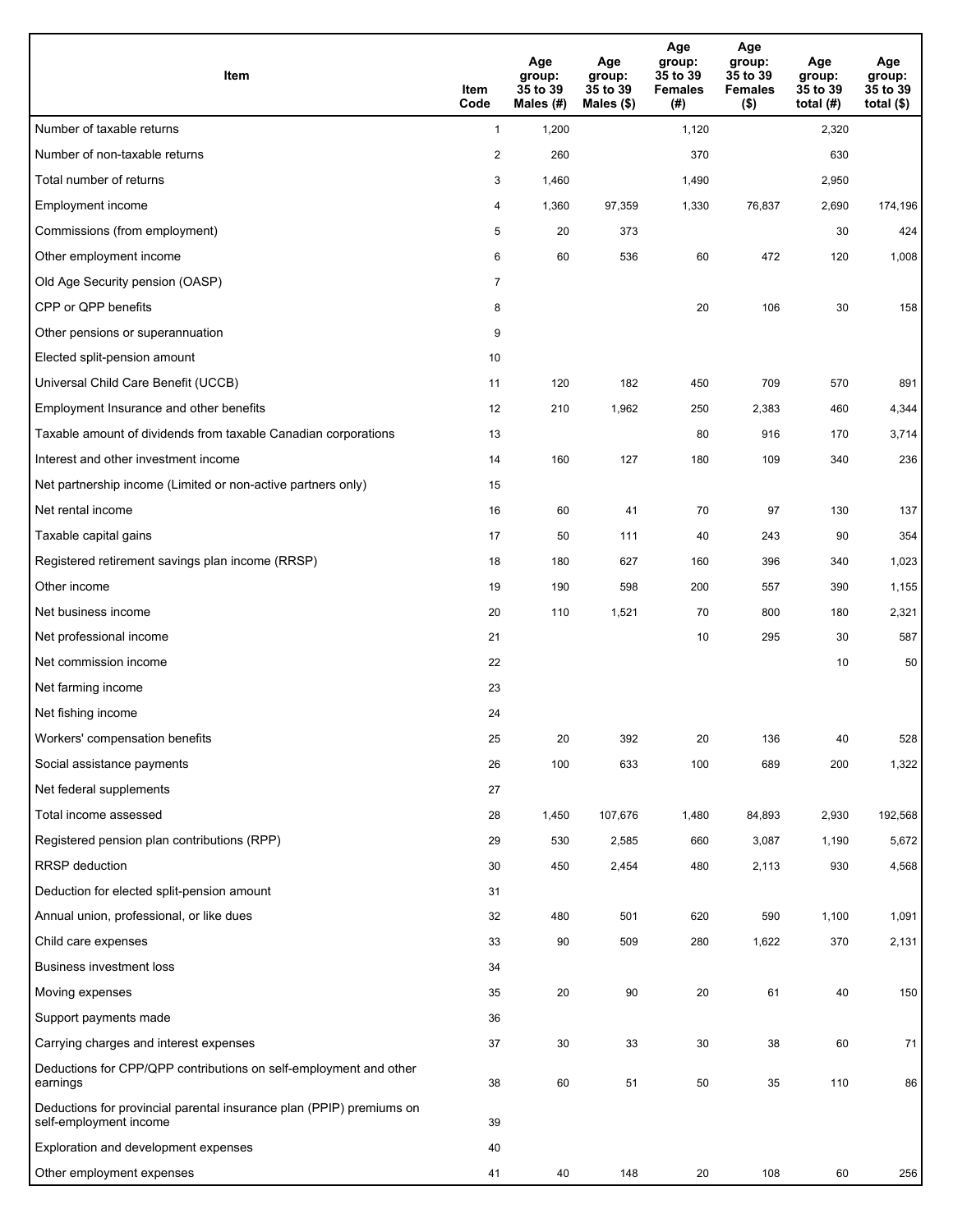| Item | Item Code | Age group: 35 to 39 Males (#) | Age group: 35 to 39 Males ($) | Age group: 35 to 39 Females (#) | Age group: 35 to 39 Females ($) | Age group: 35 to 39 total (#) | Age group: 35 to 39 total ($) |
|---|---|---|---|---|---|---|---|
| Number of taxable returns | 1 | 1,200 | | 1,120 | | 2,320 | |
| Number of non-taxable returns | 2 | 260 | | 370 | | 630 | |
| Total number of returns | 3 | 1,460 | | 1,490 | | 2,950 | |
| Employment income | 4 | 1,360 | 97,359 | 1,330 | 76,837 | 2,690 | 174,196 |
| Commissions (from employment) | 5 | 20 | 373 | | | 30 | 424 |
| Other employment income | 6 | 60 | 536 | 60 | 472 | 120 | 1,008 |
| Old Age Security pension (OASP) | 7 | | | | | | |
| CPP or QPP benefits | 8 | | | 20 | 106 | 30 | 158 |
| Other pensions or superannuation | 9 | | | | | | |
| Elected split-pension amount | 10 | | | | | | |
| Universal Child Care Benefit (UCCB) | 11 | 120 | 182 | 450 | 709 | 570 | 891 |
| Employment Insurance and other benefits | 12 | 210 | 1,962 | 250 | 2,383 | 460 | 4,344 |
| Taxable amount of dividends from taxable Canadian corporations | 13 | | | 80 | 916 | 170 | 3,714 |
| Interest and other investment income | 14 | 160 | 127 | 180 | 109 | 340 | 236 |
| Net partnership income (Limited or non-active partners only) | 15 | | | | | | |
| Net rental income | 16 | 60 | 41 | 70 | 97 | 130 | 137 |
| Taxable capital gains | 17 | 50 | 111 | 40 | 243 | 90 | 354 |
| Registered retirement savings plan income (RRSP) | 18 | 180 | 627 | 160 | 396 | 340 | 1,023 |
| Other income | 19 | 190 | 598 | 200 | 557 | 390 | 1,155 |
| Net business income | 20 | 110 | 1,521 | 70 | 800 | 180 | 2,321 |
| Net professional income | 21 | | | 10 | 295 | 30 | 587 |
| Net commission income | 22 | | | | | 10 | 50 |
| Net farming income | 23 | | | | | | |
| Net fishing income | 24 | | | | | | |
| Workers' compensation benefits | 25 | 20 | 392 | 20 | 136 | 40 | 528 |
| Social assistance payments | 26 | 100 | 633 | 100 | 689 | 200 | 1,322 |
| Net federal supplements | 27 | | | | | | |
| Total income assessed | 28 | 1,450 | 107,676 | 1,480 | 84,893 | 2,930 | 192,568 |
| Registered pension plan contributions (RPP) | 29 | 530 | 2,585 | 660 | 3,087 | 1,190 | 5,672 |
| RRSP deduction | 30 | 450 | 2,454 | 480 | 2,113 | 930 | 4,568 |
| Deduction for elected split-pension amount | 31 | | | | | | |
| Annual union, professional, or like dues | 32 | 480 | 501 | 620 | 590 | 1,100 | 1,091 |
| Child care expenses | 33 | 90 | 509 | 280 | 1,622 | 370 | 2,131 |
| Business investment loss | 34 | | | | | | |
| Moving expenses | 35 | 20 | 90 | 20 | 61 | 40 | 150 |
| Support payments made | 36 | | | | | | |
| Carrying charges and interest expenses | 37 | 30 | 33 | 30 | 38 | 60 | 71 |
| Deductions for CPP/QPP contributions on self-employment and other earnings | 38 | 60 | 51 | 50 | 35 | 110 | 86 |
| Deductions for provincial parental insurance plan (PPIP) premiums on self-employment income | 39 | | | | | | |
| Exploration and development expenses | 40 | | | | | | |
| Other employment expenses | 41 | 40 | 148 | 20 | 108 | 60 | 256 |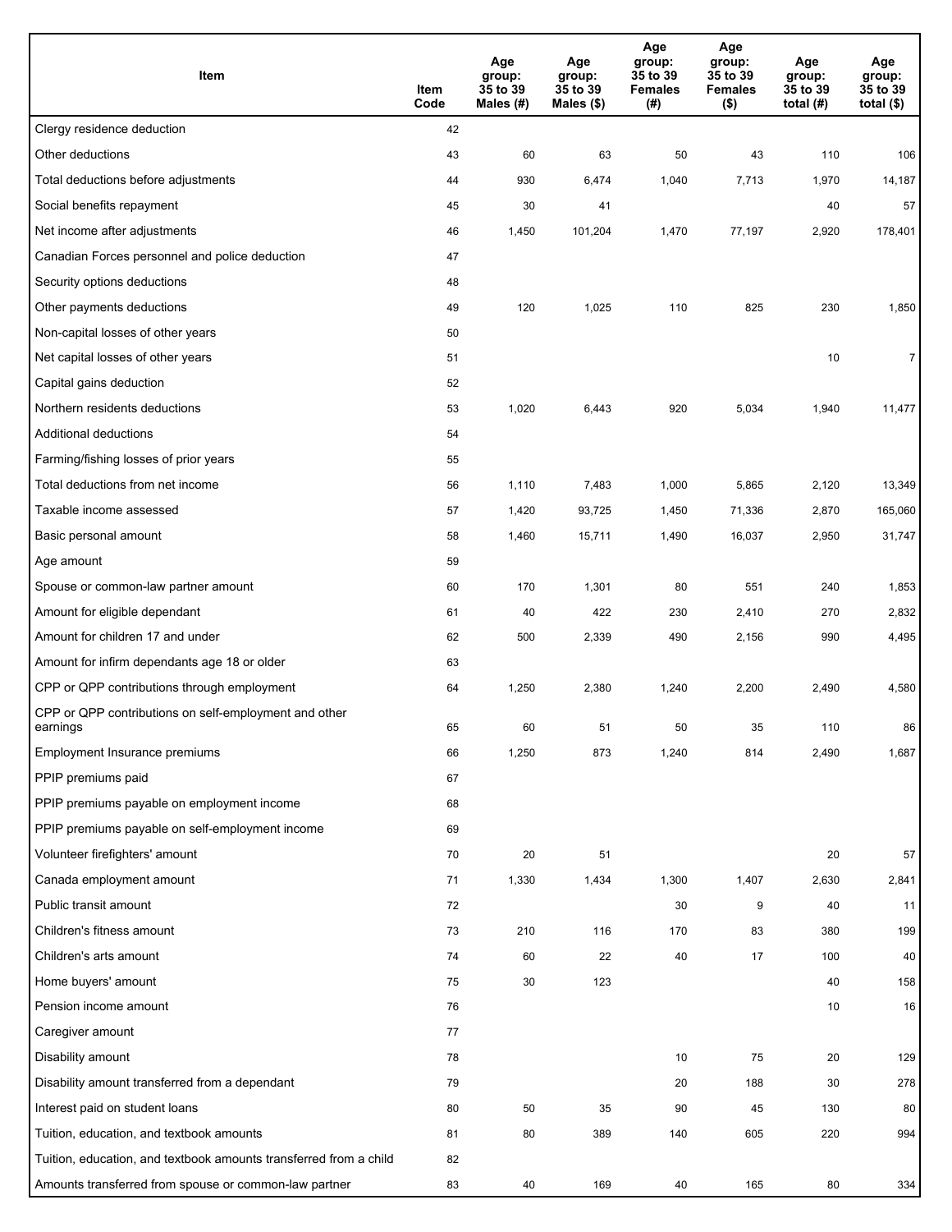| Item | Item Code | Age group: 35 to 39 Males (#) | Age group: 35 to 39 Males ($) | Age group: 35 to 39 Females (#) | Age group: 35 to 39 Females ($) | Age group: 35 to 39 total (#) | Age group: 35 to 39 total ($) |
|---|---|---|---|---|---|---|---|
| Clergy residence deduction | 42 | | | | | | |
| Other deductions | 43 | 60 | 63 | 50 | 43 | 110 | 106 |
| Total deductions before adjustments | 44 | 930 | 6,474 | 1,040 | 7,713 | 1,970 | 14,187 |
| Social benefits repayment | 45 | 30 | 41 | | | 40 | 57 |
| Net income after adjustments | 46 | 1,450 | 101,204 | 1,470 | 77,197 | 2,920 | 178,401 |
| Canadian Forces personnel and police deduction | 47 | | | | | | |
| Security options deductions | 48 | | | | | | |
| Other payments deductions | 49 | 120 | 1,025 | 110 | 825 | 230 | 1,850 |
| Non-capital losses of other years | 50 | | | | | | |
| Net capital losses of other years | 51 | | | | | 10 | 7 |
| Capital gains deduction | 52 | | | | | | |
| Northern residents deductions | 53 | 1,020 | 6,443 | 920 | 5,034 | 1,940 | 11,477 |
| Additional deductions | 54 | | | | | | |
| Farming/fishing losses of prior years | 55 | | | | | | |
| Total deductions from net income | 56 | 1,110 | 7,483 | 1,000 | 5,865 | 2,120 | 13,349 |
| Taxable income assessed | 57 | 1,420 | 93,725 | 1,450 | 71,336 | 2,870 | 165,060 |
| Basic personal amount | 58 | 1,460 | 15,711 | 1,490 | 16,037 | 2,950 | 31,747 |
| Age amount | 59 | | | | | | |
| Spouse or common-law partner amount | 60 | 170 | 1,301 | 80 | 551 | 240 | 1,853 |
| Amount for eligible dependant | 61 | 40 | 422 | 230 | 2,410 | 270 | 2,832 |
| Amount for children 17 and under | 62 | 500 | 2,339 | 490 | 2,156 | 990 | 4,495 |
| Amount for infirm dependants age 18 or older | 63 | | | | | | |
| CPP or QPP contributions through employment | 64 | 1,250 | 2,380 | 1,240 | 2,200 | 2,490 | 4,580 |
| CPP or QPP contributions on self-employment and other earnings | 65 | 60 | 51 | 50 | 35 | 110 | 86 |
| Employment Insurance premiums | 66 | 1,250 | 873 | 1,240 | 814 | 2,490 | 1,687 |
| PPIP premiums paid | 67 | | | | | | |
| PPIP premiums payable on employment income | 68 | | | | | | |
| PPIP premiums payable on self-employment income | 69 | | | | | | |
| Volunteer firefighters' amount | 70 | 20 | 51 | | | 20 | 57 |
| Canada employment amount | 71 | 1,330 | 1,434 | 1,300 | 1,407 | 2,630 | 2,841 |
| Public transit amount | 72 | | | 30 | 9 | 40 | 11 |
| Children's fitness amount | 73 | 210 | 116 | 170 | 83 | 380 | 199 |
| Children's arts amount | 74 | 60 | 22 | 40 | 17 | 100 | 40 |
| Home buyers' amount | 75 | 30 | 123 | | | 40 | 158 |
| Pension income amount | 76 | | | | | 10 | 16 |
| Caregiver amount | 77 | | | | | | |
| Disability amount | 78 | | | 10 | 75 | 20 | 129 |
| Disability amount transferred from a dependant | 79 | | | 20 | 188 | 30 | 278 |
| Interest paid on student loans | 80 | 50 | 35 | 90 | 45 | 130 | 80 |
| Tuition, education, and textbook amounts | 81 | 80 | 389 | 140 | 605 | 220 | 994 |
| Tuition, education, and textbook amounts transferred from a child | 82 | | | | | | |
| Amounts transferred from spouse or common-law partner | 83 | 40 | 169 | 40 | 165 | 80 | 334 |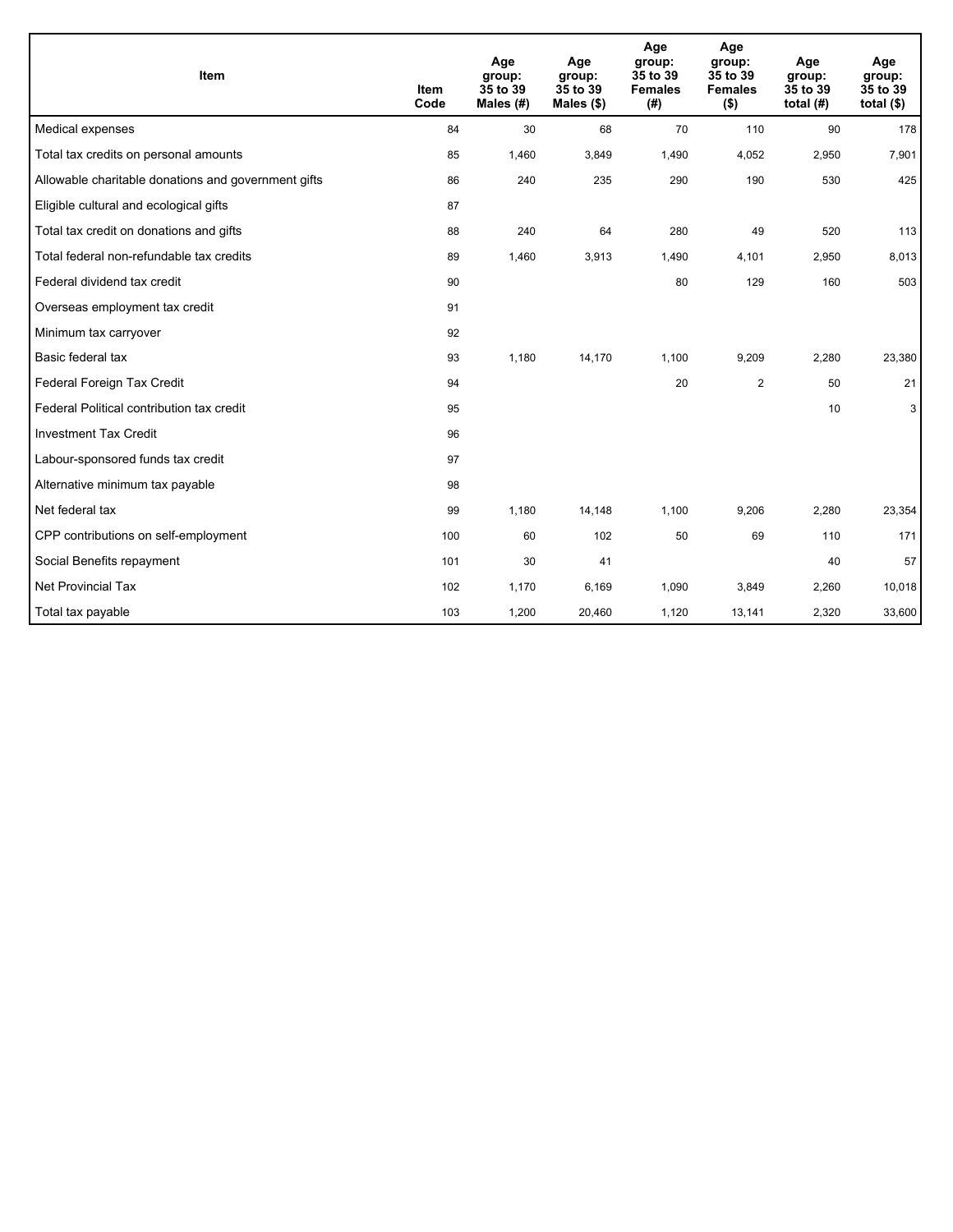| Item | Item Code | Age group: 35 to 39 Males (#) | Age group: 35 to 39 Males ($) | Age group: 35 to 39 Females (#) | Age group: 35 to 39 Females ($) | Age group: 35 to 39 total (#) | Age group: 35 to 39 total ($) |
|---|---|---|---|---|---|---|---|
| Medical expenses | 84 | 30 | 68 | 70 | 110 | 90 | 178 |
| Total tax credits on personal amounts | 85 | 1,460 | 3,849 | 1,490 | 4,052 | 2,950 | 7,901 |
| Allowable charitable donations and government gifts | 86 | 240 | 235 | 290 | 190 | 530 | 425 |
| Eligible cultural and ecological gifts | 87 | | | | | | |
| Total tax credit on donations and gifts | 88 | 240 | 64 | 280 | 49 | 520 | 113 |
| Total federal non-refundable tax credits | 89 | 1,460 | 3,913 | 1,490 | 4,101 | 2,950 | 8,013 |
| Federal dividend tax credit | 90 | | | 80 | 129 | 160 | 503 |
| Overseas employment tax credit | 91 | | | | | | |
| Minimum tax carryover | 92 | | | | | | |
| Basic federal tax | 93 | 1,180 | 14,170 | 1,100 | 9,209 | 2,280 | 23,380 |
| Federal Foreign Tax Credit | 94 | | | 20 | 2 | 50 | 21 |
| Federal Political contribution tax credit | 95 | | | | | 10 | 3 |
| Investment Tax Credit | 96 | | | | | | |
| Labour-sponsored funds tax credit | 97 | | | | | | |
| Alternative minimum tax payable | 98 | | | | | | |
| Net federal tax | 99 | 1,180 | 14,148 | 1,100 | 9,206 | 2,280 | 23,354 |
| CPP contributions on self-employment | 100 | 60 | 102 | 50 | 69 | 110 | 171 |
| Social Benefits repayment | 101 | 30 | 41 | | | 40 | 57 |
| Net Provincial Tax | 102 | 1,170 | 6,169 | 1,090 | 3,849 | 2,260 | 10,018 |
| Total tax payable | 103 | 1,200 | 20,460 | 1,120 | 13,141 | 2,320 | 33,600 |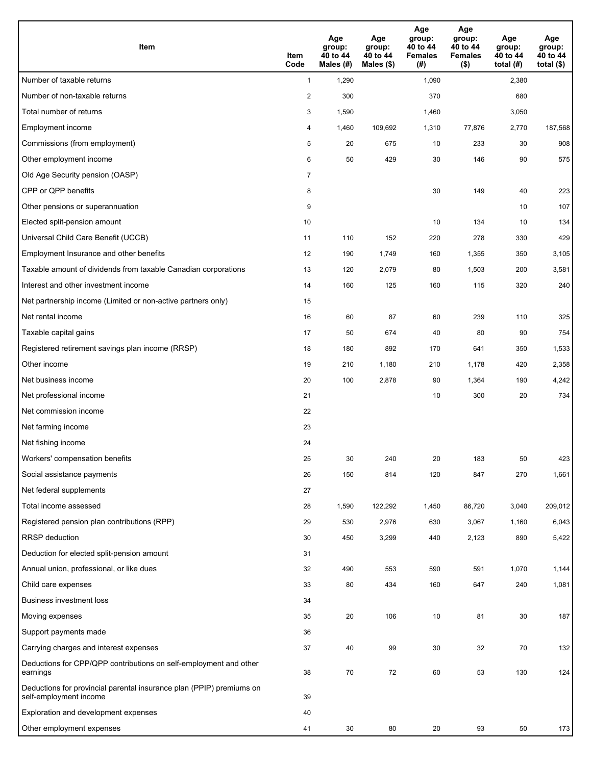| Item | Item Code | Age group: 40 to 44 Males (#) | Age group: 40 to 44 Males ($) | Age group: 40 to 44 Females (#) | Age group: 40 to 44 Females ($) | Age group: 40 to 44 total (#) | Age group: 40 to 44 total ($) |
|---|---|---|---|---|---|---|---|
| Number of taxable returns | 1 | 1,290 | | 1,090 | | 2,380 | |
| Number of non-taxable returns | 2 | 300 | | 370 | | 680 | |
| Total number of returns | 3 | 1,590 | | 1,460 | | 3,050 | |
| Employment income | 4 | 1,460 | 109,692 | 1,310 | 77,876 | 2,770 | 187,568 |
| Commissions (from employment) | 5 | 20 | 675 | 10 | 233 | 30 | 908 |
| Other employment income | 6 | 50 | 429 | 30 | 146 | 90 | 575 |
| Old Age Security pension (OASP) | 7 | | | | | | |
| CPP or QPP benefits | 8 | | | 30 | 149 | 40 | 223 |
| Other pensions or superannuation | 9 | | | | | 10 | 107 |
| Elected split-pension amount | 10 | | | 10 | 134 | 10 | 134 |
| Universal Child Care Benefit (UCCB) | 11 | 110 | 152 | 220 | 278 | 330 | 429 |
| Employment Insurance and other benefits | 12 | 190 | 1,749 | 160 | 1,355 | 350 | 3,105 |
| Taxable amount of dividends from taxable Canadian corporations | 13 | 120 | 2,079 | 80 | 1,503 | 200 | 3,581 |
| Interest and other investment income | 14 | 160 | 125 | 160 | 115 | 320 | 240 |
| Net partnership income (Limited or non-active partners only) | 15 | | | | | | |
| Net rental income | 16 | 60 | 87 | 60 | 239 | 110 | 325 |
| Taxable capital gains | 17 | 50 | 674 | 40 | 80 | 90 | 754 |
| Registered retirement savings plan income (RRSP) | 18 | 180 | 892 | 170 | 641 | 350 | 1,533 |
| Other income | 19 | 210 | 1,180 | 210 | 1,178 | 420 | 2,358 |
| Net business income | 20 | 100 | 2,878 | 90 | 1,364 | 190 | 4,242 |
| Net professional income | 21 | | | 10 | 300 | 20 | 734 |
| Net commission income | 22 | | | | | | |
| Net farming income | 23 | | | | | | |
| Net fishing income | 24 | | | | | | |
| Workers' compensation benefits | 25 | 30 | 240 | 20 | 183 | 50 | 423 |
| Social assistance payments | 26 | 150 | 814 | 120 | 847 | 270 | 1,661 |
| Net federal supplements | 27 | | | | | | |
| Total income assessed | 28 | 1,590 | 122,292 | 1,450 | 86,720 | 3,040 | 209,012 |
| Registered pension plan contributions (RPP) | 29 | 530 | 2,976 | 630 | 3,067 | 1,160 | 6,043 |
| RRSP deduction | 30 | 450 | 3,299 | 440 | 2,123 | 890 | 5,422 |
| Deduction for elected split-pension amount | 31 | | | | | | |
| Annual union, professional, or like dues | 32 | 490 | 553 | 590 | 591 | 1,070 | 1,144 |
| Child care expenses | 33 | 80 | 434 | 160 | 647 | 240 | 1,081 |
| Business investment loss | 34 | | | | | | |
| Moving expenses | 35 | 20 | 106 | 10 | 81 | 30 | 187 |
| Support payments made | 36 | | | | | | |
| Carrying charges and interest expenses | 37 | 40 | 99 | 30 | 32 | 70 | 132 |
| Deductions for CPP/QPP contributions on self-employment and other earnings | 38 | 70 | 72 | 60 | 53 | 130 | 124 |
| Deductions for provincial parental insurance plan (PPIP) premiums on self-employment income | 39 | | | | | | |
| Exploration and development expenses | 40 | | | | | | |
| Other employment expenses | 41 | 30 | 80 | 20 | 93 | 50 | 173 |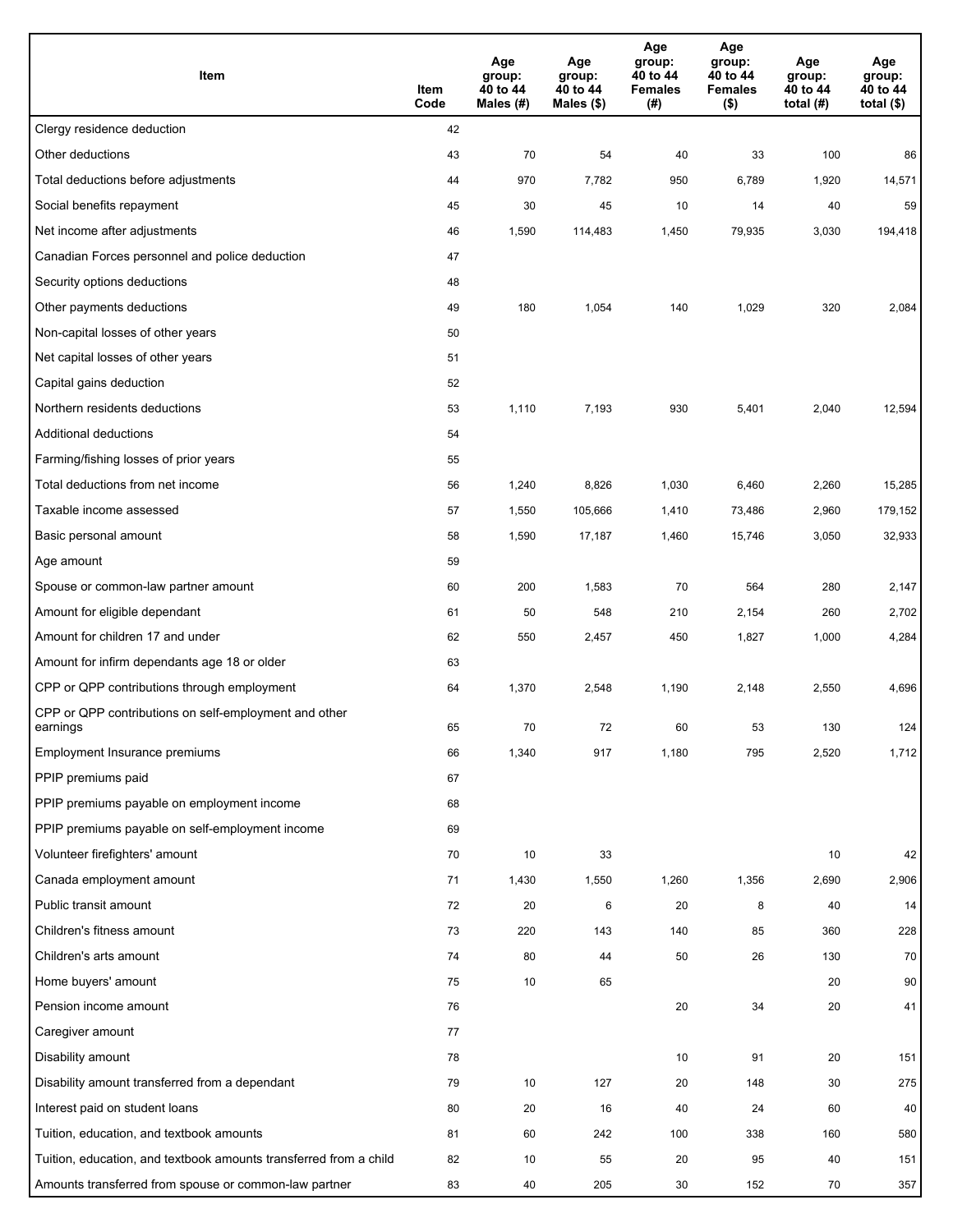| Item | Item Code | Age group: 40 to 44 Males (#) | Age group: 40 to 44 Males ($) | Age group: 40 to 44 Females (#) | Age group: 40 to 44 Females ($) | Age group: 40 to 44 total (#) | Age group: 40 to 44 total ($) |
|---|---|---|---|---|---|---|---|
| Clergy residence deduction | 42 | | | | | | |
| Other deductions | 43 | 70 | 54 | 40 | 33 | 100 | 86 |
| Total deductions before adjustments | 44 | 970 | 7,782 | 950 | 6,789 | 1,920 | 14,571 |
| Social benefits repayment | 45 | 30 | 45 | 10 | 14 | 40 | 59 |
| Net income after adjustments | 46 | 1,590 | 114,483 | 1,450 | 79,935 | 3,030 | 194,418 |
| Canadian Forces personnel and police deduction | 47 | | | | | | |
| Security options deductions | 48 | | | | | | |
| Other payments deductions | 49 | 180 | 1,054 | 140 | 1,029 | 320 | 2,084 |
| Non-capital losses of other years | 50 | | | | | | |
| Net capital losses of other years | 51 | | | | | | |
| Capital gains deduction | 52 | | | | | | |
| Northern residents deductions | 53 | 1,110 | 7,193 | 930 | 5,401 | 2,040 | 12,594 |
| Additional deductions | 54 | | | | | | |
| Farming/fishing losses of prior years | 55 | | | | | | |
| Total deductions from net income | 56 | 1,240 | 8,826 | 1,030 | 6,460 | 2,260 | 15,285 |
| Taxable income assessed | 57 | 1,550 | 105,666 | 1,410 | 73,486 | 2,960 | 179,152 |
| Basic personal amount | 58 | 1,590 | 17,187 | 1,460 | 15,746 | 3,050 | 32,933 |
| Age amount | 59 | | | | | | |
| Spouse or common-law partner amount | 60 | 200 | 1,583 | 70 | 564 | 280 | 2,147 |
| Amount for eligible dependant | 61 | 50 | 548 | 210 | 2,154 | 260 | 2,702 |
| Amount for children 17 and under | 62 | 550 | 2,457 | 450 | 1,827 | 1,000 | 4,284 |
| Amount for infirm dependants age 18 or older | 63 | | | | | | |
| CPP or QPP contributions through employment | 64 | 1,370 | 2,548 | 1,190 | 2,148 | 2,550 | 4,696 |
| CPP or QPP contributions on self-employment and other earnings | 65 | 70 | 72 | 60 | 53 | 130 | 124 |
| Employment Insurance premiums | 66 | 1,340 | 917 | 1,180 | 795 | 2,520 | 1,712 |
| PPIP premiums paid | 67 | | | | | | |
| PPIP premiums payable on employment income | 68 | | | | | | |
| PPIP premiums payable on self-employment income | 69 | | | | | | |
| Volunteer firefighters' amount | 70 | 10 | 33 | | | 10 | 42 |
| Canada employment amount | 71 | 1,430 | 1,550 | 1,260 | 1,356 | 2,690 | 2,906 |
| Public transit amount | 72 | 20 | 6 | 20 | 8 | 40 | 14 |
| Children's fitness amount | 73 | 220 | 143 | 140 | 85 | 360 | 228 |
| Children's arts amount | 74 | 80 | 44 | 50 | 26 | 130 | 70 |
| Home buyers' amount | 75 | 10 | 65 | | | 20 | 90 |
| Pension income amount | 76 | | | 20 | 34 | 20 | 41 |
| Caregiver amount | 77 | | | | | | |
| Disability amount | 78 | | | 10 | 91 | 20 | 151 |
| Disability amount transferred from a dependant | 79 | 10 | 127 | 20 | 148 | 30 | 275 |
| Interest paid on student loans | 80 | 20 | 16 | 40 | 24 | 60 | 40 |
| Tuition, education, and textbook amounts | 81 | 60 | 242 | 100 | 338 | 160 | 580 |
| Tuition, education, and textbook amounts transferred from a child | 82 | 10 | 55 | 20 | 95 | 40 | 151 |
| Amounts transferred from spouse or common-law partner | 83 | 40 | 205 | 30 | 152 | 70 | 357 |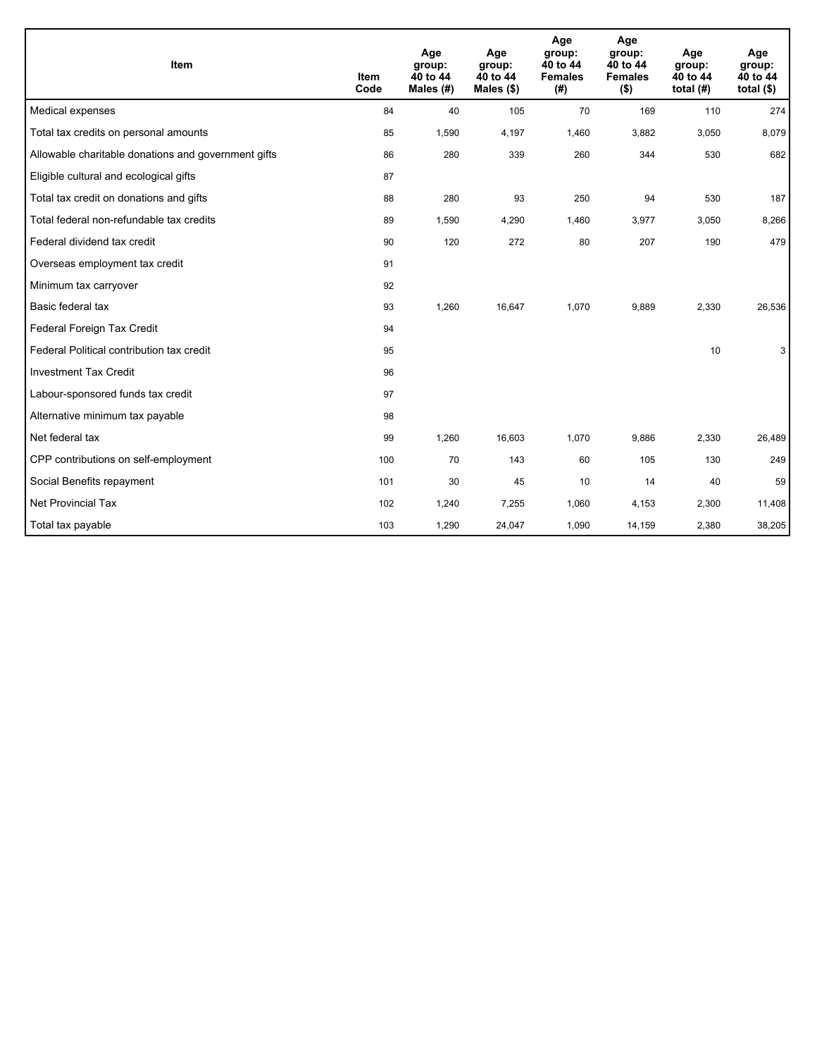| Item | Item Code | Age group: 40 to 44 Males (#) | Age group: 40 to 44 Males ($) | Age group: 40 to 44 Females (#) | Age group: 40 to 44 Females ($) | Age group: 40 to 44 total (#) | Age group: 40 to 44 total ($) |
|---|---|---|---|---|---|---|---|
| Medical expenses | 84 | 40 | 105 | 70 | 169 | 110 | 274 |
| Total tax credits on personal amounts | 85 | 1,590 | 4,197 | 1,460 | 3,882 | 3,050 | 8,079 |
| Allowable charitable donations and government gifts | 86 | 280 | 339 | 260 | 344 | 530 | 682 |
| Eligible cultural and ecological gifts | 87 | | | | | | |
| Total tax credit on donations and gifts | 88 | 280 | 93 | 250 | 94 | 530 | 187 |
| Total federal non-refundable tax credits | 89 | 1,590 | 4,290 | 1,460 | 3,977 | 3,050 | 8,266 |
| Federal dividend tax credit | 90 | 120 | 272 | 80 | 207 | 190 | 479 |
| Overseas employment tax credit | 91 | | | | | | |
| Minimum tax carryover | 92 | | | | | | |
| Basic federal tax | 93 | 1,260 | 16,647 | 1,070 | 9,889 | 2,330 | 26,536 |
| Federal Foreign Tax Credit | 94 | | | | | | |
| Federal Political contribution tax credit | 95 | | | | | 10 | 3 |
| Investment Tax Credit | 96 | | | | | | |
| Labour-sponsored funds tax credit | 97 | | | | | | |
| Alternative minimum tax payable | 98 | | | | | | |
| Net federal tax | 99 | 1,260 | 16,603 | 1,070 | 9,886 | 2,330 | 26,489 |
| CPP contributions on self-employment | 100 | 70 | 143 | 60 | 105 | 130 | 249 |
| Social Benefits repayment | 101 | 30 | 45 | 10 | 14 | 40 | 59 |
| Net Provincial Tax | 102 | 1,240 | 7,255 | 1,060 | 4,153 | 2,300 | 11,408 |
| Total tax payable | 103 | 1,290 | 24,047 | 1,090 | 14,159 | 2,380 | 38,205 |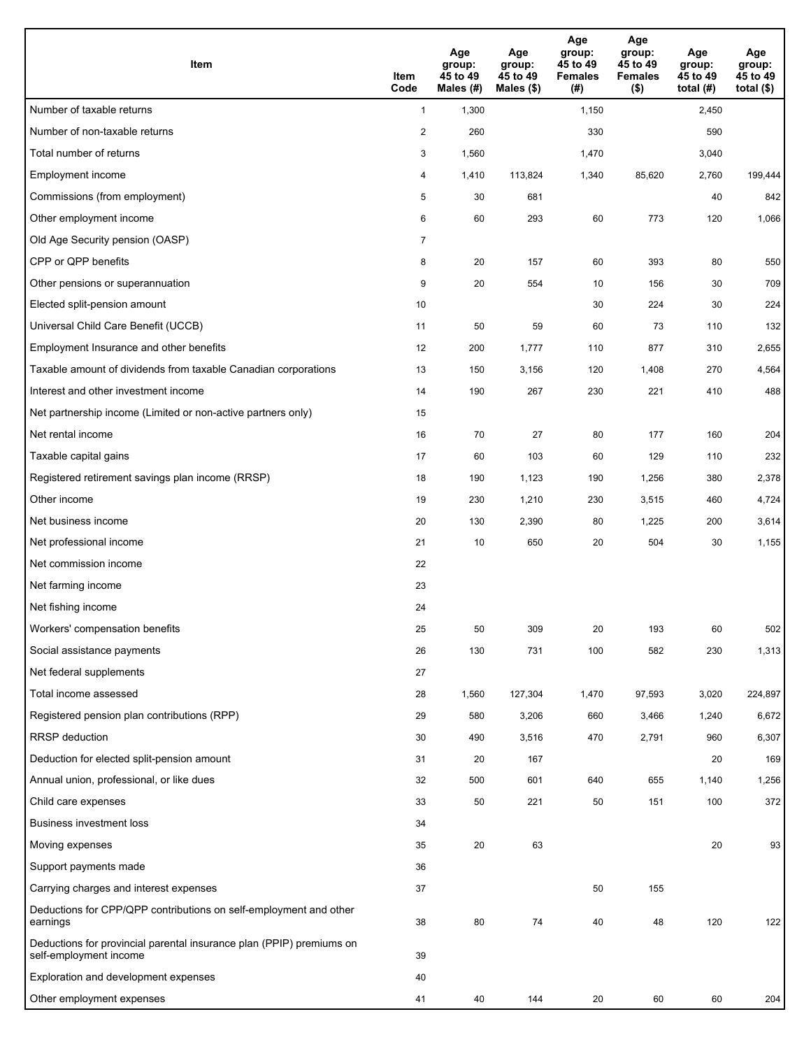| Item | Item Code | Age group: 45 to 49 Males (#) | Age group: 45 to 49 Males ($) | Age group: 45 to 49 Females (#) | Age group: 45 to 49 Females ($) | Age group: 45 to 49 total (#) | Age group: 45 to 49 total ($) |
|---|---|---|---|---|---|---|---|
| Number of taxable returns | 1 | 1,300 | | 1,150 | | 2,450 | |
| Number of non-taxable returns | 2 | 260 | | 330 | | 590 | |
| Total number of returns | 3 | 1,560 | | 1,470 | | 3,040 | |
| Employment income | 4 | 1,410 | 113,824 | 1,340 | 85,620 | 2,760 | 199,444 |
| Commissions (from employment) | 5 | 30 | 681 | | | 40 | 842 |
| Other employment income | 6 | 60 | 293 | 60 | 773 | 120 | 1,066 |
| Old Age Security pension (OASP) | 7 | | | | | | |
| CPP or QPP benefits | 8 | 20 | 157 | 60 | 393 | 80 | 550 |
| Other pensions or superannuation | 9 | 20 | 554 | 10 | 156 | 30 | 709 |
| Elected split-pension amount | 10 | | | 30 | 224 | 30 | 224 |
| Universal Child Care Benefit (UCCB) | 11 | 50 | 59 | 60 | 73 | 110 | 132 |
| Employment Insurance and other benefits | 12 | 200 | 1,777 | 110 | 877 | 310 | 2,655 |
| Taxable amount of dividends from taxable Canadian corporations | 13 | 150 | 3,156 | 120 | 1,408 | 270 | 4,564 |
| Interest and other investment income | 14 | 190 | 267 | 230 | 221 | 410 | 488 |
| Net partnership income (Limited or non-active partners only) | 15 | | | | | | |
| Net rental income | 16 | 70 | 27 | 80 | 177 | 160 | 204 |
| Taxable capital gains | 17 | 60 | 103 | 60 | 129 | 110 | 232 |
| Registered retirement savings plan income (RRSP) | 18 | 190 | 1,123 | 190 | 1,256 | 380 | 2,378 |
| Other income | 19 | 230 | 1,210 | 230 | 3,515 | 460 | 4,724 |
| Net business income | 20 | 130 | 2,390 | 80 | 1,225 | 200 | 3,614 |
| Net professional income | 21 | 10 | 650 | 20 | 504 | 30 | 1,155 |
| Net commission income | 22 | | | | | | |
| Net farming income | 23 | | | | | | |
| Net fishing income | 24 | | | | | | |
| Workers' compensation benefits | 25 | 50 | 309 | 20 | 193 | 60 | 502 |
| Social assistance payments | 26 | 130 | 731 | 100 | 582 | 230 | 1,313 |
| Net federal supplements | 27 | | | | | | |
| Total income assessed | 28 | 1,560 | 127,304 | 1,470 | 97,593 | 3,020 | 224,897 |
| Registered pension plan contributions (RPP) | 29 | 580 | 3,206 | 660 | 3,466 | 1,240 | 6,672 |
| RRSP deduction | 30 | 490 | 3,516 | 470 | 2,791 | 960 | 6,307 |
| Deduction for elected split-pension amount | 31 | 20 | 167 | | | 20 | 169 |
| Annual union, professional, or like dues | 32 | 500 | 601 | 640 | 655 | 1,140 | 1,256 |
| Child care expenses | 33 | 50 | 221 | 50 | 151 | 100 | 372 |
| Business investment loss | 34 | | | | | | |
| Moving expenses | 35 | 20 | 63 | | | 20 | 93 |
| Support payments made | 36 | | | | | | |
| Carrying charges and interest expenses | 37 | | | 50 | 155 | | |
| Deductions for CPP/QPP contributions on self-employment and other earnings | 38 | 80 | 74 | 40 | 48 | 120 | 122 |
| Deductions for provincial parental insurance plan (PPIP) premiums on self-employment income | 39 | | | | | | |
| Exploration and development expenses | 40 | | | | | | |
| Other employment expenses | 41 | 40 | 144 | 20 | 60 | 60 | 204 |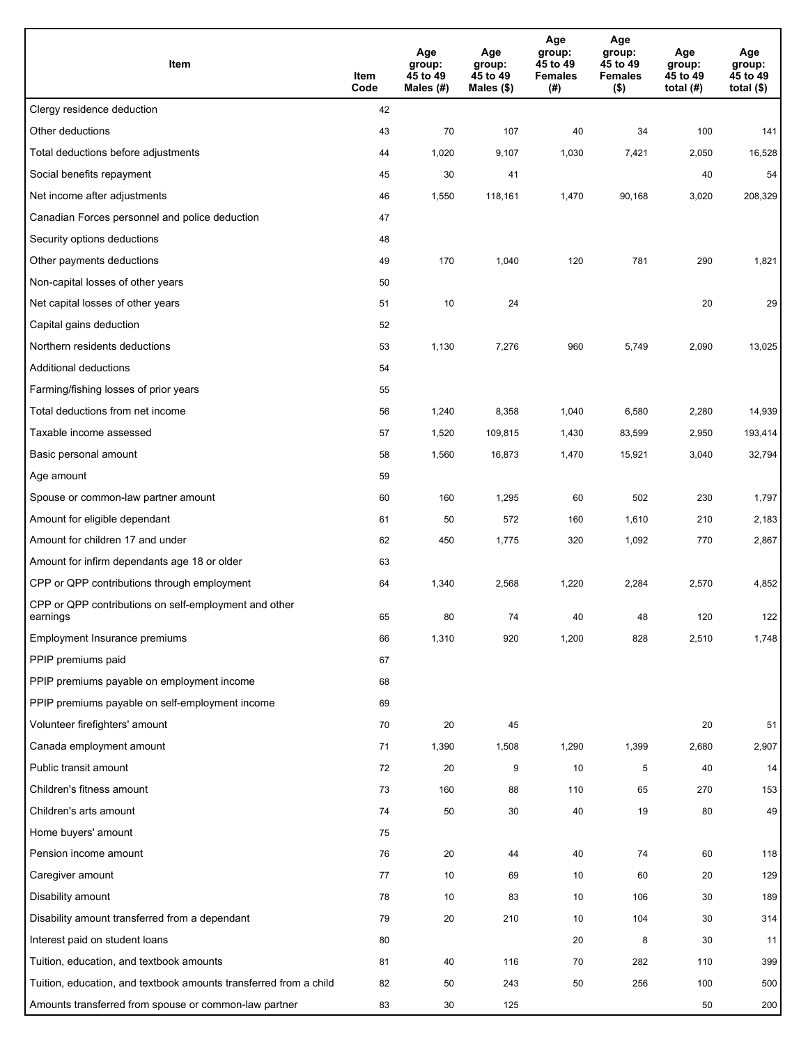| Item | Item Code | Age group: 45 to 49 Males (#) | Age group: 45 to 49 Males ($) | Age group: 45 to 49 Females (#) | Age group: 45 to 49 Females ($) | Age group: 45 to 49 total (#) | Age group: 45 to 49 total ($) |
|---|---|---|---|---|---|---|---|
| Clergy residence deduction | 42 | | | | | | |
| Other deductions | 43 | 70 | 107 | 40 | 34 | 100 | 141 |
| Total deductions before adjustments | 44 | 1,020 | 9,107 | 1,030 | 7,421 | 2,050 | 16,528 |
| Social benefits repayment | 45 | 30 | 41 | | | 40 | 54 |
| Net income after adjustments | 46 | 1,550 | 118,161 | 1,470 | 90,168 | 3,020 | 208,329 |
| Canadian Forces personnel and police deduction | 47 | | | | | | |
| Security options deductions | 48 | | | | | | |
| Other payments deductions | 49 | 170 | 1,040 | 120 | 781 | 290 | 1,821 |
| Non-capital losses of other years | 50 | | | | | | |
| Net capital losses of other years | 51 | 10 | 24 | | | 20 | 29 |
| Capital gains deduction | 52 | | | | | | |
| Northern residents deductions | 53 | 1,130 | 7,276 | 960 | 5,749 | 2,090 | 13,025 |
| Additional deductions | 54 | | | | | | |
| Farming/fishing losses of prior years | 55 | | | | | | |
| Total deductions from net income | 56 | 1,240 | 8,358 | 1,040 | 6,580 | 2,280 | 14,939 |
| Taxable income assessed | 57 | 1,520 | 109,815 | 1,430 | 83,599 | 2,950 | 193,414 |
| Basic personal amount | 58 | 1,560 | 16,873 | 1,470 | 15,921 | 3,040 | 32,794 |
| Age amount | 59 | | | | | | |
| Spouse or common-law partner amount | 60 | 160 | 1,295 | 60 | 502 | 230 | 1,797 |
| Amount for eligible dependant | 61 | 50 | 572 | 160 | 1,610 | 210 | 2,183 |
| Amount for children 17 and under | 62 | 450 | 1,775 | 320 | 1,092 | 770 | 2,867 |
| Amount for infirm dependants age 18 or older | 63 | | | | | | |
| CPP or QPP contributions through employment | 64 | 1,340 | 2,568 | 1,220 | 2,284 | 2,570 | 4,852 |
| CPP or QPP contributions on self-employment and other earnings | 65 | 80 | 74 | 40 | 48 | 120 | 122 |
| Employment Insurance premiums | 66 | 1,310 | 920 | 1,200 | 828 | 2,510 | 1,748 |
| PPIP premiums paid | 67 | | | | | | |
| PPIP premiums payable on employment income | 68 | | | | | | |
| PPIP premiums payable on self-employment income | 69 | | | | | | |
| Volunteer firefighters' amount | 70 | 20 | 45 | | | 20 | 51 |
| Canada employment amount | 71 | 1,390 | 1,508 | 1,290 | 1,399 | 2,680 | 2,907 |
| Public transit amount | 72 | 20 | 9 | 10 | 5 | 40 | 14 |
| Children's fitness amount | 73 | 160 | 88 | 110 | 65 | 270 | 153 |
| Children's arts amount | 74 | 50 | 30 | 40 | 19 | 80 | 49 |
| Home buyers' amount | 75 | | | | | | |
| Pension income amount | 76 | 20 | 44 | 40 | 74 | 60 | 118 |
| Caregiver amount | 77 | 10 | 69 | 10 | 60 | 20 | 129 |
| Disability amount | 78 | 10 | 83 | 10 | 106 | 30 | 189 |
| Disability amount transferred from a dependant | 79 | 20 | 210 | 10 | 104 | 30 | 314 |
| Interest paid on student loans | 80 | | | 20 | 8 | 30 | 11 |
| Tuition, education, and textbook amounts | 81 | 40 | 116 | 70 | 282 | 110 | 399 |
| Tuition, education, and textbook amounts transferred from a child | 82 | 50 | 243 | 50 | 256 | 100 | 500 |
| Amounts transferred from spouse or common-law partner | 83 | 30 | 125 | | | 50 | 200 |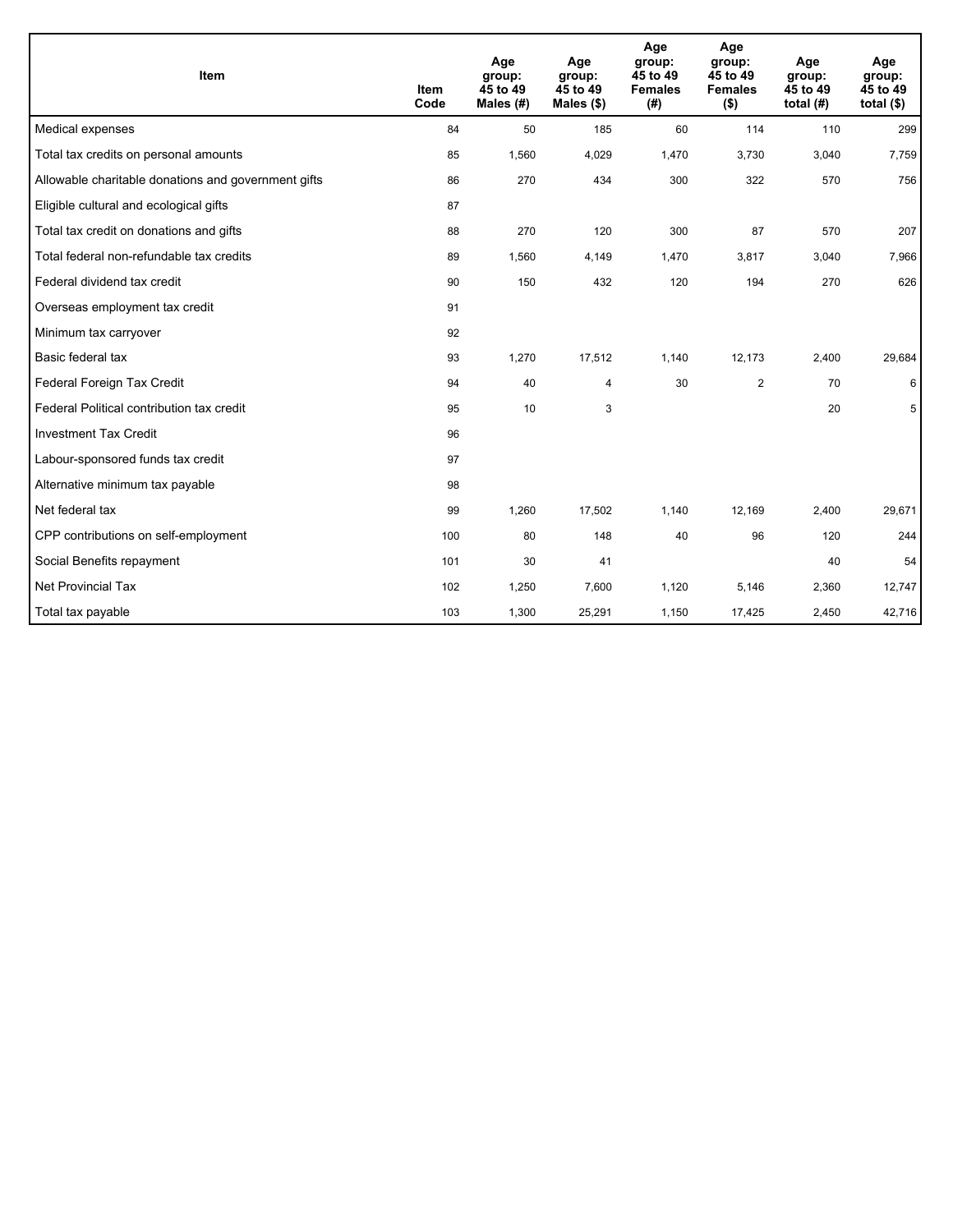| Item | Item Code | Age group: 45 to 49 Males (#) | Age group: 45 to 49 Males ($) | Age group: 45 to 49 Females (#) | Age group: 45 to 49 Females ($) | Age group: 45 to 49 total (#) | Age group: 45 to 49 total ($) |
|---|---|---|---|---|---|---|---|
| Medical expenses | 84 | 50 | 185 | 60 | 114 | 110 | 299 |
| Total tax credits on personal amounts | 85 | 1,560 | 4,029 | 1,470 | 3,730 | 3,040 | 7,759 |
| Allowable charitable donations and government gifts | 86 | 270 | 434 | 300 | 322 | 570 | 756 |
| Eligible cultural and ecological gifts | 87 | | | | | | |
| Total tax credit on donations and gifts | 88 | 270 | 120 | 300 | 87 | 570 | 207 |
| Total federal non-refundable tax credits | 89 | 1,560 | 4,149 | 1,470 | 3,817 | 3,040 | 7,966 |
| Federal dividend tax credit | 90 | 150 | 432 | 120 | 194 | 270 | 626 |
| Overseas employment tax credit | 91 | | | | | | |
| Minimum tax carryover | 92 | | | | | | |
| Basic federal tax | 93 | 1,270 | 17,512 | 1,140 | 12,173 | 2,400 | 29,684 |
| Federal Foreign Tax Credit | 94 | 40 | 4 | 30 | 2 | 70 | 6 |
| Federal Political contribution tax credit | 95 | 10 | 3 | | | 20 | 5 |
| Investment Tax Credit | 96 | | | | | | |
| Labour-sponsored funds tax credit | 97 | | | | | | |
| Alternative minimum tax payable | 98 | | | | | | |
| Net federal tax | 99 | 1,260 | 17,502 | 1,140 | 12,169 | 2,400 | 29,671 |
| CPP contributions on self-employment | 100 | 80 | 148 | 40 | 96 | 120 | 244 |
| Social Benefits repayment | 101 | 30 | 41 | | | 40 | 54 |
| Net Provincial Tax | 102 | 1,250 | 7,600 | 1,120 | 5,146 | 2,360 | 12,747 |
| Total tax payable | 103 | 1,300 | 25,291 | 1,150 | 17,425 | 2,450 | 42,716 |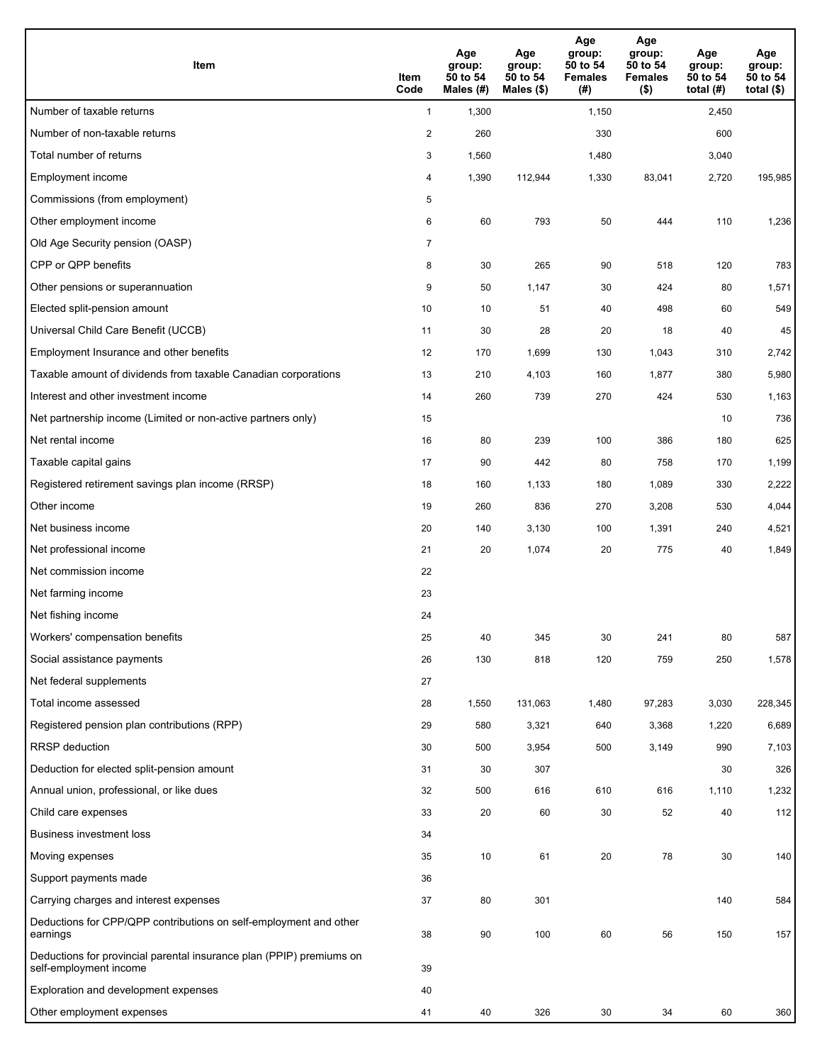| Item | Item Code | Age group: 50 to 54 Males (#) | Age group: 50 to 54 Males ($) | Age group: 50 to 54 Females (#) | Age group: 50 to 54 Females ($) | Age group: 50 to 54 total (#) | Age group: 50 to 54 total ($) |
|---|---|---|---|---|---|---|---|
| Number of taxable returns | 1 | 1,300 | | 1,150 | | 2,450 | |
| Number of non-taxable returns | 2 | 260 | | 330 | | 600 | |
| Total number of returns | 3 | 1,560 | | 1,480 | | 3,040 | |
| Employment income | 4 | 1,390 | 112,944 | 1,330 | 83,041 | 2,720 | 195,985 |
| Commissions (from employment) | 5 | | | | | | |
| Other employment income | 6 | 60 | 793 | 50 | 444 | 110 | 1,236 |
| Old Age Security pension (OASP) | 7 | | | | | | |
| CPP or QPP benefits | 8 | 30 | 265 | 90 | 518 | 120 | 783 |
| Other pensions or superannuation | 9 | 50 | 1,147 | 30 | 424 | 80 | 1,571 |
| Elected split-pension amount | 10 | 10 | 51 | 40 | 498 | 60 | 549 |
| Universal Child Care Benefit (UCCB) | 11 | 30 | 28 | 20 | 18 | 40 | 45 |
| Employment Insurance and other benefits | 12 | 170 | 1,699 | 130 | 1,043 | 310 | 2,742 |
| Taxable amount of dividends from taxable Canadian corporations | 13 | 210 | 4,103 | 160 | 1,877 | 380 | 5,980 |
| Interest and other investment income | 14 | 260 | 739 | 270 | 424 | 530 | 1,163 |
| Net partnership income (Limited or non-active partners only) | 15 | | | | | 10 | 736 |
| Net rental income | 16 | 80 | 239 | 100 | 386 | 180 | 625 |
| Taxable capital gains | 17 | 90 | 442 | 80 | 758 | 170 | 1,199 |
| Registered retirement savings plan income (RRSP) | 18 | 160 | 1,133 | 180 | 1,089 | 330 | 2,222 |
| Other income | 19 | 260 | 836 | 270 | 3,208 | 530 | 4,044 |
| Net business income | 20 | 140 | 3,130 | 100 | 1,391 | 240 | 4,521 |
| Net professional income | 21 | 20 | 1,074 | 20 | 775 | 40 | 1,849 |
| Net commission income | 22 | | | | | | |
| Net farming income | 23 | | | | | | |
| Net fishing income | 24 | | | | | | |
| Workers' compensation benefits | 25 | 40 | 345 | 30 | 241 | 80 | 587 |
| Social assistance payments | 26 | 130 | 818 | 120 | 759 | 250 | 1,578 |
| Net federal supplements | 27 | | | | | | |
| Total income assessed | 28 | 1,550 | 131,063 | 1,480 | 97,283 | 3,030 | 228,345 |
| Registered pension plan contributions (RPP) | 29 | 580 | 3,321 | 640 | 3,368 | 1,220 | 6,689 |
| RRSP deduction | 30 | 500 | 3,954 | 500 | 3,149 | 990 | 7,103 |
| Deduction for elected split-pension amount | 31 | 30 | 307 | | | 30 | 326 |
| Annual union, professional, or like dues | 32 | 500 | 616 | 610 | 616 | 1,110 | 1,232 |
| Child care expenses | 33 | 20 | 60 | 30 | 52 | 40 | 112 |
| Business investment loss | 34 | | | | | | |
| Moving expenses | 35 | 10 | 61 | 20 | 78 | 30 | 140 |
| Support payments made | 36 | | | | | | |
| Carrying charges and interest expenses | 37 | 80 | 301 | | | 140 | 584 |
| Deductions for CPP/QPP contributions on self-employment and other earnings | 38 | 90 | 100 | 60 | 56 | 150 | 157 |
| Deductions for provincial parental insurance plan (PPIP) premiums on self-employment income | 39 | | | | | | |
| Exploration and development expenses | 40 | | | | | | |
| Other employment expenses | 41 | 40 | 326 | 30 | 34 | 60 | 360 |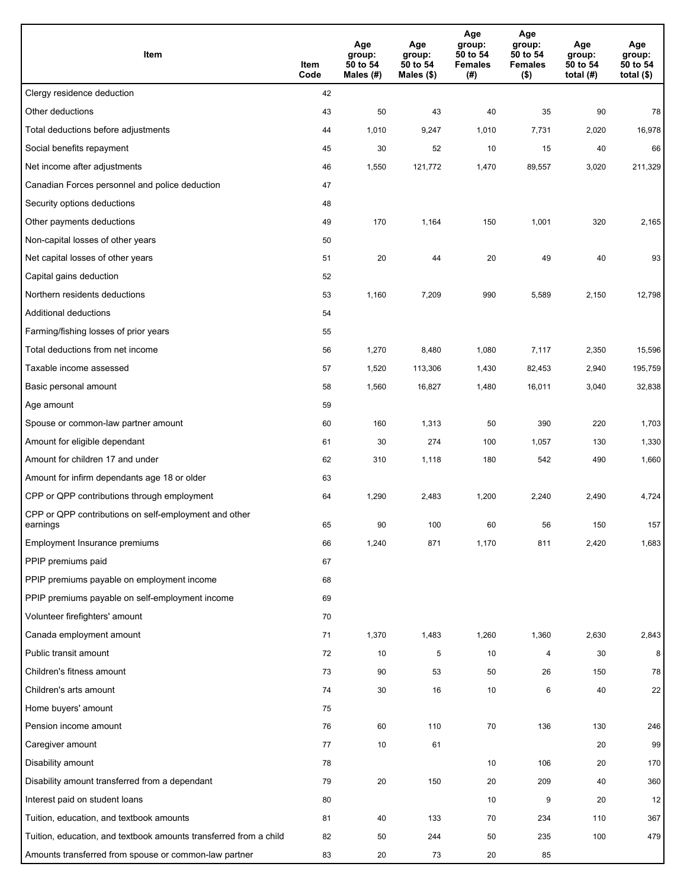| Item | Item Code | Age group: 50 to 54 Males (#) | Age group: 50 to 54 Males ($) | Age group: 50 to 54 Females (#) | Age group: 50 to 54 Females ($) | Age group: 50 to 54 total (#) | Age group: 50 to 54 total ($) |
|---|---|---|---|---|---|---|---|
| Clergy residence deduction | 42 | | | | | | |
| Other deductions | 43 | 50 | 43 | 40 | 35 | 90 | 78 |
| Total deductions before adjustments | 44 | 1,010 | 9,247 | 1,010 | 7,731 | 2,020 | 16,978 |
| Social benefits repayment | 45 | 30 | 52 | 10 | 15 | 40 | 66 |
| Net income after adjustments | 46 | 1,550 | 121,772 | 1,470 | 89,557 | 3,020 | 211,329 |
| Canadian Forces personnel and police deduction | 47 | | | | | | |
| Security options deductions | 48 | | | | | | |
| Other payments deductions | 49 | 170 | 1,164 | 150 | 1,001 | 320 | 2,165 |
| Non-capital losses of other years | 50 | | | | | | |
| Net capital losses of other years | 51 | 20 | 44 | 20 | 49 | 40 | 93 |
| Capital gains deduction | 52 | | | | | | |
| Northern residents deductions | 53 | 1,160 | 7,209 | 990 | 5,589 | 2,150 | 12,798 |
| Additional deductions | 54 | | | | | | |
| Farming/fishing losses of prior years | 55 | | | | | | |
| Total deductions from net income | 56 | 1,270 | 8,480 | 1,080 | 7,117 | 2,350 | 15,596 |
| Taxable income assessed | 57 | 1,520 | 113,306 | 1,430 | 82,453 | 2,940 | 195,759 |
| Basic personal amount | 58 | 1,560 | 16,827 | 1,480 | 16,011 | 3,040 | 32,838 |
| Age amount | 59 | | | | | | |
| Spouse or common-law partner amount | 60 | 160 | 1,313 | 50 | 390 | 220 | 1,703 |
| Amount for eligible dependant | 61 | 30 | 274 | 100 | 1,057 | 130 | 1,330 |
| Amount for children 17 and under | 62 | 310 | 1,118 | 180 | 542 | 490 | 1,660 |
| Amount for infirm dependants age 18 or older | 63 | | | | | | |
| CPP or QPP contributions through employment | 64 | 1,290 | 2,483 | 1,200 | 2,240 | 2,490 | 4,724 |
| CPP or QPP contributions on self-employment and other earnings | 65 | 90 | 100 | 60 | 56 | 150 | 157 |
| Employment Insurance premiums | 66 | 1,240 | 871 | 1,170 | 811 | 2,420 | 1,683 |
| PPIP premiums paid | 67 | | | | | | |
| PPIP premiums payable on employment income | 68 | | | | | | |
| PPIP premiums payable on self-employment income | 69 | | | | | | |
| Volunteer firefighters' amount | 70 | | | | | | |
| Canada employment amount | 71 | 1,370 | 1,483 | 1,260 | 1,360 | 2,630 | 2,843 |
| Public transit amount | 72 | 10 | 5 | 10 | 4 | 30 | 8 |
| Children's fitness amount | 73 | 90 | 53 | 50 | 26 | 150 | 78 |
| Children's arts amount | 74 | 30 | 16 | 10 | 6 | 40 | 22 |
| Home buyers' amount | 75 | | | | | | |
| Pension income amount | 76 | 60 | 110 | 70 | 136 | 130 | 246 |
| Caregiver amount | 77 | 10 | 61 | | | 20 | 99 |
| Disability amount | 78 | | | 10 | 106 | 20 | 170 |
| Disability amount transferred from a dependant | 79 | 20 | 150 | 20 | 209 | 40 | 360 |
| Interest paid on student loans | 80 | | | 10 | 9 | 20 | 12 |
| Tuition, education, and textbook amounts | 81 | 40 | 133 | 70 | 234 | 110 | 367 |
| Tuition, education, and textbook amounts transferred from a child | 82 | 50 | 244 | 50 | 235 | 100 | 479 |
| Amounts transferred from spouse or common-law partner | 83 | 20 | 73 | 20 | 85 | | |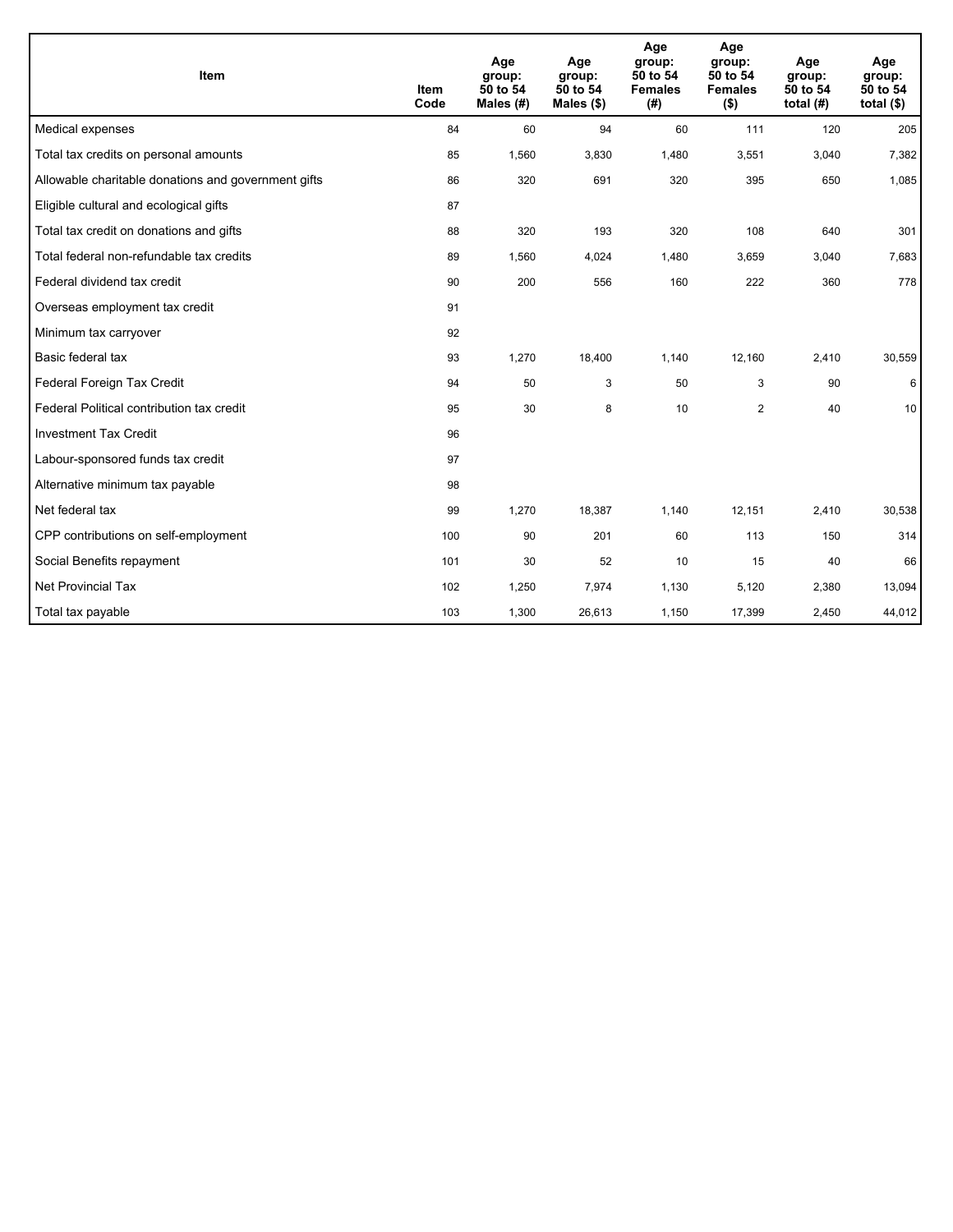| Item | Item Code | Age group: 50 to 54 Males (#) | Age group: 50 to 54 Males ($) | Age group: 50 to 54 Females (#) | Age group: 50 to 54 Females ($) | Age group: 50 to 54 total (#) | Age group: 50 to 54 total ($) |
|---|---|---|---|---|---|---|---|
| Medical expenses | 84 | 60 | 94 | 60 | 111 | 120 | 205 |
| Total tax credits on personal amounts | 85 | 1,560 | 3,830 | 1,480 | 3,551 | 3,040 | 7,382 |
| Allowable charitable donations and government gifts | 86 | 320 | 691 | 320 | 395 | 650 | 1,085 |
| Eligible cultural and ecological gifts | 87 | | | | | | |
| Total tax credit on donations and gifts | 88 | 320 | 193 | 320 | 108 | 640 | 301 |
| Total federal non-refundable tax credits | 89 | 1,560 | 4,024 | 1,480 | 3,659 | 3,040 | 7,683 |
| Federal dividend tax credit | 90 | 200 | 556 | 160 | 222 | 360 | 778 |
| Overseas employment tax credit | 91 | | | | | | |
| Minimum tax carryover | 92 | | | | | | |
| Basic federal tax | 93 | 1,270 | 18,400 | 1,140 | 12,160 | 2,410 | 30,559 |
| Federal Foreign Tax Credit | 94 | 50 | 3 | 50 | 3 | 90 | 6 |
| Federal Political contribution tax credit | 95 | 30 | 8 | 10 | 2 | 40 | 10 |
| Investment Tax Credit | 96 | | | | | | |
| Labour-sponsored funds tax credit | 97 | | | | | | |
| Alternative minimum tax payable | 98 | | | | | | |
| Net federal tax | 99 | 1,270 | 18,387 | 1,140 | 12,151 | 2,410 | 30,538 |
| CPP contributions on self-employment | 100 | 90 | 201 | 60 | 113 | 150 | 314 |
| Social Benefits repayment | 101 | 30 | 52 | 10 | 15 | 40 | 66 |
| Net Provincial Tax | 102 | 1,250 | 7,974 | 1,130 | 5,120 | 2,380 | 13,094 |
| Total tax payable | 103 | 1,300 | 26,613 | 1,150 | 17,399 | 2,450 | 44,012 |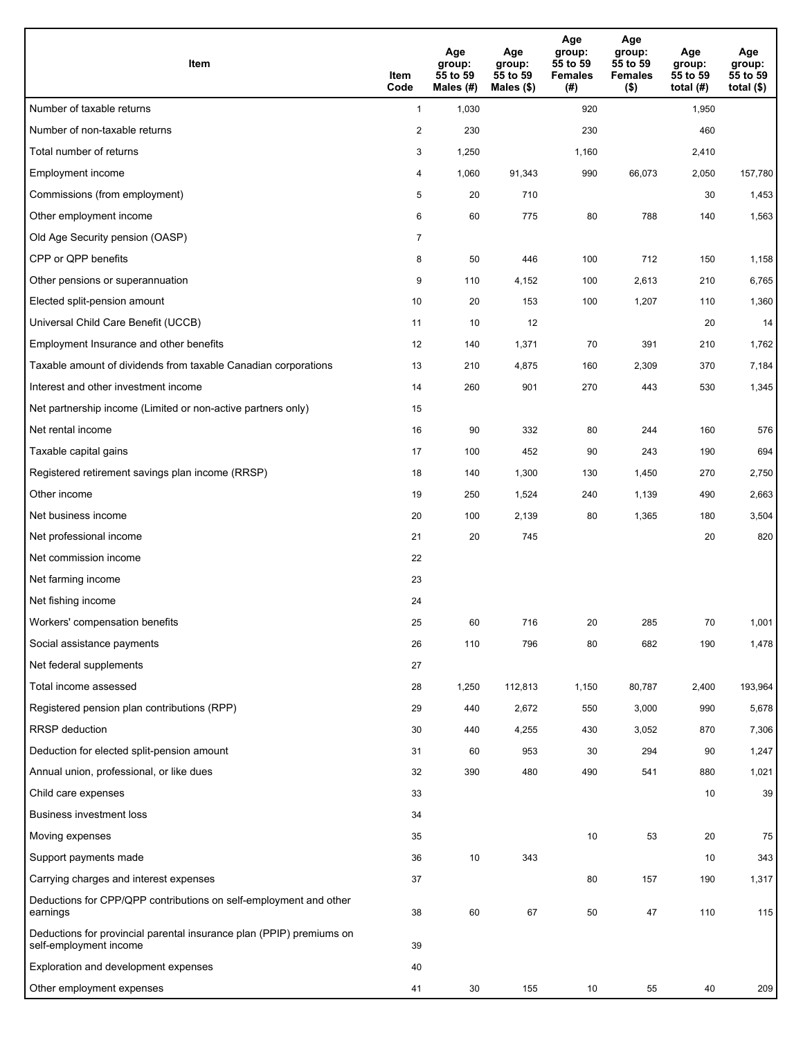| Item | Item Code | Age group: 55 to 59 Males (#) | Age group: 55 to 59 Males ($) | Age group: 55 to 59 Females (#) | Age group: 55 to 59 Females ($) | Age group: 55 to 59 total (#) | Age group: 55 to 59 total ($) |
|---|---|---|---|---|---|---|---|
| Number of taxable returns | 1 | 1,030 | | 920 | | 1,950 | |
| Number of non-taxable returns | 2 | 230 | | 230 | | 460 | |
| Total number of returns | 3 | 1,250 | | 1,160 | | 2,410 | |
| Employment income | 4 | 1,060 | 91,343 | 990 | 66,073 | 2,050 | 157,780 |
| Commissions (from employment) | 5 | 20 | 710 | | | 30 | 1,453 |
| Other employment income | 6 | 60 | 775 | 80 | 788 | 140 | 1,563 |
| Old Age Security pension (OASP) | 7 | | | | | | |
| CPP or QPP benefits | 8 | 50 | 446 | 100 | 712 | 150 | 1,158 |
| Other pensions or superannuation | 9 | 110 | 4,152 | 100 | 2,613 | 210 | 6,765 |
| Elected split-pension amount | 10 | 20 | 153 | 100 | 1,207 | 110 | 1,360 |
| Universal Child Care Benefit (UCCB) | 11 | 10 | 12 | | | 20 | 14 |
| Employment Insurance and other benefits | 12 | 140 | 1,371 | 70 | 391 | 210 | 1,762 |
| Taxable amount of dividends from taxable Canadian corporations | 13 | 210 | 4,875 | 160 | 2,309 | 370 | 7,184 |
| Interest and other investment income | 14 | 260 | 901 | 270 | 443 | 530 | 1,345 |
| Net partnership income (Limited or non-active partners only) | 15 | | | | | | |
| Net rental income | 16 | 90 | 332 | 80 | 244 | 160 | 576 |
| Taxable capital gains | 17 | 100 | 452 | 90 | 243 | 190 | 694 |
| Registered retirement savings plan income (RRSP) | 18 | 140 | 1,300 | 130 | 1,450 | 270 | 2,750 |
| Other income | 19 | 250 | 1,524 | 240 | 1,139 | 490 | 2,663 |
| Net business income | 20 | 100 | 2,139 | 80 | 1,365 | 180 | 3,504 |
| Net professional income | 21 | 20 | 745 | | | 20 | 820 |
| Net commission income | 22 | | | | | | |
| Net farming income | 23 | | | | | | |
| Net fishing income | 24 | | | | | | |
| Workers' compensation benefits | 25 | 60 | 716 | 20 | 285 | 70 | 1,001 |
| Social assistance payments | 26 | 110 | 796 | 80 | 682 | 190 | 1,478 |
| Net federal supplements | 27 | | | | | | |
| Total income assessed | 28 | 1,250 | 112,813 | 1,150 | 80,787 | 2,400 | 193,964 |
| Registered pension plan contributions (RPP) | 29 | 440 | 2,672 | 550 | 3,000 | 990 | 5,678 |
| RRSP deduction | 30 | 440 | 4,255 | 430 | 3,052 | 870 | 7,306 |
| Deduction for elected split-pension amount | 31 | 60 | 953 | 30 | 294 | 90 | 1,247 |
| Annual union, professional, or like dues | 32 | 390 | 480 | 490 | 541 | 880 | 1,021 |
| Child care expenses | 33 | | | | | 10 | 39 |
| Business investment loss | 34 | | | | | | |
| Moving expenses | 35 | | | 10 | 53 | 20 | 75 |
| Support payments made | 36 | 10 | 343 | | | 10 | 343 |
| Carrying charges and interest expenses | 37 | | | 80 | 157 | 190 | 1,317 |
| Deductions for CPP/QPP contributions on self-employment and other earnings | 38 | 60 | 67 | 50 | 47 | 110 | 115 |
| Deductions for provincial parental insurance plan (PPIP) premiums on self-employment income | 39 | | | | | | |
| Exploration and development expenses | 40 | | | | | | |
| Other employment expenses | 41 | 30 | 155 | 10 | 55 | 40 | 209 |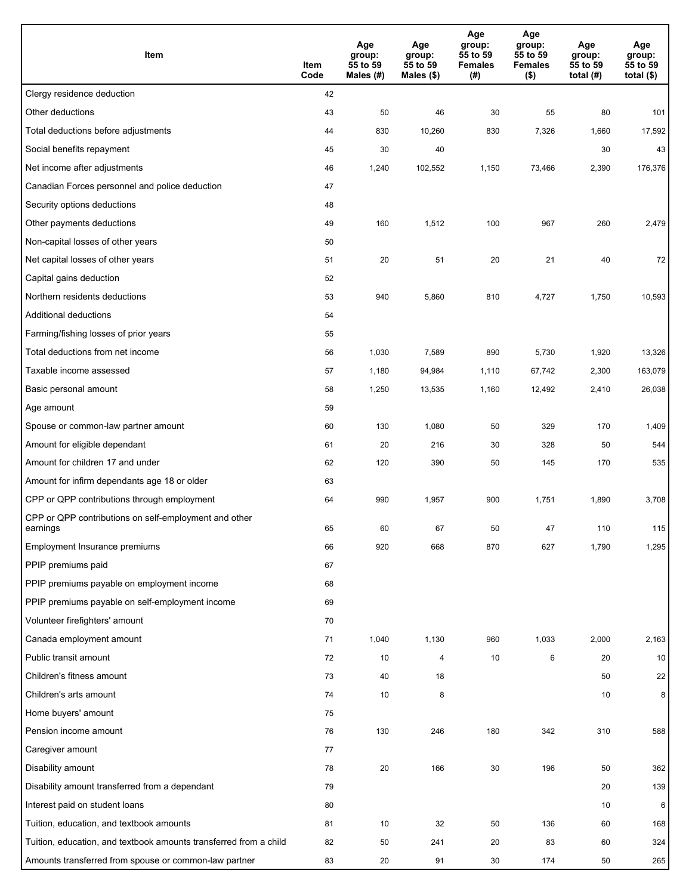| Item | Item Code | Age group: 55 to 59 Males (#) | Age group: 55 to 59 Males ($) | Age group: 55 to 59 Females (#) | Age group: 55 to 59 Females ($) | Age group: 55 to 59 total (#) | Age group: 55 to 59 total ($) |
|---|---|---|---|---|---|---|---|
| Clergy residence deduction | 42 | | | | | | |
| Other deductions | 43 | 50 | 46 | 30 | 55 | 80 | 101 |
| Total deductions before adjustments | 44 | 830 | 10,260 | 830 | 7,326 | 1,660 | 17,592 |
| Social benefits repayment | 45 | 30 | 40 | | | 30 | 43 |
| Net income after adjustments | 46 | 1,240 | 102,552 | 1,150 | 73,466 | 2,390 | 176,376 |
| Canadian Forces personnel and police deduction | 47 | | | | | | |
| Security options deductions | 48 | | | | | | |
| Other payments deductions | 49 | 160 | 1,512 | 100 | 967 | 260 | 2,479 |
| Non-capital losses of other years | 50 | | | | | | |
| Net capital losses of other years | 51 | 20 | 51 | 20 | 21 | 40 | 72 |
| Capital gains deduction | 52 | | | | | | |
| Northern residents deductions | 53 | 940 | 5,860 | 810 | 4,727 | 1,750 | 10,593 |
| Additional deductions | 54 | | | | | | |
| Farming/fishing losses of prior years | 55 | | | | | | |
| Total deductions from net income | 56 | 1,030 | 7,589 | 890 | 5,730 | 1,920 | 13,326 |
| Taxable income assessed | 57 | 1,180 | 94,984 | 1,110 | 67,742 | 2,300 | 163,079 |
| Basic personal amount | 58 | 1,250 | 13,535 | 1,160 | 12,492 | 2,410 | 26,038 |
| Age amount | 59 | | | | | | |
| Spouse or common-law partner amount | 60 | 130 | 1,080 | 50 | 329 | 170 | 1,409 |
| Amount for eligible dependant | 61 | 20 | 216 | 30 | 328 | 50 | 544 |
| Amount for children 17 and under | 62 | 120 | 390 | 50 | 145 | 170 | 535 |
| Amount for infirm dependants age 18 or older | 63 | | | | | | |
| CPP or QPP contributions through employment | 64 | 990 | 1,957 | 900 | 1,751 | 1,890 | 3,708 |
| CPP or QPP contributions on self-employment and other earnings | 65 | 60 | 67 | 50 | 47 | 110 | 115 |
| Employment Insurance premiums | 66 | 920 | 668 | 870 | 627 | 1,790 | 1,295 |
| PPIP premiums paid | 67 | | | | | | |
| PPIP premiums payable on employment income | 68 | | | | | | |
| PPIP premiums payable on self-employment income | 69 | | | | | | |
| Volunteer firefighters' amount | 70 | | | | | | |
| Canada employment amount | 71 | 1,040 | 1,130 | 960 | 1,033 | 2,000 | 2,163 |
| Public transit amount | 72 | 10 | 4 | 10 | 6 | 20 | 10 |
| Children's fitness amount | 73 | 40 | 18 | | | 50 | 22 |
| Children's arts amount | 74 | 10 | 8 | | | 10 | 8 |
| Home buyers' amount | 75 | | | | | | |
| Pension income amount | 76 | 130 | 246 | 180 | 342 | 310 | 588 |
| Caregiver amount | 77 | | | | | | |
| Disability amount | 78 | 20 | 166 | 30 | 196 | 50 | 362 |
| Disability amount transferred from a dependant | 79 | | | | | 20 | 139 |
| Interest paid on student loans | 80 | | | | | 10 | 6 |
| Tuition, education, and textbook amounts | 81 | 10 | 32 | 50 | 136 | 60 | 168 |
| Tuition, education, and textbook amounts transferred from a child | 82 | 50 | 241 | 20 | 83 | 60 | 324 |
| Amounts transferred from spouse or common-law partner | 83 | 20 | 91 | 30 | 174 | 50 | 265 |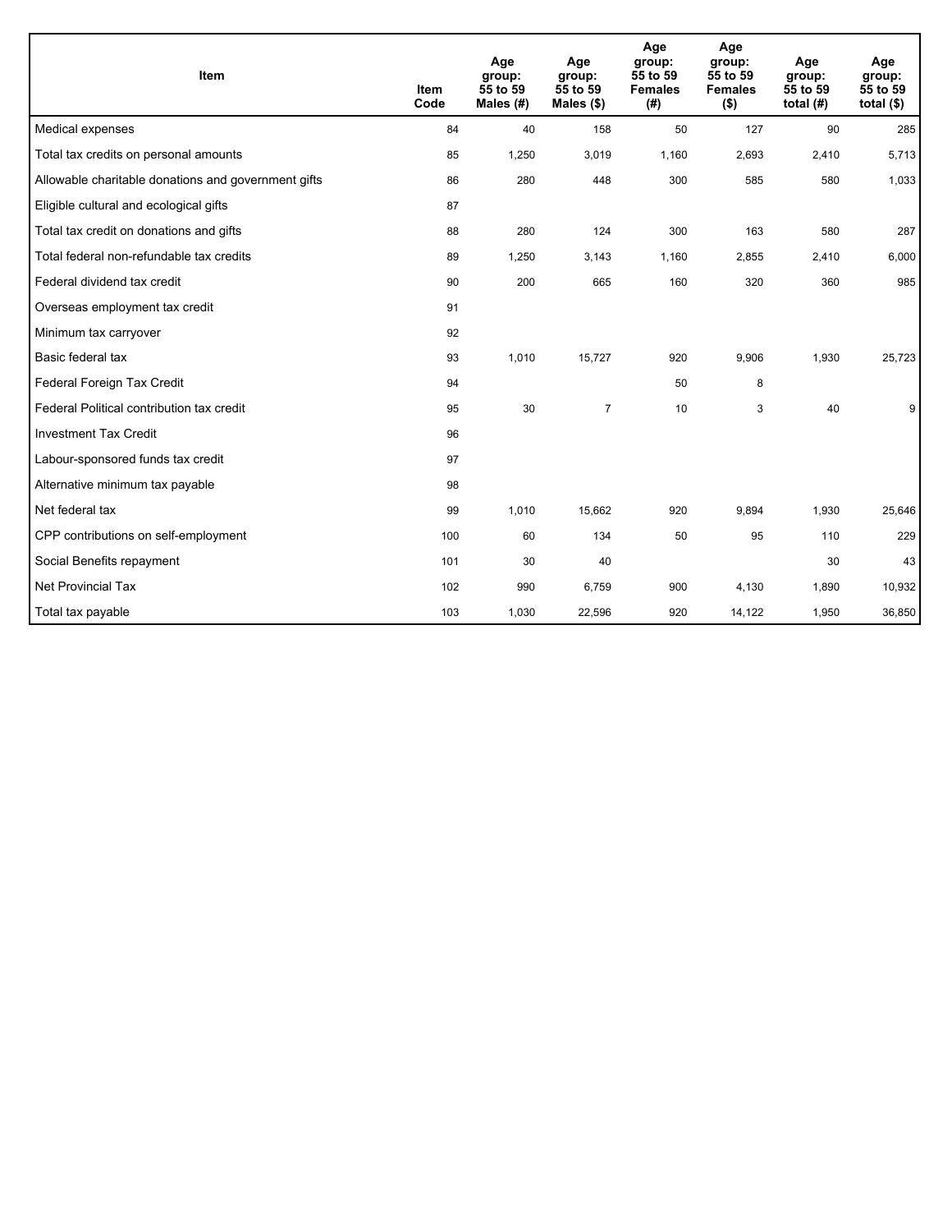| Item | Item Code | Age group: 55 to 59 Males (#) | Age group: 55 to 59 Males ($) | Age group: 55 to 59 Females (#) | Age group: 55 to 59 Females ($) | Age group: 55 to 59 total (#) | Age group: 55 to 59 total ($) |
|---|---|---|---|---|---|---|---|
| Medical expenses | 84 | 40 | 158 | 50 | 127 | 90 | 285 |
| Total tax credits on personal amounts | 85 | 1,250 | 3,019 | 1,160 | 2,693 | 2,410 | 5,713 |
| Allowable charitable donations and government gifts | 86 | 280 | 448 | 300 | 585 | 580 | 1,033 |
| Eligible cultural and ecological gifts | 87 | | | | | | |
| Total tax credit on donations and gifts | 88 | 280 | 124 | 300 | 163 | 580 | 287 |
| Total federal non-refundable tax credits | 89 | 1,250 | 3,143 | 1,160 | 2,855 | 2,410 | 6,000 |
| Federal dividend tax credit | 90 | 200 | 665 | 160 | 320 | 360 | 985 |
| Overseas employment tax credit | 91 | | | | | | |
| Minimum tax carryover | 92 | | | | | | |
| Basic federal tax | 93 | 1,010 | 15,727 | 920 | 9,906 | 1,930 | 25,723 |
| Federal Foreign Tax Credit | 94 | | | 50 | 8 | | |
| Federal Political contribution tax credit | 95 | 30 | 7 | 10 | 3 | 40 | 9 |
| Investment Tax Credit | 96 | | | | | | |
| Labour-sponsored funds tax credit | 97 | | | | | | |
| Alternative minimum tax payable | 98 | | | | | | |
| Net federal tax | 99 | 1,010 | 15,662 | 920 | 9,894 | 1,930 | 25,646 |
| CPP contributions on self-employment | 100 | 60 | 134 | 50 | 95 | 110 | 229 |
| Social Benefits repayment | 101 | 30 | 40 | | | 30 | 43 |
| Net Provincial Tax | 102 | 990 | 6,759 | 900 | 4,130 | 1,890 | 10,932 |
| Total tax payable | 103 | 1,030 | 22,596 | 920 | 14,122 | 1,950 | 36,850 |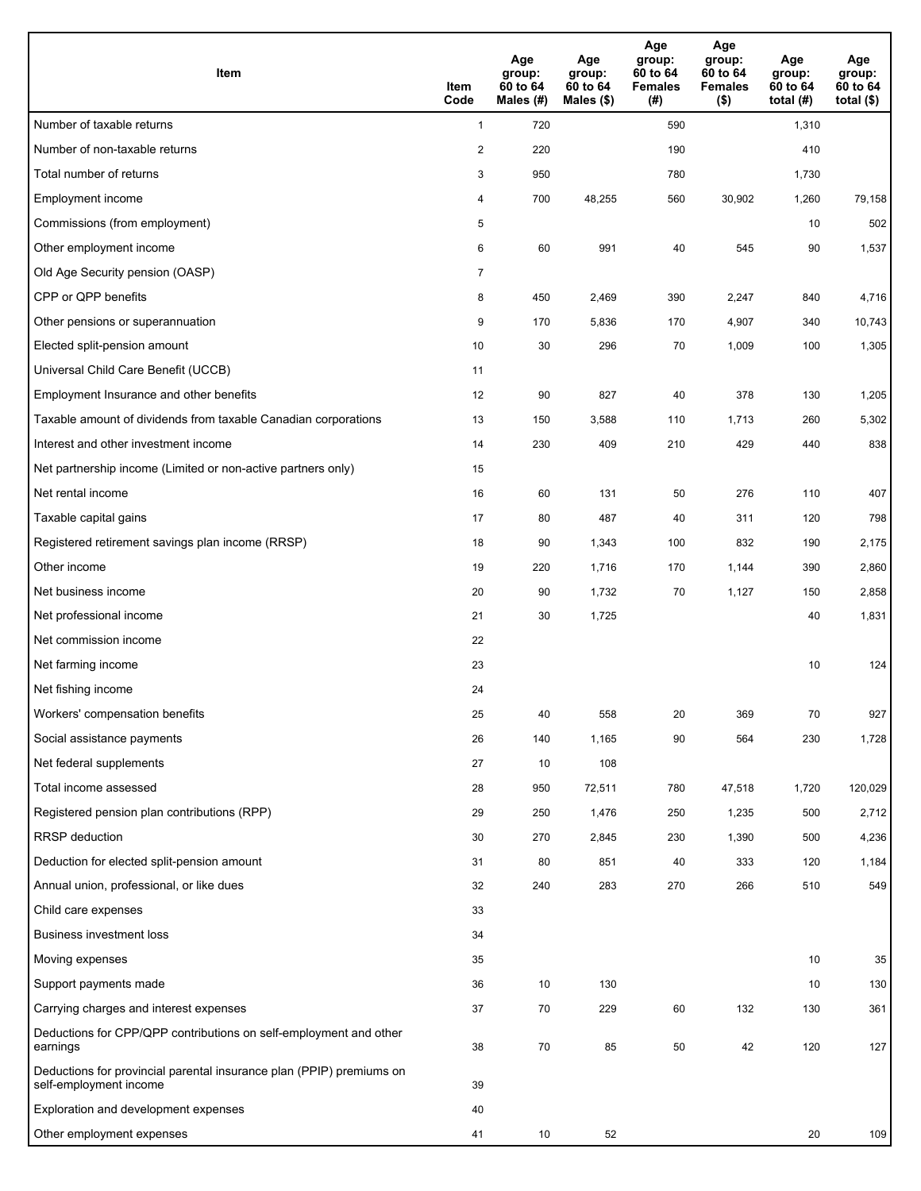| Item | Item Code | Age group: 60 to 64 Males (#) | Age group: 60 to 64 Males ($) | Age group: 60 to 64 Females (#) | Age group: 60 to 64 Females ($) | Age group: 60 to 64 total (#) | Age group: 60 to 64 total ($) |
|---|---|---|---|---|---|---|---|
| Number of taxable returns | 1 | 720 | | 590 | | 1,310 | |
| Number of non-taxable returns | 2 | 220 | | 190 | | 410 | |
| Total number of returns | 3 | 950 | | 780 | | 1,730 | |
| Employment income | 4 | 700 | 48,255 | 560 | 30,902 | 1,260 | 79,158 |
| Commissions (from employment) | 5 | | | | | 10 | 502 |
| Other employment income | 6 | 60 | 991 | 40 | 545 | 90 | 1,537 |
| Old Age Security pension (OASP) | 7 | | | | | | |
| CPP or QPP benefits | 8 | 450 | 2,469 | 390 | 2,247 | 840 | 4,716 |
| Other pensions or superannuation | 9 | 170 | 5,836 | 170 | 4,907 | 340 | 10,743 |
| Elected split-pension amount | 10 | 30 | 296 | 70 | 1,009 | 100 | 1,305 |
| Universal Child Care Benefit (UCCB) | 11 | | | | | | |
| Employment Insurance and other benefits | 12 | 90 | 827 | 40 | 378 | 130 | 1,205 |
| Taxable amount of dividends from taxable Canadian corporations | 13 | 150 | 3,588 | 110 | 1,713 | 260 | 5,302 |
| Interest and other investment income | 14 | 230 | 409 | 210 | 429 | 440 | 838 |
| Net partnership income (Limited or non-active partners only) | 15 | | | | | | |
| Net rental income | 16 | 60 | 131 | 50 | 276 | 110 | 407 |
| Taxable capital gains | 17 | 80 | 487 | 40 | 311 | 120 | 798 |
| Registered retirement savings plan income (RRSP) | 18 | 90 | 1,343 | 100 | 832 | 190 | 2,175 |
| Other income | 19 | 220 | 1,716 | 170 | 1,144 | 390 | 2,860 |
| Net business income | 20 | 90 | 1,732 | 70 | 1,127 | 150 | 2,858 |
| Net professional income | 21 | 30 | 1,725 | | | 40 | 1,831 |
| Net commission income | 22 | | | | | | |
| Net farming income | 23 | | | | | 10 | 124 |
| Net fishing income | 24 | | | | | | |
| Workers' compensation benefits | 25 | 40 | 558 | 20 | 369 | 70 | 927 |
| Social assistance payments | 26 | 140 | 1,165 | 90 | 564 | 230 | 1,728 |
| Net federal supplements | 27 | 10 | 108 | | | | |
| Total income assessed | 28 | 950 | 72,511 | 780 | 47,518 | 1,720 | 120,029 |
| Registered pension plan contributions (RPP) | 29 | 250 | 1,476 | 250 | 1,235 | 500 | 2,712 |
| RRSP deduction | 30 | 270 | 2,845 | 230 | 1,390 | 500 | 4,236 |
| Deduction for elected split-pension amount | 31 | 80 | 851 | 40 | 333 | 120 | 1,184 |
| Annual union, professional, or like dues | 32 | 240 | 283 | 270 | 266 | 510 | 549 |
| Child care expenses | 33 | | | | | | |
| Business investment loss | 34 | | | | | | |
| Moving expenses | 35 | | | | | 10 | 35 |
| Support payments made | 36 | 10 | 130 | | | 10 | 130 |
| Carrying charges and interest expenses | 37 | 70 | 229 | 60 | 132 | 130 | 361 |
| Deductions for CPP/QPP contributions on self-employment and other earnings | 38 | 70 | 85 | 50 | 42 | 120 | 127 |
| Deductions for provincial parental insurance plan (PPIP) premiums on self-employment income | 39 | | | | | | |
| Exploration and development expenses | 40 | | | | | | |
| Other employment expenses | 41 | 10 | 52 | | | 20 | 109 |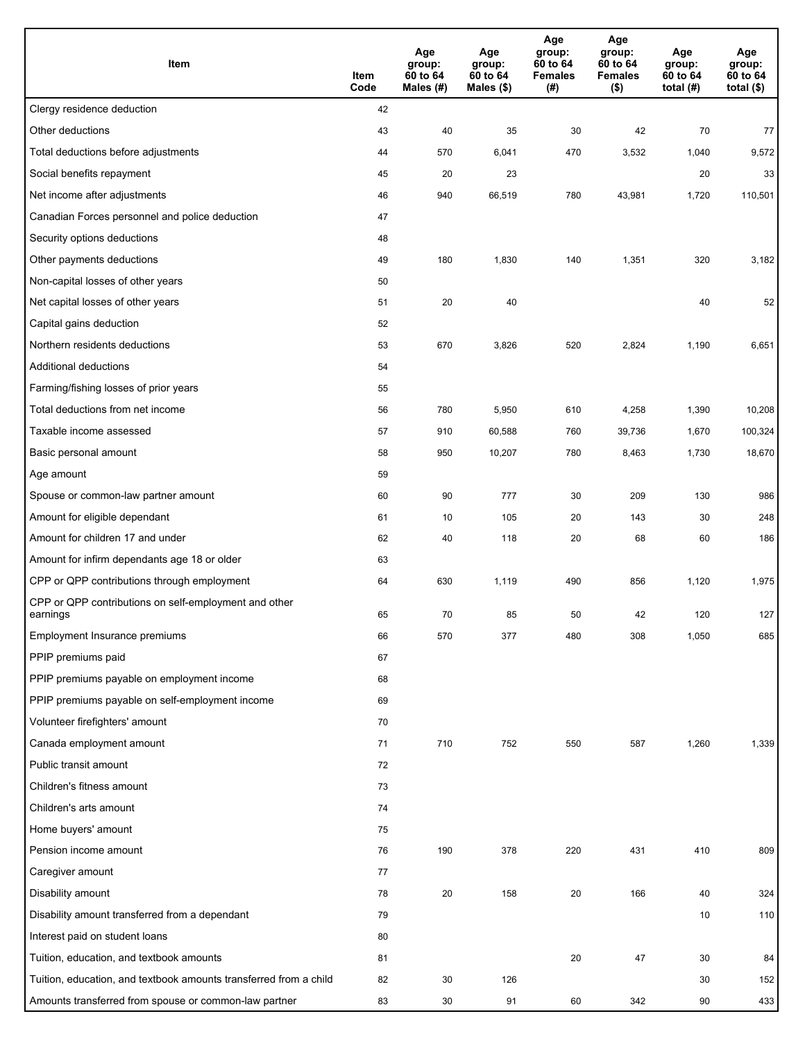| Item | Item Code | Age group: 60 to 64 Males (#) | Age group: 60 to 64 Males ($) | Age group: 60 to 64 Females (#) | Age group: 60 to 64 Females ($) | Age group: 60 to 64 total (#) | Age group: 60 to 64 total ($) |
|---|---|---|---|---|---|---|---|
| Clergy residence deduction | 42 | | | | | | |
| Other deductions | 43 | 40 | 35 | 30 | 42 | 70 | 77 |
| Total deductions before adjustments | 44 | 570 | 6,041 | 470 | 3,532 | 1,040 | 9,572 |
| Social benefits repayment | 45 | 20 | 23 | | | 20 | 33 |
| Net income after adjustments | 46 | 940 | 66,519 | 780 | 43,981 | 1,720 | 110,501 |
| Canadian Forces personnel and police deduction | 47 | | | | | | |
| Security options deductions | 48 | | | | | | |
| Other payments deductions | 49 | 180 | 1,830 | 140 | 1,351 | 320 | 3,182 |
| Non-capital losses of other years | 50 | | | | | | |
| Net capital losses of other years | 51 | 20 | 40 | | | 40 | 52 |
| Capital gains deduction | 52 | | | | | | |
| Northern residents deductions | 53 | 670 | 3,826 | 520 | 2,824 | 1,190 | 6,651 |
| Additional deductions | 54 | | | | | | |
| Farming/fishing losses of prior years | 55 | | | | | | |
| Total deductions from net income | 56 | 780 | 5,950 | 610 | 4,258 | 1,390 | 10,208 |
| Taxable income assessed | 57 | 910 | 60,588 | 760 | 39,736 | 1,670 | 100,324 |
| Basic personal amount | 58 | 950 | 10,207 | 780 | 8,463 | 1,730 | 18,670 |
| Age amount | 59 | | | | | | |
| Spouse or common-law partner amount | 60 | 90 | 777 | 30 | 209 | 130 | 986 |
| Amount for eligible dependant | 61 | 10 | 105 | 20 | 143 | 30 | 248 |
| Amount for children 17 and under | 62 | 40 | 118 | 20 | 68 | 60 | 186 |
| Amount for infirm dependants age 18 or older | 63 | | | | | | |
| CPP or QPP contributions through employment | 64 | 630 | 1,119 | 490 | 856 | 1,120 | 1,975 |
| CPP or QPP contributions on self-employment and other earnings | 65 | 70 | 85 | 50 | 42 | 120 | 127 |
| Employment Insurance premiums | 66 | 570 | 377 | 480 | 308 | 1,050 | 685 |
| PPIP premiums paid | 67 | | | | | | |
| PPIP premiums payable on employment income | 68 | | | | | | |
| PPIP premiums payable on self-employment income | 69 | | | | | | |
| Volunteer firefighters' amount | 70 | | | | | | |
| Canada employment amount | 71 | 710 | 752 | 550 | 587 | 1,260 | 1,339 |
| Public transit amount | 72 | | | | | | |
| Children's fitness amount | 73 | | | | | | |
| Children's arts amount | 74 | | | | | | |
| Home buyers' amount | 75 | | | | | | |
| Pension income amount | 76 | 190 | 378 | 220 | 431 | 410 | 809 |
| Caregiver amount | 77 | | | | | | |
| Disability amount | 78 | 20 | 158 | 20 | 166 | 40 | 324 |
| Disability amount transferred from a dependant | 79 | | | | | 10 | 110 |
| Interest paid on student loans | 80 | | | | | | |
| Tuition, education, and textbook amounts | 81 | | | 20 | 47 | 30 | 84 |
| Tuition, education, and textbook amounts transferred from a child | 82 | 30 | 126 | | | 30 | 152 |
| Amounts transferred from spouse or common-law partner | 83 | 30 | 91 | 60 | 342 | 90 | 433 |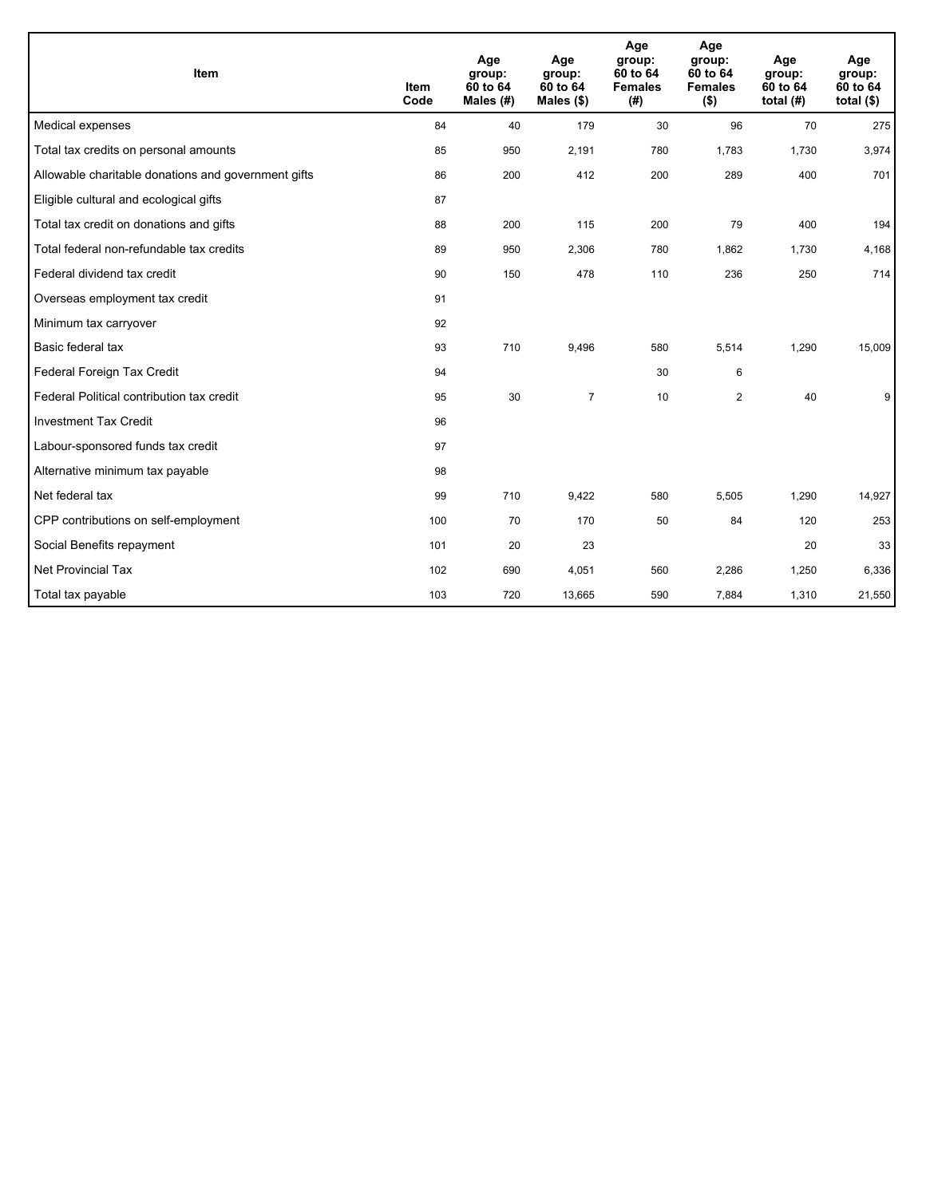| Item | Item Code | Age group: 60 to 64 Males (#) | Age group: 60 to 64 Males ($) | Age group: 60 to 64 Females (#) | Age group: 60 to 64 Females ($) | Age group: 60 to 64 total (#) | Age group: 60 to 64 total ($) |
|---|---|---|---|---|---|---|---|
| Medical expenses | 84 | 40 | 179 | 30 | 96 | 70 | 275 |
| Total tax credits on personal amounts | 85 | 950 | 2,191 | 780 | 1,783 | 1,730 | 3,974 |
| Allowable charitable donations and government gifts | 86 | 200 | 412 | 200 | 289 | 400 | 701 |
| Eligible cultural and ecological gifts | 87 | | | | | | |
| Total tax credit on donations and gifts | 88 | 200 | 115 | 200 | 79 | 400 | 194 |
| Total federal non-refundable tax credits | 89 | 950 | 2,306 | 780 | 1,862 | 1,730 | 4,168 |
| Federal dividend tax credit | 90 | 150 | 478 | 110 | 236 | 250 | 714 |
| Overseas employment tax credit | 91 | | | | | | |
| Minimum tax carryover | 92 | | | | | | |
| Basic federal tax | 93 | 710 | 9,496 | 580 | 5,514 | 1,290 | 15,009 |
| Federal Foreign Tax Credit | 94 | | | 30 | 6 | | |
| Federal Political contribution tax credit | 95 | 30 | 7 | 10 | 2 | 40 | 9 |
| Investment Tax Credit | 96 | | | | | | |
| Labour-sponsored funds tax credit | 97 | | | | | | |
| Alternative minimum tax payable | 98 | | | | | | |
| Net federal tax | 99 | 710 | 9,422 | 580 | 5,505 | 1,290 | 14,927 |
| CPP contributions on self-employment | 100 | 70 | 170 | 50 | 84 | 120 | 253 |
| Social Benefits repayment | 101 | 20 | 23 | | | 20 | 33 |
| Net Provincial Tax | 102 | 690 | 4,051 | 560 | 2,286 | 1,250 | 6,336 |
| Total tax payable | 103 | 720 | 13,665 | 590 | 7,884 | 1,310 | 21,550 |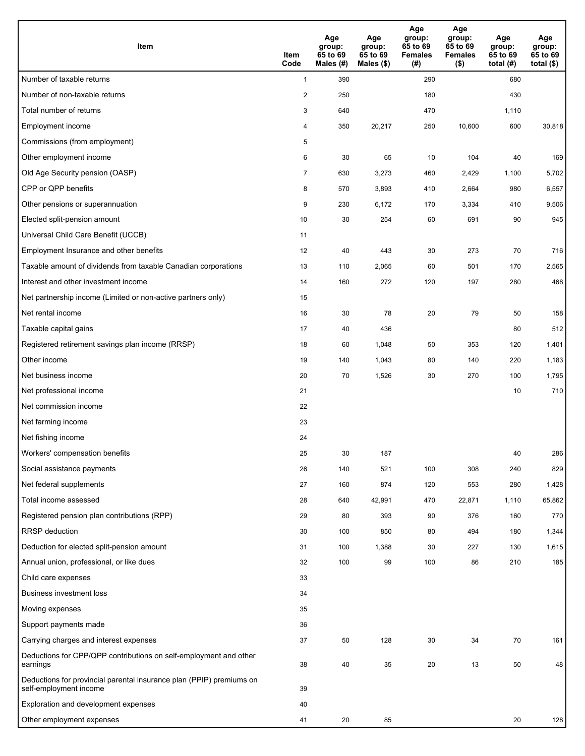| Item | Item Code | Age group: 65 to 69 Males (#) | Age group: 65 to 69 Males ($) | Age group: 65 to 69 Females (#) | Age group: 65 to 69 Females ($) | Age group: 65 to 69 total (#) | Age group: 65 to 69 total ($) |
|---|---|---|---|---|---|---|---|
| Number of taxable returns | 1 | 390 | | 290 | | 680 | |
| Number of non-taxable returns | 2 | 250 | | 180 | | 430 | |
| Total number of returns | 3 | 640 | | 470 | | 1,110 | |
| Employment income | 4 | 350 | 20,217 | 250 | 10,600 | 600 | 30,818 |
| Commissions (from employment) | 5 | | | | | | |
| Other employment income | 6 | 30 | 65 | 10 | 104 | 40 | 169 |
| Old Age Security pension (OASP) | 7 | 630 | 3,273 | 460 | 2,429 | 1,100 | 5,702 |
| CPP or QPP benefits | 8 | 570 | 3,893 | 410 | 2,664 | 980 | 6,557 |
| Other pensions or superannuation | 9 | 230 | 6,172 | 170 | 3,334 | 410 | 9,506 |
| Elected split-pension amount | 10 | 30 | 254 | 60 | 691 | 90 | 945 |
| Universal Child Care Benefit (UCCB) | 11 | | | | | | |
| Employment Insurance and other benefits | 12 | 40 | 443 | 30 | 273 | 70 | 716 |
| Taxable amount of dividends from taxable Canadian corporations | 13 | 110 | 2,065 | 60 | 501 | 170 | 2,565 |
| Interest and other investment income | 14 | 160 | 272 | 120 | 197 | 280 | 468 |
| Net partnership income (Limited or non-active partners only) | 15 | | | | | | |
| Net rental income | 16 | 30 | 78 | 20 | 79 | 50 | 158 |
| Taxable capital gains | 17 | 40 | 436 | | | 80 | 512 |
| Registered retirement savings plan income (RRSP) | 18 | 60 | 1,048 | 50 | 353 | 120 | 1,401 |
| Other income | 19 | 140 | 1,043 | 80 | 140 | 220 | 1,183 |
| Net business income | 20 | 70 | 1,526 | 30 | 270 | 100 | 1,795 |
| Net professional income | 21 | | | | | 10 | 710 |
| Net commission income | 22 | | | | | | |
| Net farming income | 23 | | | | | | |
| Net fishing income | 24 | | | | | | |
| Workers' compensation benefits | 25 | 30 | 187 | | | 40 | 286 |
| Social assistance payments | 26 | 140 | 521 | 100 | 308 | 240 | 829 |
| Net federal supplements | 27 | 160 | 874 | 120 | 553 | 280 | 1,428 |
| Total income assessed | 28 | 640 | 42,991 | 470 | 22,871 | 1,110 | 65,862 |
| Registered pension plan contributions (RPP) | 29 | 80 | 393 | 90 | 376 | 160 | 770 |
| RRSP deduction | 30 | 100 | 850 | 80 | 494 | 180 | 1,344 |
| Deduction for elected split-pension amount | 31 | 100 | 1,388 | 30 | 227 | 130 | 1,615 |
| Annual union, professional, or like dues | 32 | 100 | 99 | 100 | 86 | 210 | 185 |
| Child care expenses | 33 | | | | | | |
| Business investment loss | 34 | | | | | | |
| Moving expenses | 35 | | | | | | |
| Support payments made | 36 | | | | | | |
| Carrying charges and interest expenses | 37 | 50 | 128 | 30 | 34 | 70 | 161 |
| Deductions for CPP/QPP contributions on self-employment and other earnings | 38 | 40 | 35 | 20 | 13 | 50 | 48 |
| Deductions for provincial parental insurance plan (PPIP) premiums on self-employment income | 39 | | | | | | |
| Exploration and development expenses | 40 | | | | | | |
| Other employment expenses | 41 | 20 | 85 | | | 20 | 128 |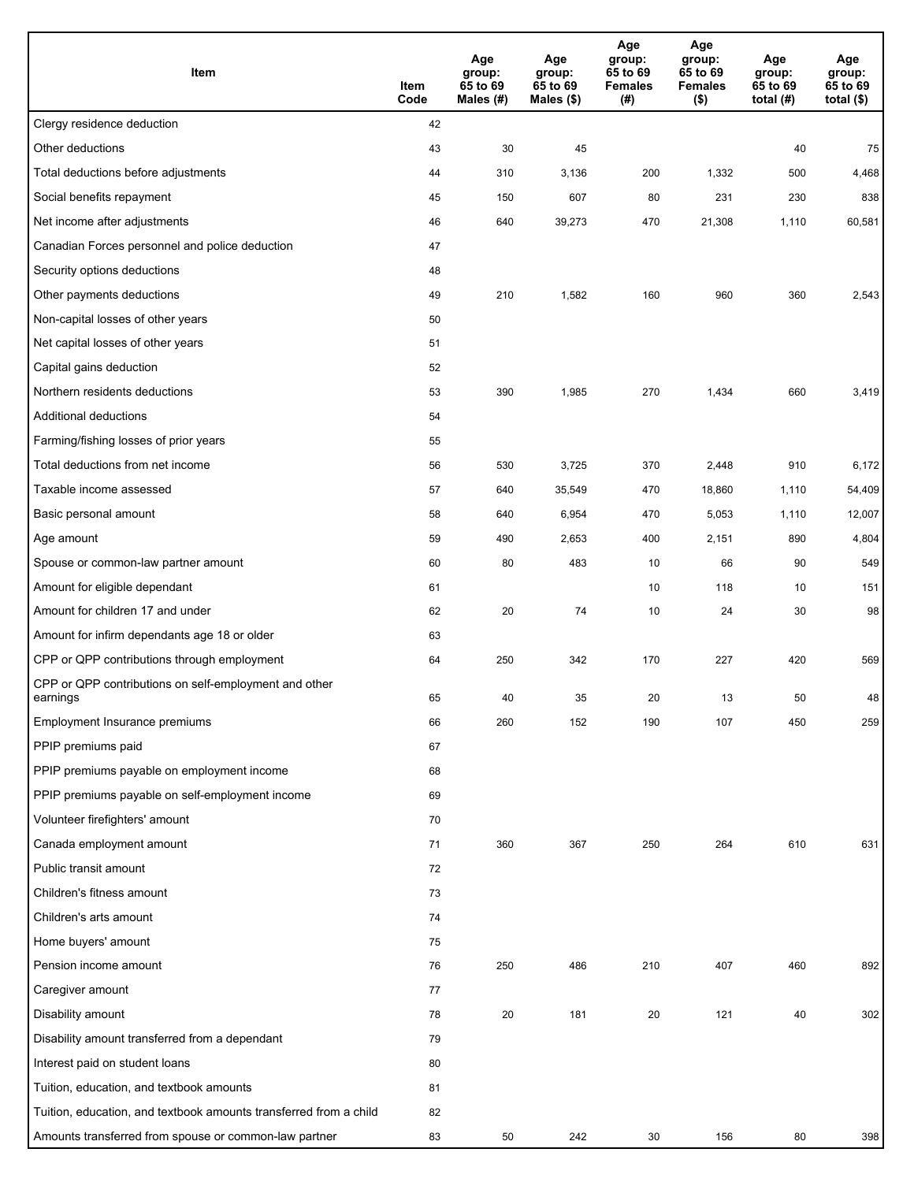| Item | Item Code | Age group: 65 to 69 Males (#) | Age group: 65 to 69 Males ($) | Age group: 65 to 69 Females (#) | Age group: 65 to 69 Females ($) | Age group: 65 to 69 total (#) | Age group: 65 to 69 total ($) |
|---|---|---|---|---|---|---|---|
| Clergy residence deduction | 42 | | | | | | |
| Other deductions | 43 | 30 | 45 | | | 40 | 75 |
| Total deductions before adjustments | 44 | 310 | 3,136 | 200 | 1,332 | 500 | 4,468 |
| Social benefits repayment | 45 | 150 | 607 | 80 | 231 | 230 | 838 |
| Net income after adjustments | 46 | 640 | 39,273 | 470 | 21,308 | 1,110 | 60,581 |
| Canadian Forces personnel and police deduction | 47 | | | | | | |
| Security options deductions | 48 | | | | | | |
| Other payments deductions | 49 | 210 | 1,582 | 160 | 960 | 360 | 2,543 |
| Non-capital losses of other years | 50 | | | | | | |
| Net capital losses of other years | 51 | | | | | | |
| Capital gains deduction | 52 | | | | | | |
| Northern residents deductions | 53 | 390 | 1,985 | 270 | 1,434 | 660 | 3,419 |
| Additional deductions | 54 | | | | | | |
| Farming/fishing losses of prior years | 55 | | | | | | |
| Total deductions from net income | 56 | 530 | 3,725 | 370 | 2,448 | 910 | 6,172 |
| Taxable income assessed | 57 | 640 | 35,549 | 470 | 18,860 | 1,110 | 54,409 |
| Basic personal amount | 58 | 640 | 6,954 | 470 | 5,053 | 1,110 | 12,007 |
| Age amount | 59 | 490 | 2,653 | 400 | 2,151 | 890 | 4,804 |
| Spouse or common-law partner amount | 60 | 80 | 483 | 10 | 66 | 90 | 549 |
| Amount for eligible dependant | 61 | | | 10 | 118 | 10 | 151 |
| Amount for children 17 and under | 62 | 20 | 74 | 10 | 24 | 30 | 98 |
| Amount for infirm dependants age 18 or older | 63 | | | | | | |
| CPP or QPP contributions through employment | 64 | 250 | 342 | 170 | 227 | 420 | 569 |
| CPP or QPP contributions on self-employment and other earnings | 65 | 40 | 35 | 20 | 13 | 50 | 48 |
| Employment Insurance premiums | 66 | 260 | 152 | 190 | 107 | 450 | 259 |
| PPIP premiums paid | 67 | | | | | | |
| PPIP premiums payable on employment income | 68 | | | | | | |
| PPIP premiums payable on self-employment income | 69 | | | | | | |
| Volunteer firefighters' amount | 70 | | | | | | |
| Canada employment amount | 71 | 360 | 367 | 250 | 264 | 610 | 631 |
| Public transit amount | 72 | | | | | | |
| Children's fitness amount | 73 | | | | | | |
| Children's arts amount | 74 | | | | | | |
| Home buyers' amount | 75 | | | | | | |
| Pension income amount | 76 | 250 | 486 | 210 | 407 | 460 | 892 |
| Caregiver amount | 77 | | | | | | |
| Disability amount | 78 | 20 | 181 | 20 | 121 | 40 | 302 |
| Disability amount transferred from a dependant | 79 | | | | | | |
| Interest paid on student loans | 80 | | | | | | |
| Tuition, education, and textbook amounts | 81 | | | | | | |
| Tuition, education, and textbook amounts transferred from a child | 82 | | | | | | |
| Amounts transferred from spouse or common-law partner | 83 | 50 | 242 | 30 | 156 | 80 | 398 |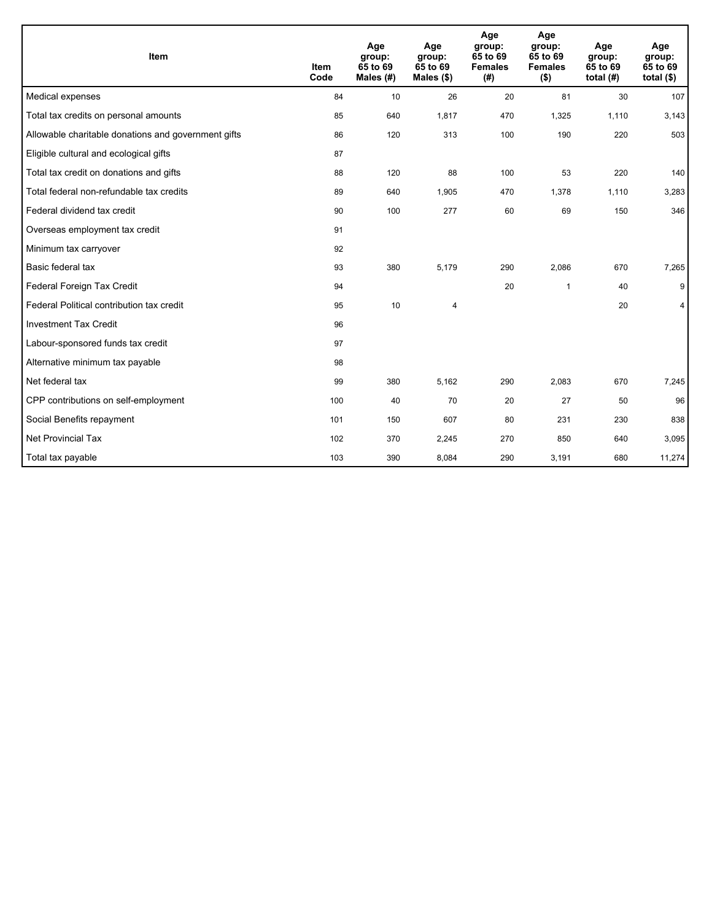| Item | Item Code | Age group: 65 to 69 Males (#) | Age group: 65 to 69 Males ($) | Age group: 65 to 69 Females (#) | Age group: 65 to 69 Females ($) | Age group: 65 to 69 total (#) | Age group: 65 to 69 total ($) |
|---|---|---|---|---|---|---|---|
| Medical expenses | 84 | 10 | 26 | 20 | 81 | 30 | 107 |
| Total tax credits on personal amounts | 85 | 640 | 1,817 | 470 | 1,325 | 1,110 | 3,143 |
| Allowable charitable donations and government gifts | 86 | 120 | 313 | 100 | 190 | 220 | 503 |
| Eligible cultural and ecological gifts | 87 | | | | | | |
| Total tax credit on donations and gifts | 88 | 120 | 88 | 100 | 53 | 220 | 140 |
| Total federal non-refundable tax credits | 89 | 640 | 1,905 | 470 | 1,378 | 1,110 | 3,283 |
| Federal dividend tax credit | 90 | 100 | 277 | 60 | 69 | 150 | 346 |
| Overseas employment tax credit | 91 | | | | | | |
| Minimum tax carryover | 92 | | | | | | |
| Basic federal tax | 93 | 380 | 5,179 | 290 | 2,086 | 670 | 7,265 |
| Federal Foreign Tax Credit | 94 | | | 20 | 1 | 40 | 9 |
| Federal Political contribution tax credit | 95 | 10 | 4 | | | 20 | 4 |
| Investment Tax Credit | 96 | | | | | | |
| Labour-sponsored funds tax credit | 97 | | | | | | |
| Alternative minimum tax payable | 98 | | | | | | |
| Net federal tax | 99 | 380 | 5,162 | 290 | 2,083 | 670 | 7,245 |
| CPP contributions on self-employment | 100 | 40 | 70 | 20 | 27 | 50 | 96 |
| Social Benefits repayment | 101 | 150 | 607 | 80 | 231 | 230 | 838 |
| Net Provincial Tax | 102 | 370 | 2,245 | 270 | 850 | 640 | 3,095 |
| Total tax payable | 103 | 390 | 8,084 | 290 | 3,191 | 680 | 11,274 |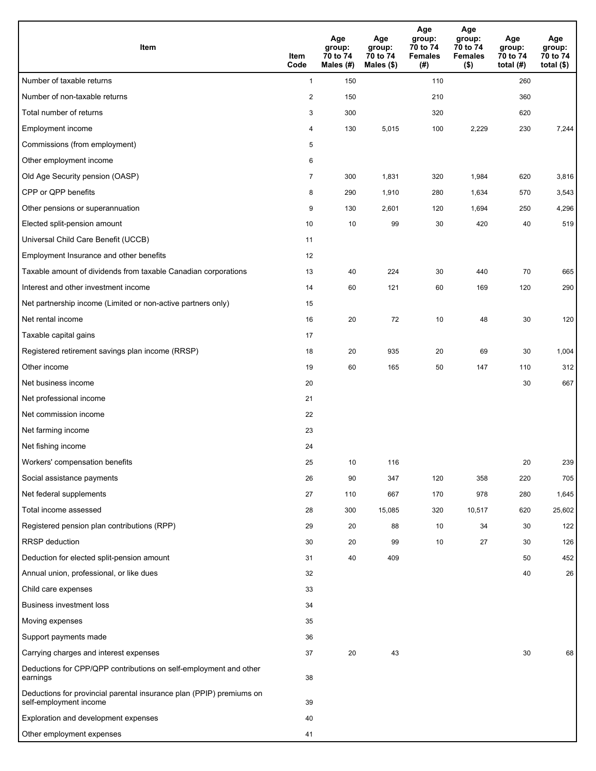| Item | Item Code | Age group: 70 to 74 Males (#) | Age group: 70 to 74 Males ($) | Age group: 70 to 74 Females (#) | Age group: 70 to 74 Females ($) | Age group: 70 to 74 total (#) | Age group: 70 to 74 total ($) |
|---|---|---|---|---|---|---|---|
| Number of taxable returns | 1 | 150 | | 110 | | 260 | |
| Number of non-taxable returns | 2 | 150 | | 210 | | 360 | |
| Total number of returns | 3 | 300 | | 320 | | 620 | |
| Employment income | 4 | 130 | 5,015 | 100 | 2,229 | 230 | 7,244 |
| Commissions (from employment) | 5 | | | | | | |
| Other employment income | 6 | | | | | | |
| Old Age Security pension (OASP) | 7 | 300 | 1,831 | 320 | 1,984 | 620 | 3,816 |
| CPP or QPP benefits | 8 | 290 | 1,910 | 280 | 1,634 | 570 | 3,543 |
| Other pensions or superannuation | 9 | 130 | 2,601 | 120 | 1,694 | 250 | 4,296 |
| Elected split-pension amount | 10 | 10 | 99 | 30 | 420 | 40 | 519 |
| Universal Child Care Benefit (UCCB) | 11 | | | | | | |
| Employment Insurance and other benefits | 12 | | | | | | |
| Taxable amount of dividends from taxable Canadian corporations | 13 | 40 | 224 | 30 | 440 | 70 | 665 |
| Interest and other investment income | 14 | 60 | 121 | 60 | 169 | 120 | 290 |
| Net partnership income (Limited or non-active partners only) | 15 | | | | | | |
| Net rental income | 16 | 20 | 72 | 10 | 48 | 30 | 120 |
| Taxable capital gains | 17 | | | | | | |
| Registered retirement savings plan income (RRSP) | 18 | 20 | 935 | 20 | 69 | 30 | 1,004 |
| Other income | 19 | 60 | 165 | 50 | 147 | 110 | 312 |
| Net business income | 20 | | | | | 30 | 667 |
| Net professional income | 21 | | | | | | |
| Net commission income | 22 | | | | | | |
| Net farming income | 23 | | | | | | |
| Net fishing income | 24 | | | | | | |
| Workers' compensation benefits | 25 | 10 | 116 | | | 20 | 239 |
| Social assistance payments | 26 | 90 | 347 | 120 | 358 | 220 | 705 |
| Net federal supplements | 27 | 110 | 667 | 170 | 978 | 280 | 1,645 |
| Total income assessed | 28 | 300 | 15,085 | 320 | 10,517 | 620 | 25,602 |
| Registered pension plan contributions (RPP) | 29 | 20 | 88 | 10 | 34 | 30 | 122 |
| RRSP deduction | 30 | 20 | 99 | 10 | 27 | 30 | 126 |
| Deduction for elected split-pension amount | 31 | 40 | 409 | | | 50 | 452 |
| Annual union, professional, or like dues | 32 | | | | | 40 | 26 |
| Child care expenses | 33 | | | | | | |
| Business investment loss | 34 | | | | | | |
| Moving expenses | 35 | | | | | | |
| Support payments made | 36 | | | | | | |
| Carrying charges and interest expenses | 37 | 20 | 43 | | | 30 | 68 |
| Deductions for CPP/QPP contributions on self-employment and other earnings | 38 | | | | | | |
| Deductions for provincial parental insurance plan (PPIP) premiums on self-employment income | 39 | | | | | | |
| Exploration and development expenses | 40 | | | | | | |
| Other employment expenses | 41 | | | | | | |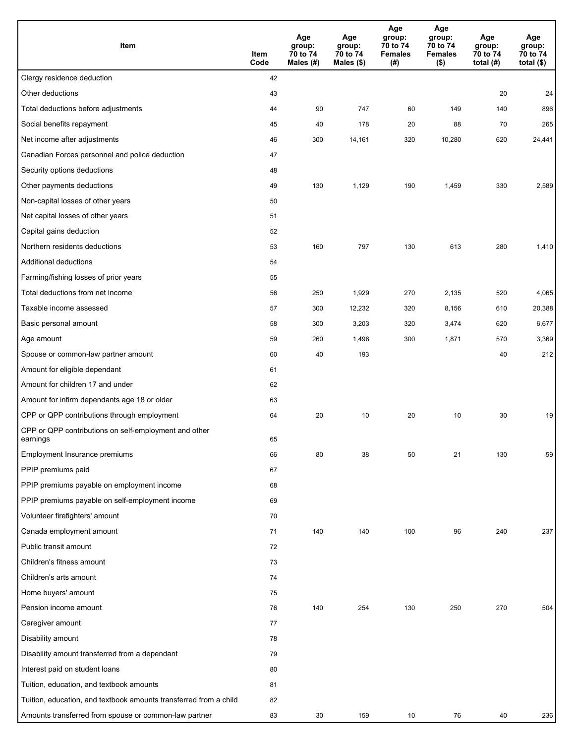| Item | Item Code | Age group: 70 to 74 Males (#) | Age group: 70 to 74 Males ($) | Age group: 70 to 74 Females (#) | Age group: 70 to 74 Females ($) | Age group: 70 to 74 total (#) | Age group: 70 to 74 total ($) |
|---|---|---|---|---|---|---|---|
| Clergy residence deduction | 42 | | | | | | |
| Other deductions | 43 | | | | | 20 | 24 |
| Total deductions before adjustments | 44 | 90 | 747 | 60 | 149 | 140 | 896 |
| Social benefits repayment | 45 | 40 | 178 | 20 | 88 | 70 | 265 |
| Net income after adjustments | 46 | 300 | 14,161 | 320 | 10,280 | 620 | 24,441 |
| Canadian Forces personnel and police deduction | 47 | | | | | | |
| Security options deductions | 48 | | | | | | |
| Other payments deductions | 49 | 130 | 1,129 | 190 | 1,459 | 330 | 2,589 |
| Non-capital losses of other years | 50 | | | | | | |
| Net capital losses of other years | 51 | | | | | | |
| Capital gains deduction | 52 | | | | | | |
| Northern residents deductions | 53 | 160 | 797 | 130 | 613 | 280 | 1,410 |
| Additional deductions | 54 | | | | | | |
| Farming/fishing losses of prior years | 55 | | | | | | |
| Total deductions from net income | 56 | 250 | 1,929 | 270 | 2,135 | 520 | 4,065 |
| Taxable income assessed | 57 | 300 | 12,232 | 320 | 8,156 | 610 | 20,388 |
| Basic personal amount | 58 | 300 | 3,203 | 320 | 3,474 | 620 | 6,677 |
| Age amount | 59 | 260 | 1,498 | 300 | 1,871 | 570 | 3,369 |
| Spouse or common-law partner amount | 60 | 40 | 193 | | | 40 | 212 |
| Amount for eligible dependant | 61 | | | | | | |
| Amount for children 17 and under | 62 | | | | | | |
| Amount for infirm dependants age 18 or older | 63 | | | | | | |
| CPP or QPP contributions through employment | 64 | 20 | 10 | 20 | 10 | 30 | 19 |
| CPP or QPP contributions on self-employment and other earnings | 65 | | | | | | |
| Employment Insurance premiums | 66 | 80 | 38 | 50 | 21 | 130 | 59 |
| PPIP premiums paid | 67 | | | | | | |
| PPIP premiums payable on employment income | 68 | | | | | | |
| PPIP premiums payable on self-employment income | 69 | | | | | | |
| Volunteer firefighters' amount | 70 | | | | | | |
| Canada employment amount | 71 | 140 | 140 | 100 | 96 | 240 | 237 |
| Public transit amount | 72 | | | | | | |
| Children's fitness amount | 73 | | | | | | |
| Children's arts amount | 74 | | | | | | |
| Home buyers' amount | 75 | | | | | | |
| Pension income amount | 76 | 140 | 254 | 130 | 250 | 270 | 504 |
| Caregiver amount | 77 | | | | | | |
| Disability amount | 78 | | | | | | |
| Disability amount transferred from a dependant | 79 | | | | | | |
| Interest paid on student loans | 80 | | | | | | |
| Tuition, education, and textbook amounts | 81 | | | | | | |
| Tuition, education, and textbook amounts transferred from a child | 82 | | | | | | |
| Amounts transferred from spouse or common-law partner | 83 | 30 | 159 | 10 | 76 | 40 | 236 |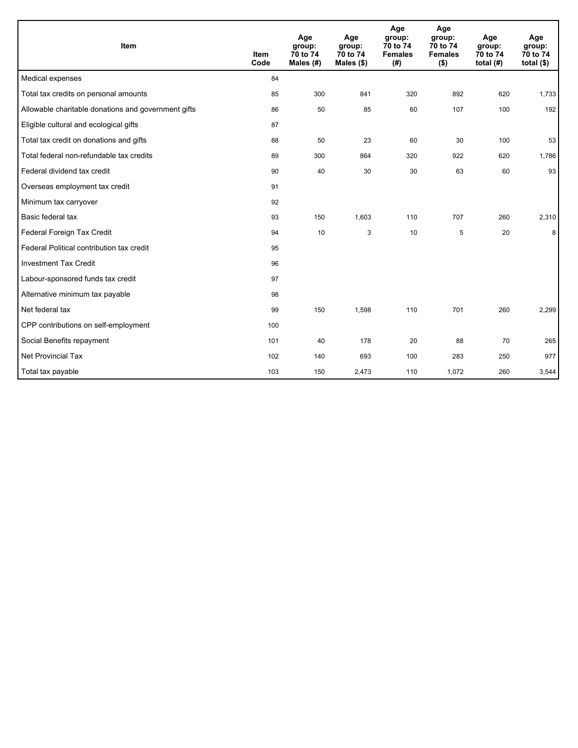| Item | Item Code | Age group: 70 to 74 Males (#) | Age group: 70 to 74 Males ($) | Age group: 70 to 74 Females (#) | Age group: 70 to 74 Females ($) | Age group: 70 to 74 total (#) | Age group: 70 to 74 total ($) |
|---|---|---|---|---|---|---|---|
| Medical expenses | 84 | | | | | | |
| Total tax credits on personal amounts | 85 | 300 | 841 | 320 | 892 | 620 | 1,733 |
| Allowable charitable donations and government gifts | 86 | 50 | 85 | 60 | 107 | 100 | 192 |
| Eligible cultural and ecological gifts | 87 | | | | | | |
| Total tax credit on donations and gifts | 88 | 50 | 23 | 60 | 30 | 100 | 53 |
| Total federal non-refundable tax credits | 89 | 300 | 864 | 320 | 922 | 620 | 1,786 |
| Federal dividend tax credit | 90 | 40 | 30 | 30 | 63 | 60 | 93 |
| Overseas employment tax credit | 91 | | | | | | |
| Minimum tax carryover | 92 | | | | | | |
| Basic federal tax | 93 | 150 | 1,603 | 110 | 707 | 260 | 2,310 |
| Federal Foreign Tax Credit | 94 | 10 | 3 | 10 | 5 | 20 | 8 |
| Federal Political contribution tax credit | 95 | | | | | | |
| Investment Tax Credit | 96 | | | | | | |
| Labour-sponsored funds tax credit | 97 | | | | | | |
| Alternative minimum tax payable | 98 | | | | | | |
| Net federal tax | 99 | 150 | 1,598 | 110 | 701 | 260 | 2,299 |
| CPP contributions on self-employment | 100 | | | | | | |
| Social Benefits repayment | 101 | 40 | 178 | 20 | 88 | 70 | 265 |
| Net Provincial Tax | 102 | 140 | 693 | 100 | 283 | 250 | 977 |
| Total tax payable | 103 | 150 | 2,473 | 110 | 1,072 | 260 | 3,544 |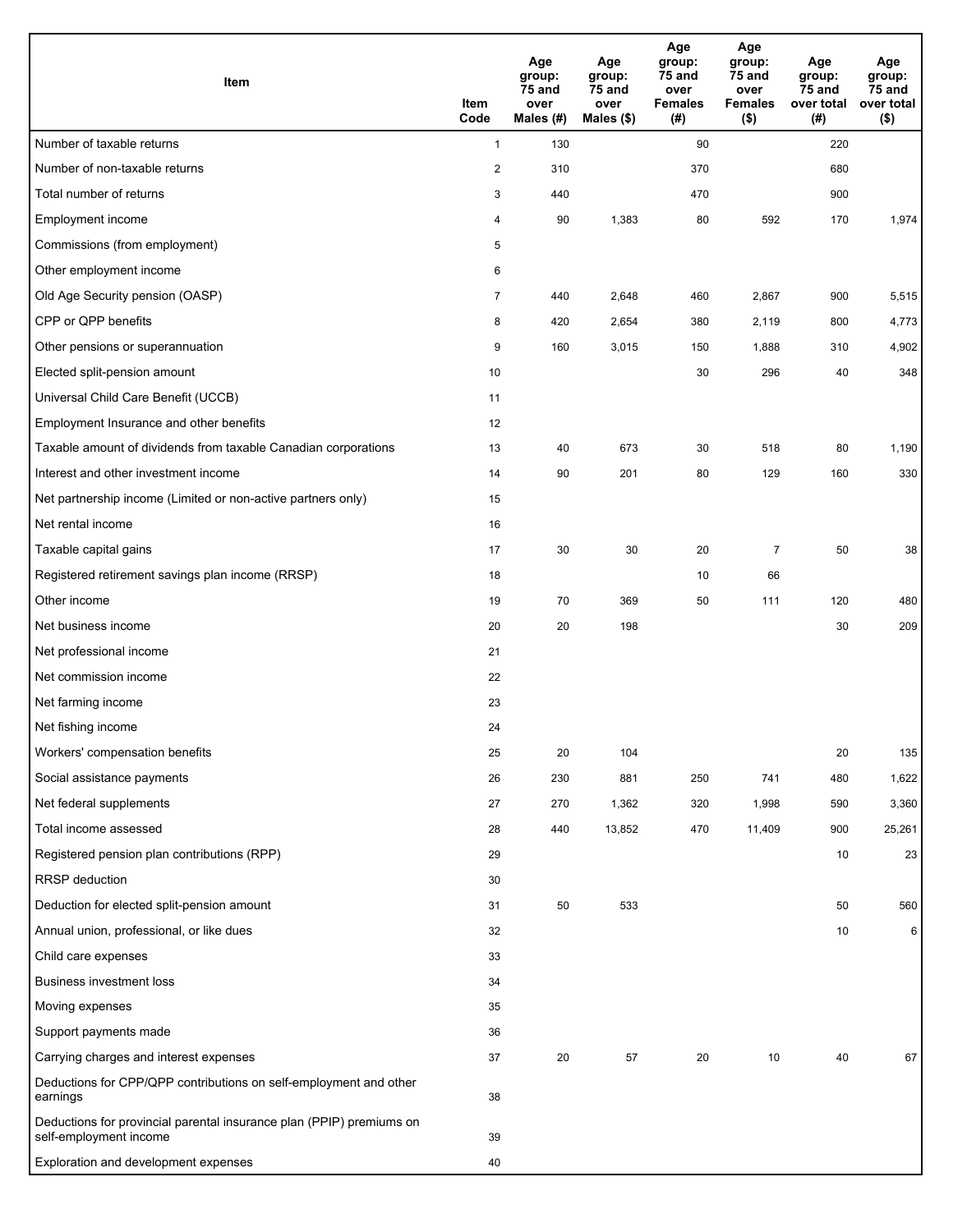| Item | Item Code | Age group: 75 and over Males (#) | Age group: 75 and over Males ($) | Age group: 75 and over Females (#) | Age group: 75 and over Females ($) | Age group: 75 and over total (#) | Age group: 75 and over total ($) |
|---|---|---|---|---|---|---|---|
| Number of taxable returns | 1 | 130 | | 90 | | 220 | |
| Number of non-taxable returns | 2 | 310 | | 370 | | 680 | |
| Total number of returns | 3 | 440 | | 470 | | 900 | |
| Employment income | 4 | 90 | 1,383 | 80 | 592 | 170 | 1,974 |
| Commissions (from employment) | 5 | | | | | | |
| Other employment income | 6 | | | | | | |
| Old Age Security pension (OASP) | 7 | 440 | 2,648 | 460 | 2,867 | 900 | 5,515 |
| CPP or QPP benefits | 8 | 420 | 2,654 | 380 | 2,119 | 800 | 4,773 |
| Other pensions or superannuation | 9 | 160 | 3,015 | 150 | 1,888 | 310 | 4,902 |
| Elected split-pension amount | 10 | | | 30 | 296 | 40 | 348 |
| Universal Child Care Benefit (UCCB) | 11 | | | | | | |
| Employment Insurance and other benefits | 12 | | | | | | |
| Taxable amount of dividends from taxable Canadian corporations | 13 | 40 | 673 | 30 | 518 | 80 | 1,190 |
| Interest and other investment income | 14 | 90 | 201 | 80 | 129 | 160 | 330 |
| Net partnership income (Limited or non-active partners only) | 15 | | | | | | |
| Net rental income | 16 | | | | | | |
| Taxable capital gains | 17 | 30 | 30 | 20 | 7 | 50 | 38 |
| Registered retirement savings plan income (RRSP) | 18 | | | 10 | 66 | | |
| Other income | 19 | 70 | 369 | 50 | 111 | 120 | 480 |
| Net business income | 20 | 20 | 198 | | | 30 | 209 |
| Net professional income | 21 | | | | | | |
| Net commission income | 22 | | | | | | |
| Net farming income | 23 | | | | | | |
| Net fishing income | 24 | | | | | | |
| Workers' compensation benefits | 25 | 20 | 104 | | | 20 | 135 |
| Social assistance payments | 26 | 230 | 881 | 250 | 741 | 480 | 1,622 |
| Net federal supplements | 27 | 270 | 1,362 | 320 | 1,998 | 590 | 3,360 |
| Total income assessed | 28 | 440 | 13,852 | 470 | 11,409 | 900 | 25,261 |
| Registered pension plan contributions (RPP) | 29 | | | | | 10 | 23 |
| RRSP deduction | 30 | | | | | | |
| Deduction for elected split-pension amount | 31 | 50 | 533 | | | 50 | 560 |
| Annual union, professional, or like dues | 32 | | | | | 10 | 6 |
| Child care expenses | 33 | | | | | | |
| Business investment loss | 34 | | | | | | |
| Moving expenses | 35 | | | | | | |
| Support payments made | 36 | | | | | | |
| Carrying charges and interest expenses | 37 | 20 | 57 | 20 | 10 | 40 | 67 |
| Deductions for CPP/QPP contributions on self-employment and other earnings | 38 | | | | | | |
| Deductions for provincial parental insurance plan (PPIP) premiums on self-employment income | 39 | | | | | | |
| Exploration and development expenses | 40 | | | | | | |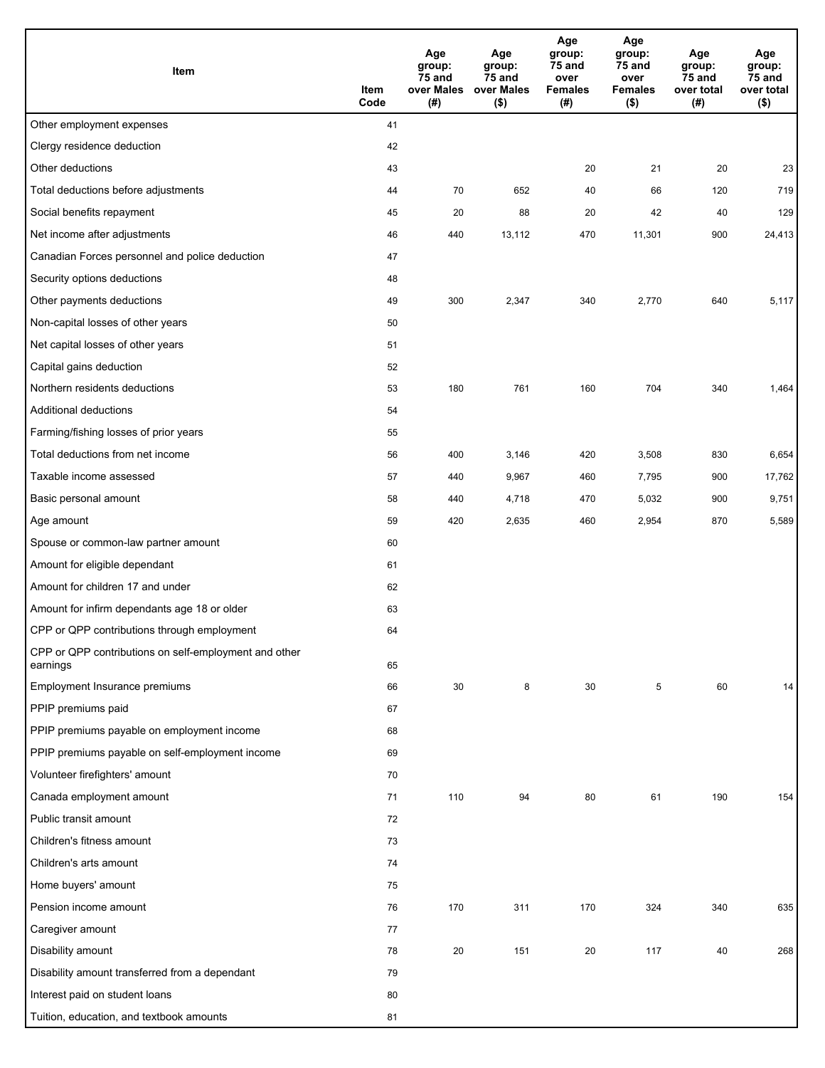| Item | Item Code | Age group: 75 and over Males (#) | Age group: 75 and over Males ($) | Age group: 75 and over Females (#) | Age group: 75 and over Females ($) | Age group: 75 and over total (#) | Age group: 75 and over total ($) |
|---|---|---|---|---|---|---|---|
| Other employment expenses | 41 | | | | | | |
| Clergy residence deduction | 42 | | | | | | |
| Other deductions | 43 | | | 20 | 21 | 20 | 23 |
| Total deductions before adjustments | 44 | 70 | 652 | 40 | 66 | 120 | 719 |
| Social benefits repayment | 45 | 20 | 88 | 20 | 42 | 40 | 129 |
| Net income after adjustments | 46 | 440 | 13,112 | 470 | 11,301 | 900 | 24,413 |
| Canadian Forces personnel and police deduction | 47 | | | | | | |
| Security options deductions | 48 | | | | | | |
| Other payments deductions | 49 | 300 | 2,347 | 340 | 2,770 | 640 | 5,117 |
| Non-capital losses of other years | 50 | | | | | | |
| Net capital losses of other years | 51 | | | | | | |
| Capital gains deduction | 52 | | | | | | |
| Northern residents deductions | 53 | 180 | 761 | 160 | 704 | 340 | 1,464 |
| Additional deductions | 54 | | | | | | |
| Farming/fishing losses of prior years | 55 | | | | | | |
| Total deductions from net income | 56 | 400 | 3,146 | 420 | 3,508 | 830 | 6,654 |
| Taxable income assessed | 57 | 440 | 9,967 | 460 | 7,795 | 900 | 17,762 |
| Basic personal amount | 58 | 440 | 4,718 | 470 | 5,032 | 900 | 9,751 |
| Age amount | 59 | 420 | 2,635 | 460 | 2,954 | 870 | 5,589 |
| Spouse or common-law partner amount | 60 | | | | | | |
| Amount for eligible dependant | 61 | | | | | | |
| Amount for children 17 and under | 62 | | | | | | |
| Amount for infirm dependants age 18 or older | 63 | | | | | | |
| CPP or QPP contributions through employment | 64 | | | | | | |
| CPP or QPP contributions on self-employment and other earnings | 65 | | | | | | |
| Employment Insurance premiums | 66 | 30 | 8 | 30 | 5 | 60 | 14 |
| PPIP premiums paid | 67 | | | | | | |
| PPIP premiums payable on employment income | 68 | | | | | | |
| PPIP premiums payable on self-employment income | 69 | | | | | | |
| Volunteer firefighters' amount | 70 | | | | | | |
| Canada employment amount | 71 | 110 | 94 | 80 | 61 | 190 | 154 |
| Public transit amount | 72 | | | | | | |
| Children's fitness amount | 73 | | | | | | |
| Children's arts amount | 74 | | | | | | |
| Home buyers' amount | 75 | | | | | | |
| Pension income amount | 76 | 170 | 311 | 170 | 324 | 340 | 635 |
| Caregiver amount | 77 | | | | | | |
| Disability amount | 78 | 20 | 151 | 20 | 117 | 40 | 268 |
| Disability amount transferred from a dependant | 79 | | | | | | |
| Interest paid on student loans | 80 | | | | | | |
| Tuition, education, and textbook amounts | 81 | | | | | | |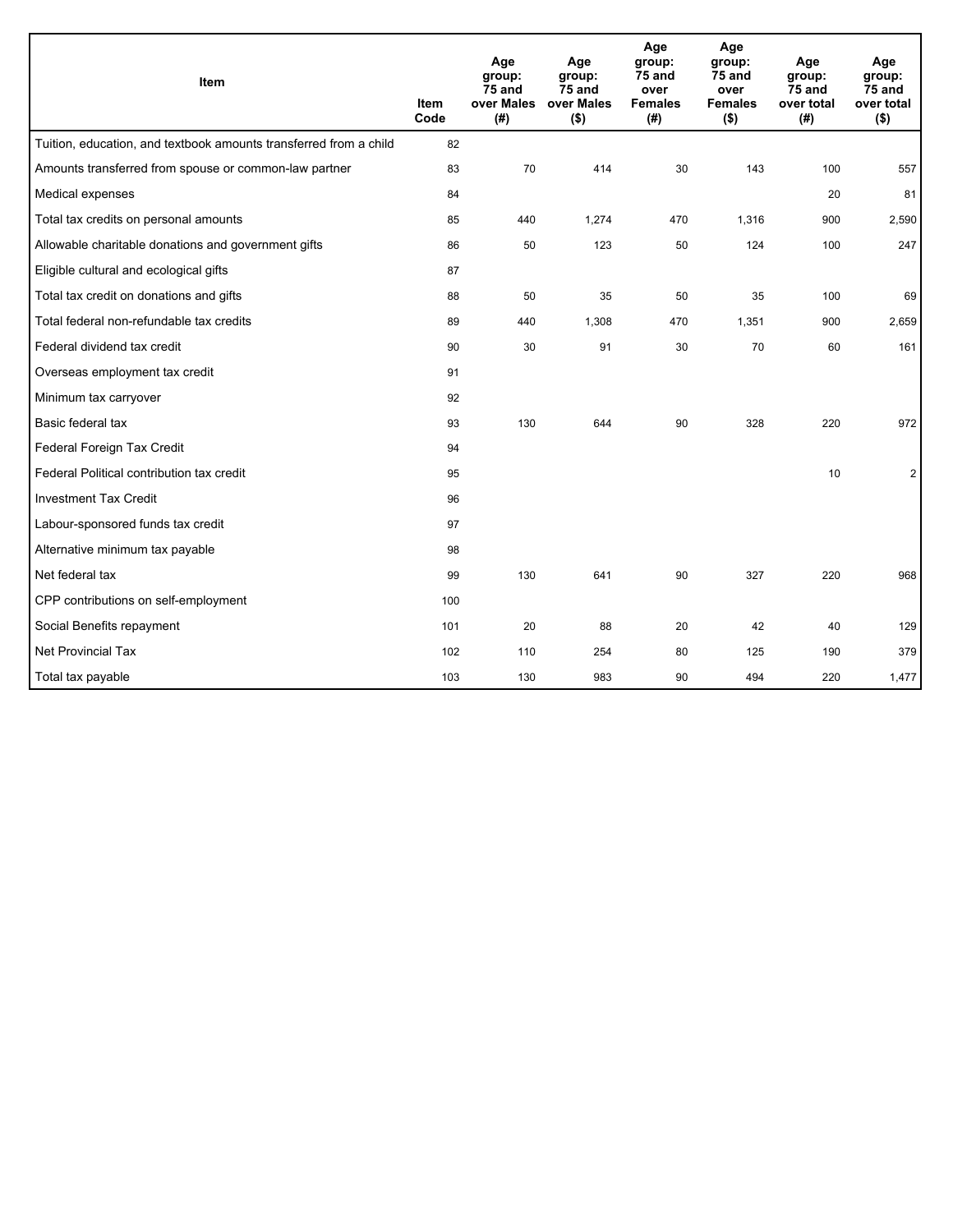| Item | Item Code | Age group: 75 and over Males (#) | Age group: 75 and over Males ($) | Age group: 75 and over Females (#) | Age group: 75 and over Females ($) | Age group: 75 and over total (#) | Age group: 75 and over total ($) |
|---|---|---|---|---|---|---|---|
| Tuition, education, and textbook amounts transferred from a child | 82 | | | | | | |
| Amounts transferred from spouse or common-law partner | 83 | 70 | 414 | 30 | 143 | 100 | 557 |
| Medical expenses | 84 | | | | | 20 | 81 |
| Total tax credits on personal amounts | 85 | 440 | 1,274 | 470 | 1,316 | 900 | 2,590 |
| Allowable charitable donations and government gifts | 86 | 50 | 123 | 50 | 124 | 100 | 247 |
| Eligible cultural and ecological gifts | 87 | | | | | | |
| Total tax credit on donations and gifts | 88 | 50 | 35 | 50 | 35 | 100 | 69 |
| Total federal non-refundable tax credits | 89 | 440 | 1,308 | 470 | 1,351 | 900 | 2,659 |
| Federal dividend tax credit | 90 | 30 | 91 | 30 | 70 | 60 | 161 |
| Overseas employment tax credit | 91 | | | | | | |
| Minimum tax carryover | 92 | | | | | | |
| Basic federal tax | 93 | 130 | 644 | 90 | 328 | 220 | 972 |
| Federal Foreign Tax Credit | 94 | | | | | | |
| Federal Political contribution tax credit | 95 | | | | | 10 | 2 |
| Investment Tax Credit | 96 | | | | | | |
| Labour-sponsored funds tax credit | 97 | | | | | | |
| Alternative minimum tax payable | 98 | | | | | | |
| Net federal tax | 99 | 130 | 641 | 90 | 327 | 220 | 968 |
| CPP contributions on self-employment | 100 | | | | | | |
| Social Benefits repayment | 101 | 20 | 88 | 20 | 42 | 40 | 129 |
| Net Provincial Tax | 102 | 110 | 254 | 80 | 125 | 190 | 379 |
| Total tax payable | 103 | 130 | 983 | 90 | 494 | 220 | 1,477 |